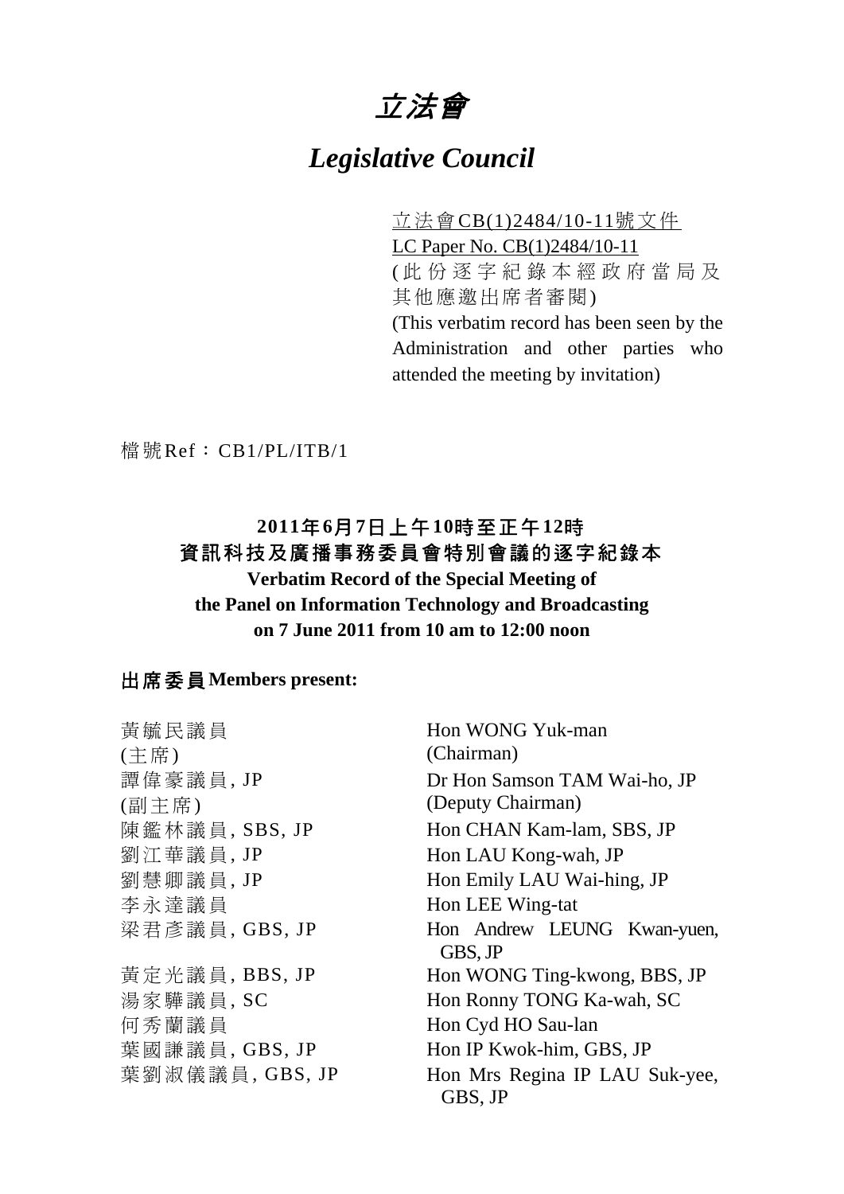# *立法會*

# *Legislative Council*

立法會CB(1)2484/10-11號文件
LC Paper No. CB(1)2484/10-11
(此份逐字紀錄本經政府當局及其他應邀出席者審閱)
(This verbatim record has been seen by the Administration and other parties who attended the meeting by invitation)

檔號Ref：CB1/PL/ITB/1

## 2011年6月7日上午10時至正午12時
## 資訊科技及廣播事務委員會特別會議的逐字紀錄本
## Verbatim Record of the Special Meeting of the Panel on Information Technology and Broadcasting on 7 June 2011 from 10 am to 12:00 noon

### 出席委員 Members present:

| | |
|---|---|
| 黃毓民議員<br>(主席) | Hon WONG Yuk-man<br>(Chairman) |
| 譚偉豪議員, JP<br>(副主席) | Dr Hon Samson TAM Wai-ho, JP<br>(Deputy Chairman) |
| 陳鑑林議員, SBS, JP | Hon CHAN Kam-lam, SBS, JP |
| 劉江華議員, JP | Hon LAU Kong-wah, JP |
| 劉慧卿議員, JP | Hon Emily LAU Wai-hing, JP |
| 李永達議員 | Hon LEE Wing-tat |
| 梁君彥議員, GBS, JP | Hon Andrew LEUNG Kwan-yuen, GBS, JP |
| 黃定光議員, BBS, JP | Hon WONG Ting-kwong, BBS, JP |
| 湯家驊議員, SC | Hon Ronny TONG Ka-wah, SC |
| 何秀蘭議員 | Hon Cyd HO Sau-lan |
| 葉國謙議員, GBS, JP | Hon IP Kwok-him, GBS, JP |
| 葉劉淑儀議員, GBS, JP | Hon Mrs Regina IP LAU Suk-yee, GBS, JP |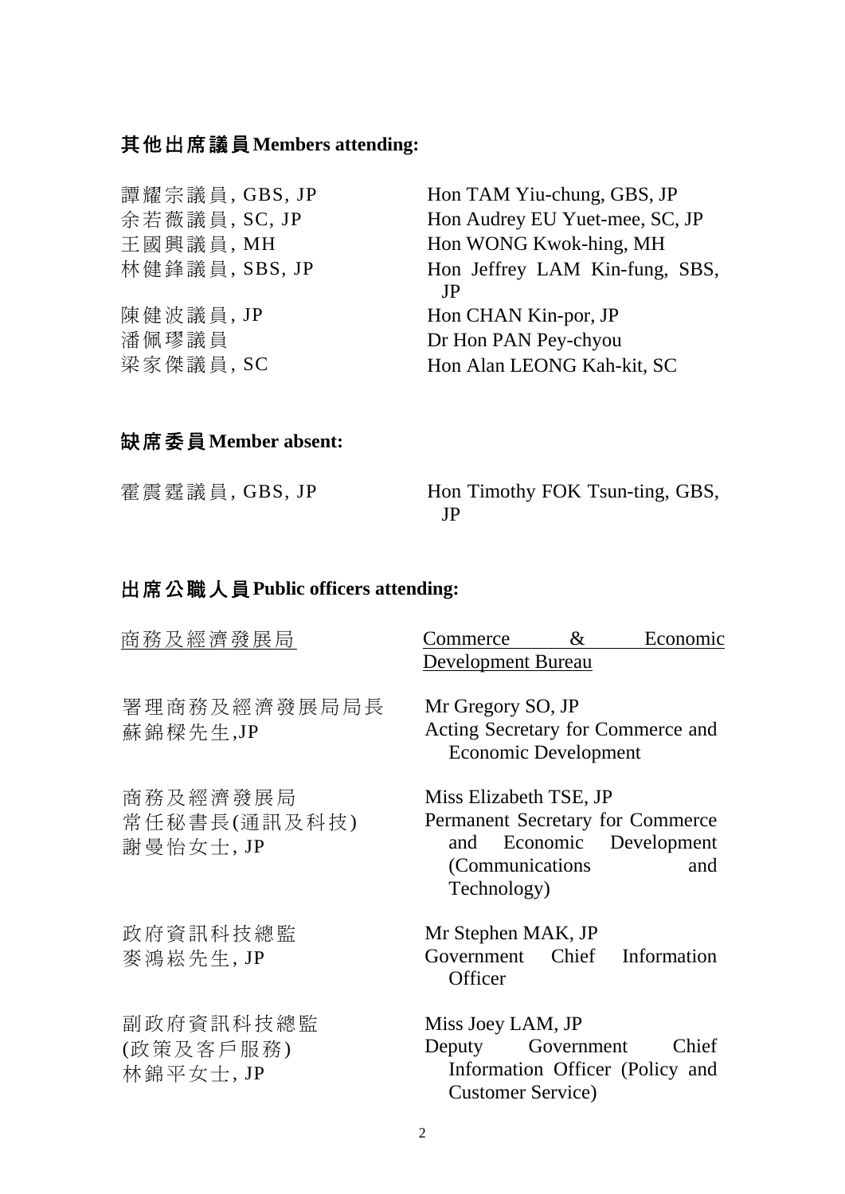## 其他出席議員 Members attending:

| | |
|---|---|
| 譚耀宗議員, GBS, JP | Hon TAM Yiu-chung, GBS, JP |
| 余若薇議員, SC, JP | Hon Audrey EU Yuet-mee, SC, JP |
| 王國興議員, MH | Hon WONG Kwok-hing, MH |
| 林健鋒議員, SBS, JP | Hon Jeffrey LAM Kin-fung, SBS, JP |
| 陳健波議員, JP | Hon CHAN Kin-por, JP |
| 潘佩璆議員 | Dr Hon PAN Pey-chyou |
| 梁家傑議員, SC | Hon Alan LEONG Kah-kit, SC |

## 缺席委員 Member absent:

| | |
|---|---|
| 霍震霆議員, GBS, JP | Hon Timothy FOK Tsun-ting, GBS, JP |

## 出席公職人員 Public officers attending:

| | |
|---|---|
| <u>商務及經濟發展局</u> | <u>Commerce & Economic Development Bureau</u> |
| 署理商務及經濟發展局局長<br>蘇錦樑先生,JP | Mr Gregory SO, JP<br>Acting Secretary for Commerce and Economic Development |
| 商務及經濟發展局<br>常任秘書長(通訊及科技)<br>謝曼怡女士, JP | Miss Elizabeth TSE, JP<br>Permanent Secretary for Commerce and Economic Development (Communications and Technology) |
| 政府資訊科技總監<br>麥鴻崧先生, JP | Mr Stephen MAK, JP<br>Government Chief Information Officer |
| 副政府資訊科技總監<br>(政策及客戶服務)<br>林錦平女士, JP | Miss Joey LAM, JP<br>Deputy Government Chief Information Officer (Policy and Customer Service) |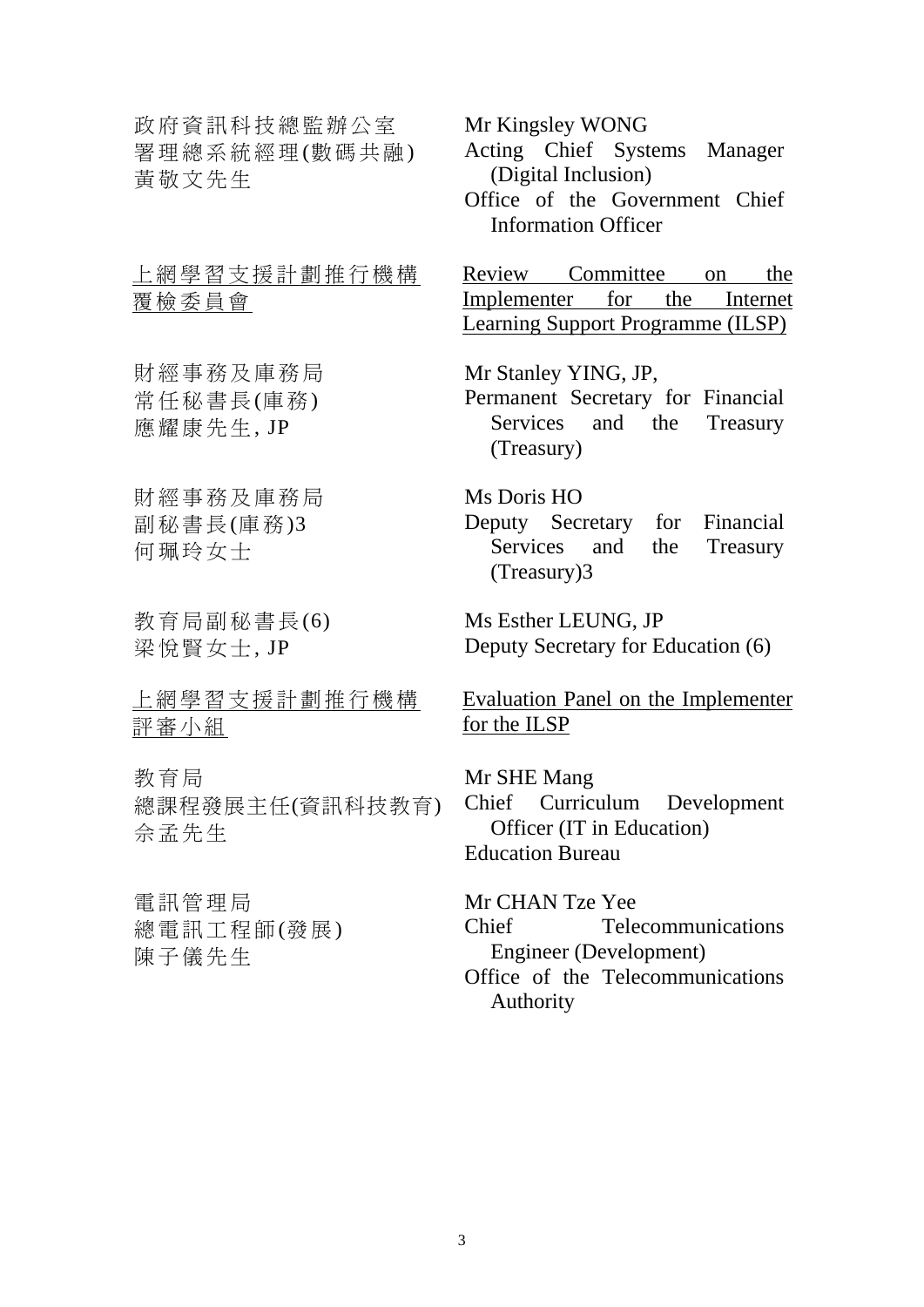| | |
|---|---|
| 政府資訊科技總監辦公室<br>署理總系統經理(數碼共融)<br>黃敬文先生 | Mr Kingsley WONG<br>Acting Chief Systems Manager (Digital Inclusion)<br>Office of the Government Chief Information Officer |
| <u>上網學習支援計劃推行機構覆檢委員會</u> | <u>Review Committee on the Implementer for the Internet Learning Support Programme (ILSP)</u> |
| 財經事務及庫務局<br>常任秘書長(庫務)<br>應耀康先生, JP | Mr Stanley YING, JP,<br>Permanent Secretary for Financial Services and the Treasury (Treasury) |
| 財經事務及庫務局<br>副秘書長(庫務)3<br>何珮玲女士 | Ms Doris HO<br>Deputy Secretary for Financial Services and the Treasury (Treasury)3 |
| 教育局副秘書長(6)<br>梁悅賢女士, JP | Ms Esther LEUNG, JP<br>Deputy Secretary for Education (6) |
| <u>上網學習支援計劃推行機構評審小組</u> | <u>Evaluation Panel on the Implementer for the ILSP</u> |
| 教育局<br>總課程發展主任(資訊科技教育)<br>佘孟先生 | Mr SHE Mang<br>Chief Curriculum Development Officer (IT in Education)<br>Education Bureau |
| 電訊管理局<br>總電訊工程師(發展)<br>陳子儀先生 | Mr CHAN Tze Yee<br>Chief Telecommunications Engineer (Development)<br>Office of the Telecommunications Authority |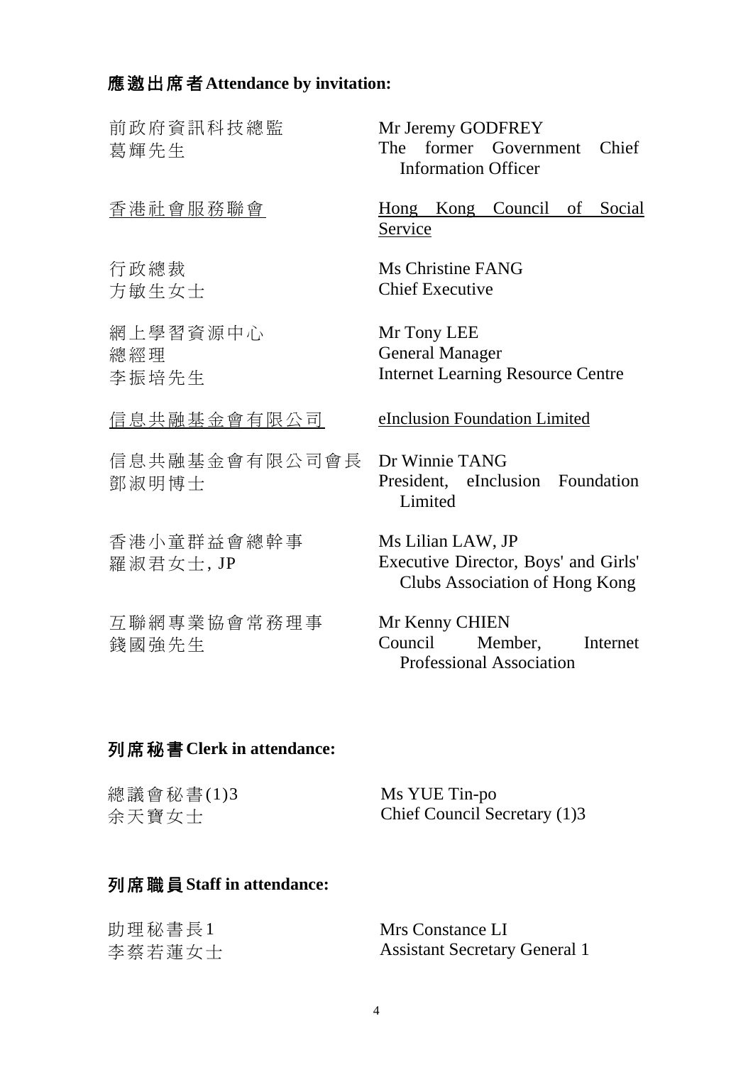**應邀出席者 Attendance by invitation:**

前政府資訊科技總監
葛輝先生

Mr Jeremy GODFREY
The former Government Chief Information Officer

<u>香港社會服務聯會</u>

<u>Hong Kong Council of Social Service</u>

行政總裁
方敏生女士

Ms Christine FANG
Chief Executive

網上學習資源中心
總經理
李振培先生

Mr Tony LEE
General Manager
Internet Learning Resource Centre

<u>信息共融基金會有限公司</u>

<u>eInclusion Foundation Limited</u>

信息共融基金會有限公司會長
鄧淑明博士

Dr Winnie TANG
President, eInclusion Foundation Limited

香港小童群益會總幹事
羅淑君女士, JP

Ms Lilian LAW, JP
Executive Director, Boys' and Girls' Clubs Association of Hong Kong

互聯網專業協會常務理事
錢國強先生

Mr Kenny CHIEN
Council Member, Internet Professional Association

**列席秘書 Clerk in attendance:**

總議會秘書(1)3
余天寶女士

Ms YUE Tin-po
Chief Council Secretary (1)3

**列席職員 Staff in attendance:**

助理秘書長1
李蔡若蓮女士

Mrs Constance LI
Assistant Secretary General 1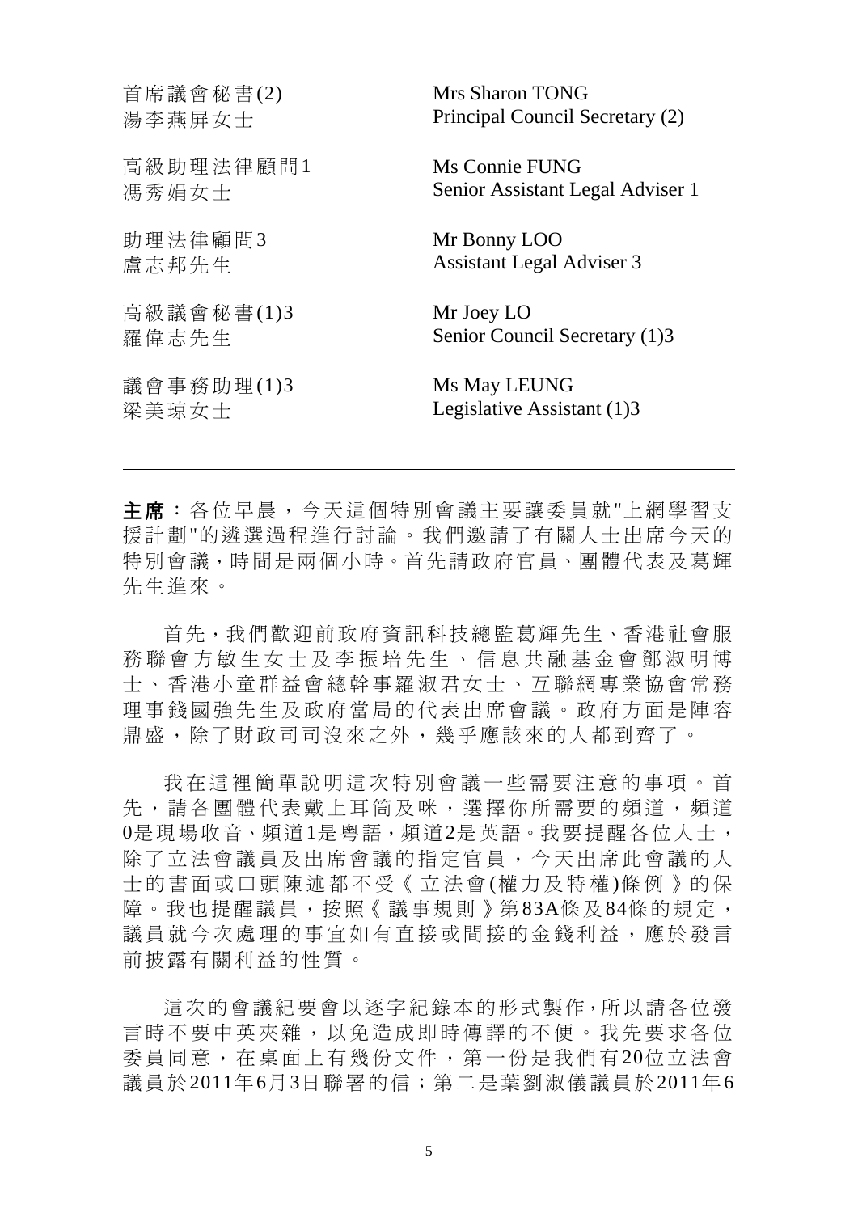| | |
|---|---|
| 首席議會秘書(2)<br>湯李燕屏女士 | Mrs Sharon TONG<br>Principal Council Secretary (2) |
| 高級助理法律顧問1<br>馮秀娟女士 | Ms Connie FUNG<br>Senior Assistant Legal Adviser 1 |
| 助理法律顧問3<br>盧志邦先生 | Mr Bonny LOO<br>Assistant Legal Adviser 3 |
| 高級議會秘書(1)3<br>羅偉志先生 | Mr Joey LO<br>Senior Council Secretary (1)3 |
| 議會事務助理(1)3<br>梁美琼女士 | Ms May LEUNG<br>Legislative Assistant (1)3 |

---

**主席**：各位早晨，今天這個特別會議主要讓委員就"上網學習支援計劃"的遴選過程進行討論。我們邀請了有關人士出席今天的特別會議，時間是兩個小時。首先請政府官員、團體代表及葛輝先生進來。

首先，我們歡迎前政府資訊科技總監葛輝先生、香港社會服務聯會方敏生女士及李振培先生、信息共融基金會鄧淑明博士、香港小童群益會總幹事羅淑君女士、互聯網專業協會常務理事錢國強先生及政府當局的代表出席會議。政府方面是陣容鼎盛，除了財政司司沒來之外，幾乎應該來的人都到齊了。

我在這裡簡單說明這次特別會議一些需要注意的事項。首先，請各團體代表戴上耳筒及咪，選擇你所需要的頻道，頻道0是現場收音、頻道1是粵語，頻道2是英語。我要提醒各位人士，除了立法會議員及出席會議的指定官員，今天出席此會議的人士的書面或口頭陳述都不受《立法會(權力及特權)條例》的保障。我也提醒議員，按照《議事規則》第83A條及84條的規定，議員就今次處理的事宜如有直接或間接的金錢利益，應於發言前披露有關利益的性質。

這次的會議紀要會以逐字紀錄本的形式製作，所以請各位發言時不要中英夾雜，以免造成即時傳譯的不便。我先要求各位委員同意，在桌面上有幾份文件，第一份是我們有20位立法會議員於2011年6月3日聯署的信；第二是葉劉淑儀議員於2011年6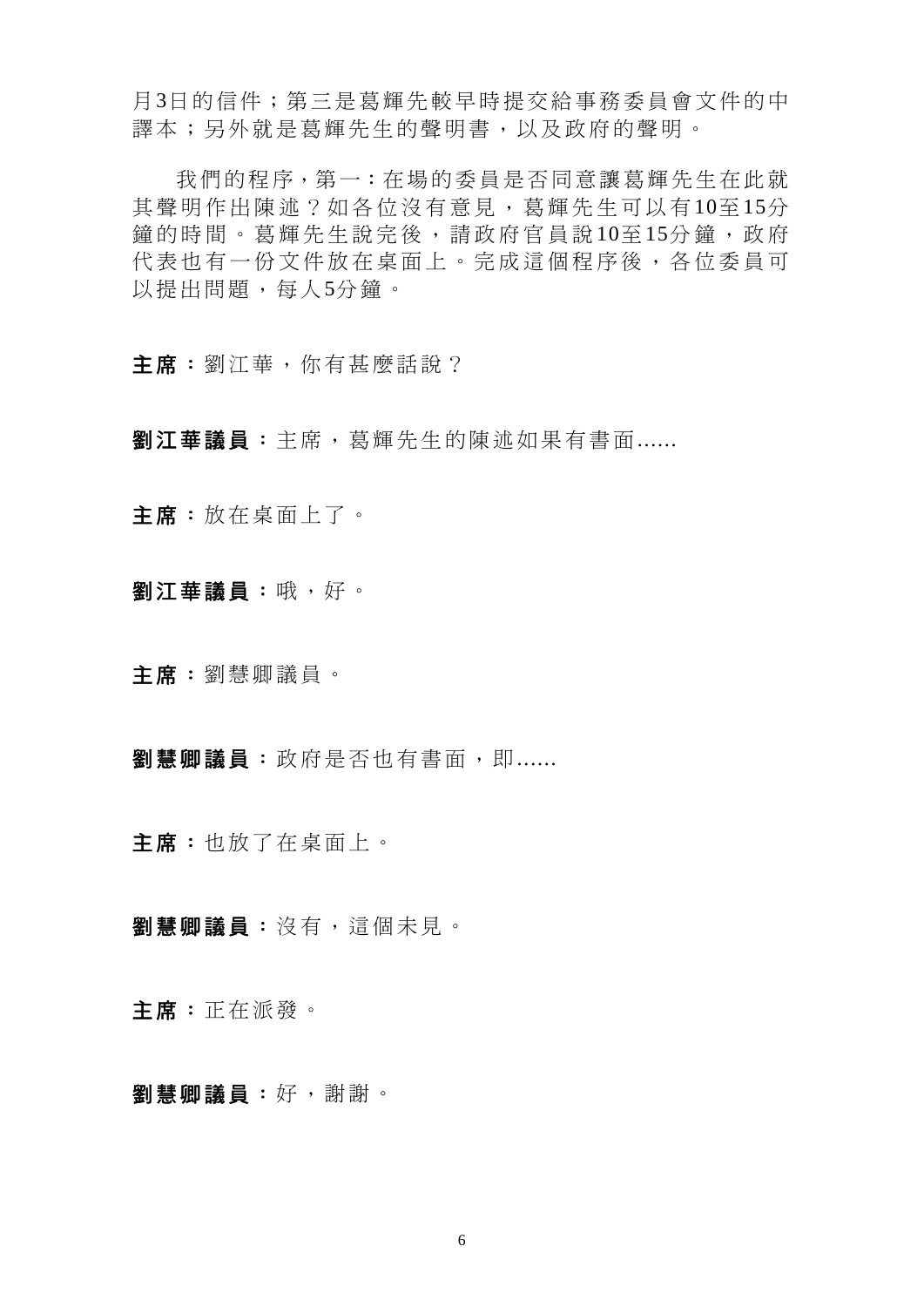月3日的信件；第三是葛輝先較早時提交給事務委員會文件的中譯本；另外就是葛輝先生的聲明書，以及政府的聲明。

我們的程序，第一：在場的委員是否同意讓葛輝先生在此就其聲明作出陳述？如各位沒有意見，葛輝先生可以有10至15分鐘的時間。葛輝先生說完後，請政府官員說10至15分鐘，政府代表也有一份文件放在桌面上。完成這個程序後，各位委員可以提出問題，每人5分鐘。

**主席：**劉江華，你有甚麼話說？

**劉江華議員：**主席，葛輝先生的陳述如果有書面......

**主席：**放在桌面上了。

**劉江華議員：**哦，好。

**主席：**劉慧卿議員。

**劉慧卿議員：**政府是否也有書面，即......

**主席：**也放了在桌面上。

**劉慧卿議員：**沒有，這個未見。

**主席：**正在派發。

**劉慧卿議員：**好，謝謝。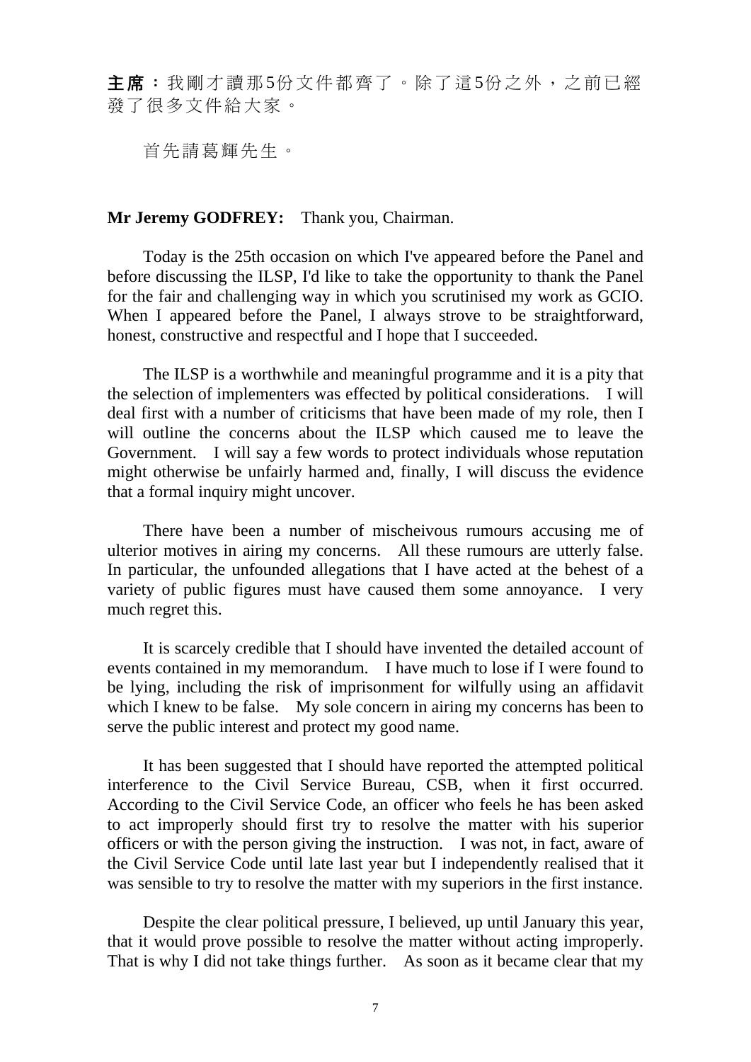**主席**：我剛才讀那5份文件都齊了。除了這5份之外，之前已經發了很多文件給大家。

首先請葛輝先生。

**Mr Jeremy GODFREY:** Thank you, Chairman.

Today is the 25th occasion on which I've appeared before the Panel and before discussing the ILSP, I'd like to take the opportunity to thank the Panel for the fair and challenging way in which you scrutinised my work as GCIO. When I appeared before the Panel, I always strove to be straightforward, honest, constructive and respectful and I hope that I succeeded.

The ILSP is a worthwhile and meaningful programme and it is a pity that the selection of implementers was effected by political considerations. I will deal first with a number of criticisms that have been made of my role, then I will outline the concerns about the ILSP which caused me to leave the Government. I will say a few words to protect individuals whose reputation might otherwise be unfairly harmed and, finally, I will discuss the evidence that a formal inquiry might uncover.

There have been a number of mischeivous rumours accusing me of ulterior motives in airing my concerns. All these rumours are utterly false. In particular, the unfounded allegations that I have acted at the behest of a variety of public figures must have caused them some annoyance. I very much regret this.

It is scarcely credible that I should have invented the detailed account of events contained in my memorandum. I have much to lose if I were found to be lying, including the risk of imprisonment for wilfully using an affidavit which I knew to be false. My sole concern in airing my concerns has been to serve the public interest and protect my good name.

It has been suggested that I should have reported the attempted political interference to the Civil Service Bureau, CSB, when it first occurred. According to the Civil Service Code, an officer who feels he has been asked to act improperly should first try to resolve the matter with his superior officers or with the person giving the instruction. I was not, in fact, aware of the Civil Service Code until late last year but I independently realised that it was sensible to try to resolve the matter with my superiors in the first instance.

Despite the clear political pressure, I believed, up until January this year, that it would prove possible to resolve the matter without acting improperly. That is why I did not take things further. As soon as it became clear that my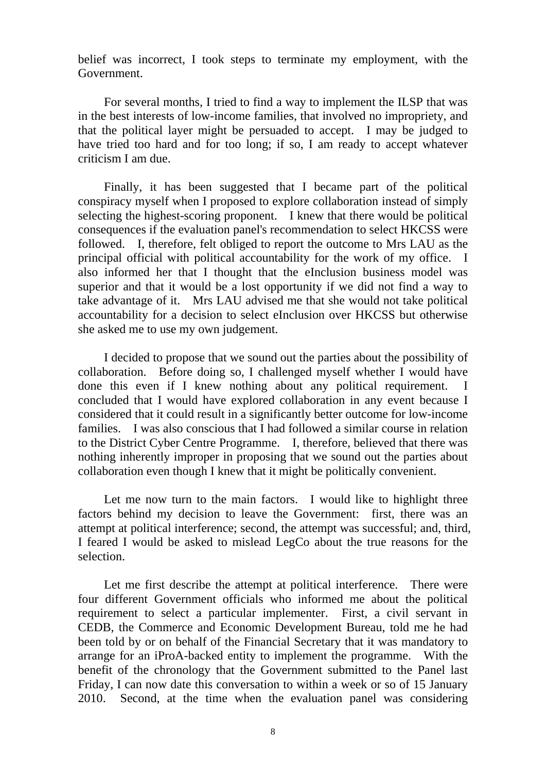belief was incorrect, I took steps to terminate my employment, with the Government.

For several months, I tried to find a way to implement the ILSP that was in the best interests of low-income families, that involved no impropriety, and that the political layer might be persuaded to accept. I may be judged to have tried too hard and for too long; if so, I am ready to accept whatever criticism I am due.

Finally, it has been suggested that I became part of the political conspiracy myself when I proposed to explore collaboration instead of simply selecting the highest-scoring proponent. I knew that there would be political consequences if the evaluation panel's recommendation to select HKCSS were followed. I, therefore, felt obliged to report the outcome to Mrs LAU as the principal official with political accountability for the work of my office. I also informed her that I thought that the eInclusion business model was superior and that it would be a lost opportunity if we did not find a way to take advantage of it. Mrs LAU advised me that she would not take political accountability for a decision to select eInclusion over HKCSS but otherwise she asked me to use my own judgement.

I decided to propose that we sound out the parties about the possibility of collaboration. Before doing so, I challenged myself whether I would have done this even if I knew nothing about any political requirement. I concluded that I would have explored collaboration in any event because I considered that it could result in a significantly better outcome for low-income families. I was also conscious that I had followed a similar course in relation to the District Cyber Centre Programme. I, therefore, believed that there was nothing inherently improper in proposing that we sound out the parties about collaboration even though I knew that it might be politically convenient.

Let me now turn to the main factors. I would like to highlight three factors behind my decision to leave the Government: first, there was an attempt at political interference; second, the attempt was successful; and, third, I feared I would be asked to mislead LegCo about the true reasons for the selection.

Let me first describe the attempt at political interference. There were four different Government officials who informed me about the political requirement to select a particular implementer. First, a civil servant in CEDB, the Commerce and Economic Development Bureau, told me he had been told by or on behalf of the Financial Secretary that it was mandatory to arrange for an iProA-backed entity to implement the programme. With the benefit of the chronology that the Government submitted to the Panel last Friday, I can now date this conversation to within a week or so of 15 January 2010. Second, at the time when the evaluation panel was considering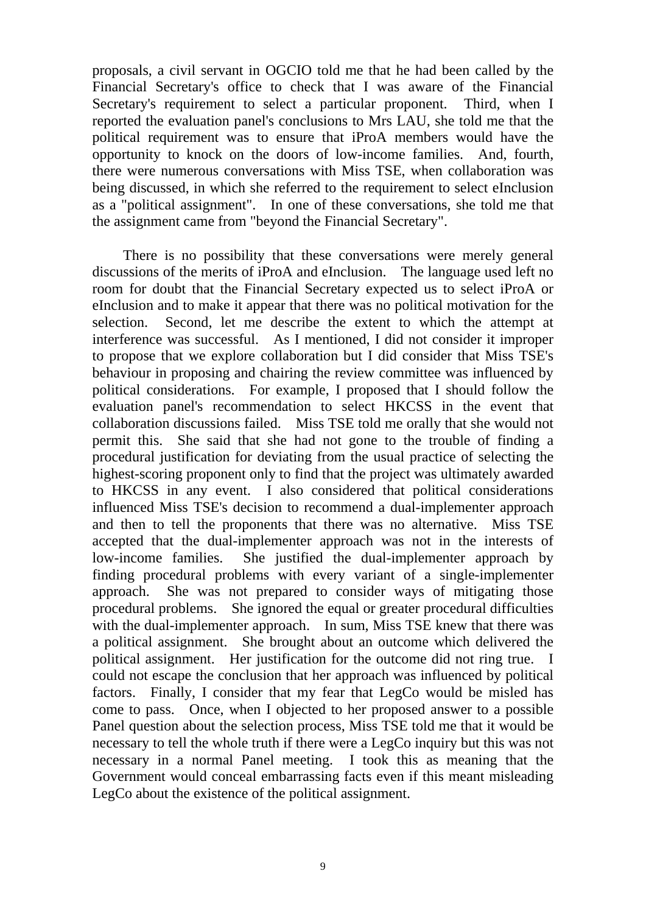proposals, a civil servant in OGCIO told me that he had been called by the Financial Secretary's office to check that I was aware of the Financial Secretary's requirement to select a particular proponent. Third, when I reported the evaluation panel's conclusions to Mrs LAU, she told me that the political requirement was to ensure that iProA members would have the opportunity to knock on the doors of low-income families. And, fourth, there were numerous conversations with Miss TSE, when collaboration was being discussed, in which she referred to the requirement to select eInclusion as a "political assignment". In one of these conversations, she told me that the assignment came from "beyond the Financial Secretary".

There is no possibility that these conversations were merely general discussions of the merits of iProA and eInclusion. The language used left no room for doubt that the Financial Secretary expected us to select iProA or eInclusion and to make it appear that there was no political motivation for the selection. Second, let me describe the extent to which the attempt at interference was successful. As I mentioned, I did not consider it improper to propose that we explore collaboration but I did consider that Miss TSE's behaviour in proposing and chairing the review committee was influenced by political considerations. For example, I proposed that I should follow the evaluation panel's recommendation to select HKCSS in the event that collaboration discussions failed. Miss TSE told me orally that she would not permit this. She said that she had not gone to the trouble of finding a procedural justification for deviating from the usual practice of selecting the highest-scoring proponent only to find that the project was ultimately awarded to HKCSS in any event. I also considered that political considerations influenced Miss TSE's decision to recommend a dual-implementer approach and then to tell the proponents that there was no alternative. Miss TSE accepted that the dual-implementer approach was not in the interests of low-income families. She justified the dual-implementer approach by finding procedural problems with every variant of a single-implementer approach. She was not prepared to consider ways of mitigating those procedural problems. She ignored the equal or greater procedural difficulties with the dual-implementer approach. In sum, Miss TSE knew that there was a political assignment. She brought about an outcome which delivered the political assignment. Her justification for the outcome did not ring true. I could not escape the conclusion that her approach was influenced by political factors. Finally, I consider that my fear that LegCo would be misled has come to pass. Once, when I objected to her proposed answer to a possible Panel question about the selection process, Miss TSE told me that it would be necessary to tell the whole truth if there were a LegCo inquiry but this was not necessary in a normal Panel meeting. I took this as meaning that the Government would conceal embarrassing facts even if this meant misleading LegCo about the existence of the political assignment.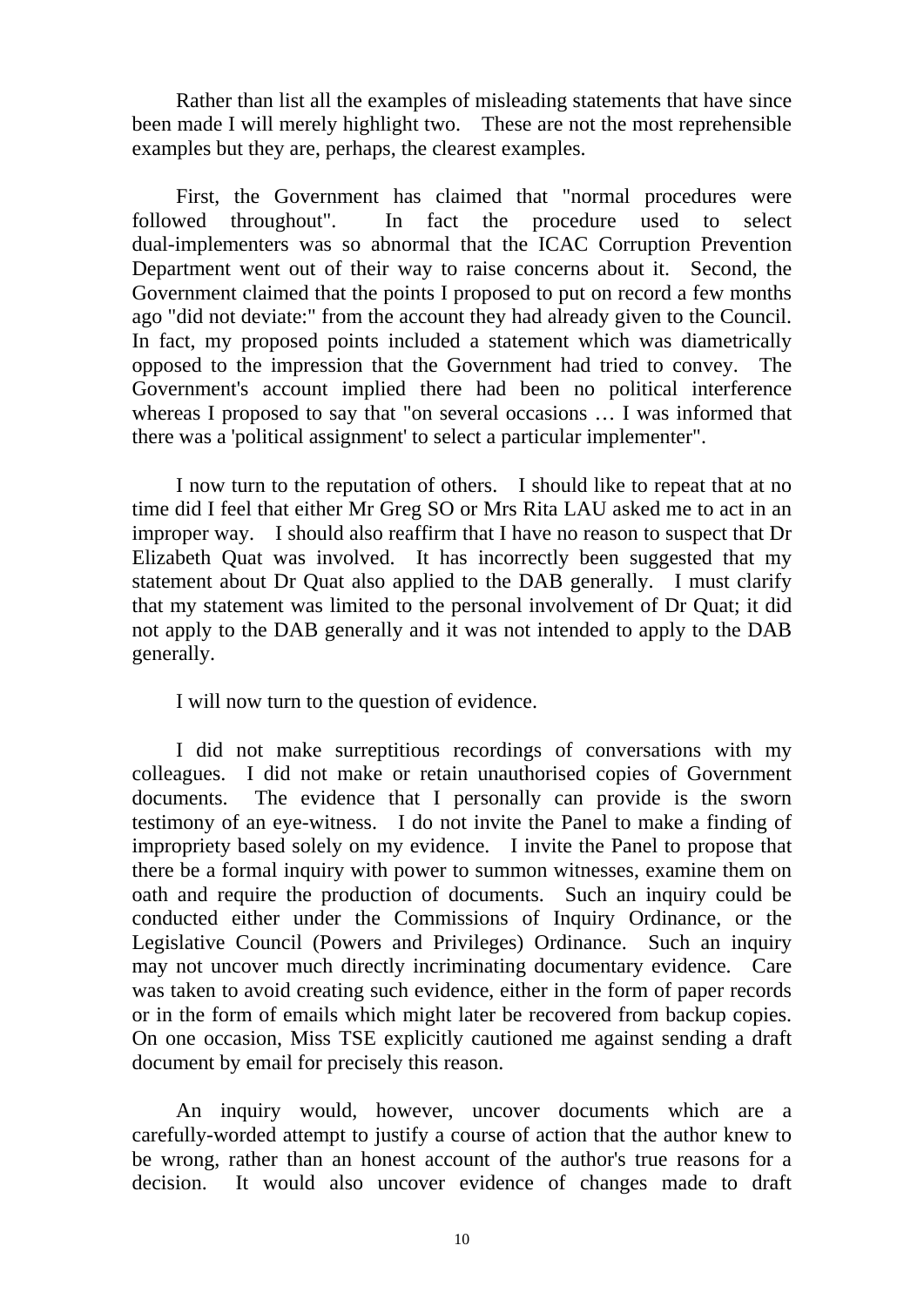Rather than list all the examples of misleading statements that have since been made I will merely highlight two. These are not the most reprehensible examples but they are, perhaps, the clearest examples.

First, the Government has claimed that "normal procedures were followed throughout". In fact the procedure used to select dual-implementers was so abnormal that the ICAC Corruption Prevention Department went out of their way to raise concerns about it. Second, the Government claimed that the points I proposed to put on record a few months ago "did not deviate:" from the account they had already given to the Council. In fact, my proposed points included a statement which was diametrically opposed to the impression that the Government had tried to convey. The Government's account implied there had been no political interference whereas I proposed to say that "on several occasions … I was informed that there was a 'political assignment' to select a particular implementer".

I now turn to the reputation of others. I should like to repeat that at no time did I feel that either Mr Greg SO or Mrs Rita LAU asked me to act in an improper way. I should also reaffirm that I have no reason to suspect that Dr Elizabeth Quat was involved. It has incorrectly been suggested that my statement about Dr Quat also applied to the DAB generally. I must clarify that my statement was limited to the personal involvement of Dr Quat; it did not apply to the DAB generally and it was not intended to apply to the DAB generally.

I will now turn to the question of evidence.

I did not make surreptitious recordings of conversations with my colleagues. I did not make or retain unauthorised copies of Government documents. The evidence that I personally can provide is the sworn testimony of an eye-witness. I do not invite the Panel to make a finding of impropriety based solely on my evidence. I invite the Panel to propose that there be a formal inquiry with power to summon witnesses, examine them on oath and require the production of documents. Such an inquiry could be conducted either under the Commissions of Inquiry Ordinance, or the Legislative Council (Powers and Privileges) Ordinance. Such an inquiry may not uncover much directly incriminating documentary evidence. Care was taken to avoid creating such evidence, either in the form of paper records or in the form of emails which might later be recovered from backup copies. On one occasion, Miss TSE explicitly cautioned me against sending a draft document by email for precisely this reason.

An inquiry would, however, uncover documents which are a carefully-worded attempt to justify a course of action that the author knew to be wrong, rather than an honest account of the author's true reasons for a decision. It would also uncover evidence of changes made to draft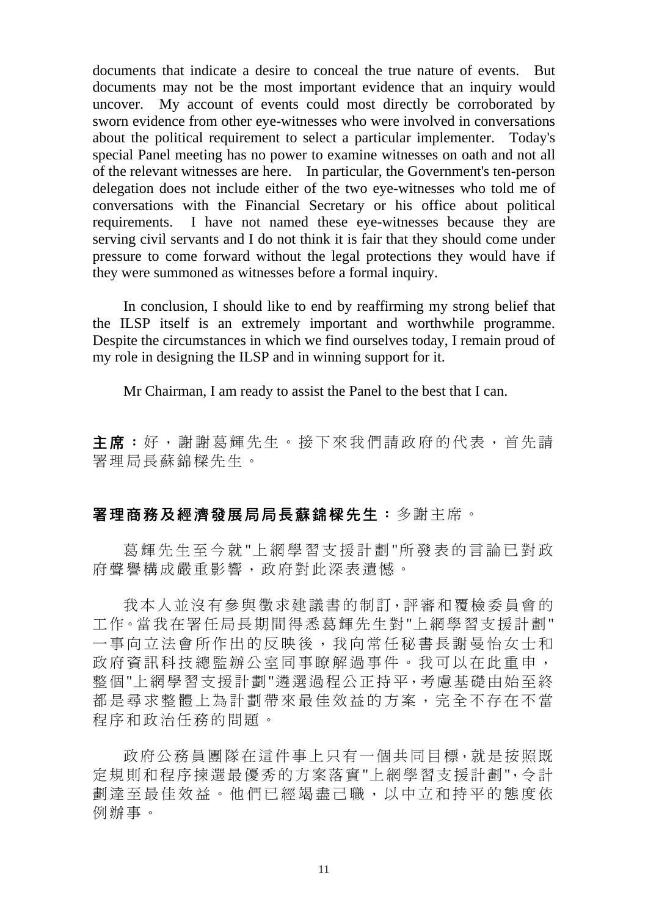documents that indicate a desire to conceal the true nature of events. But documents may not be the most important evidence that an inquiry would uncover. My account of events could most directly be corroborated by sworn evidence from other eye-witnesses who were involved in conversations about the political requirement to select a particular implementer. Today's special Panel meeting has no power to examine witnesses on oath and not all of the relevant witnesses are here. In particular, the Government's ten-person delegation does not include either of the two eye-witnesses who told me of conversations with the Financial Secretary or his office about political requirements. I have not named these eye-witnesses because they are serving civil servants and I do not think it is fair that they should come under pressure to come forward without the legal protections they would have if they were summoned as witnesses before a formal inquiry.

In conclusion, I should like to end by reaffirming my strong belief that the ILSP itself is an extremely important and worthwhile programme. Despite the circumstances in which we find ourselves today, I remain proud of my role in designing the ILSP and in winning support for it.

Mr Chairman, I am ready to assist the Panel to the best that I can.

**主席**：好，謝謝葛輝先生。接下來我們請政府的代表，首先請署理局長蘇錦樑先生。

**署理商務及經濟發展局局長蘇錦樑先生**：多謝主席。

葛輝先生至今就"上網學習支援計劃"所發表的言論已對政府聲譽構成嚴重影響，政府對此深表遺憾。

我本人並沒有參與徵求建議書的制訂，評審和覆檢委員會的工作。當我在署任局長期間得悉葛輝先生對"上網學習支援計劃"一事向立法會所作出的反映後，我向常任秘書長謝曼怡女士和政府資訊科技總監辦公室同事瞭解過事件。我可以在此重申，整個"上網學習支援計劃"遴選過程公正持平，考慮基礎由始至終都是尋求整體上為計劃帶來最佳效益的方案，完全不存在不當程序和政治任務的問題。

政府公務員團隊在這件事上只有一個共同目標，就是按照既定規則和程序揀選最優秀的方案落實"上網學習支援計劃"，令計劃達至最佳效益。他們已經竭盡己職，以中立和持平的態度依例辦事。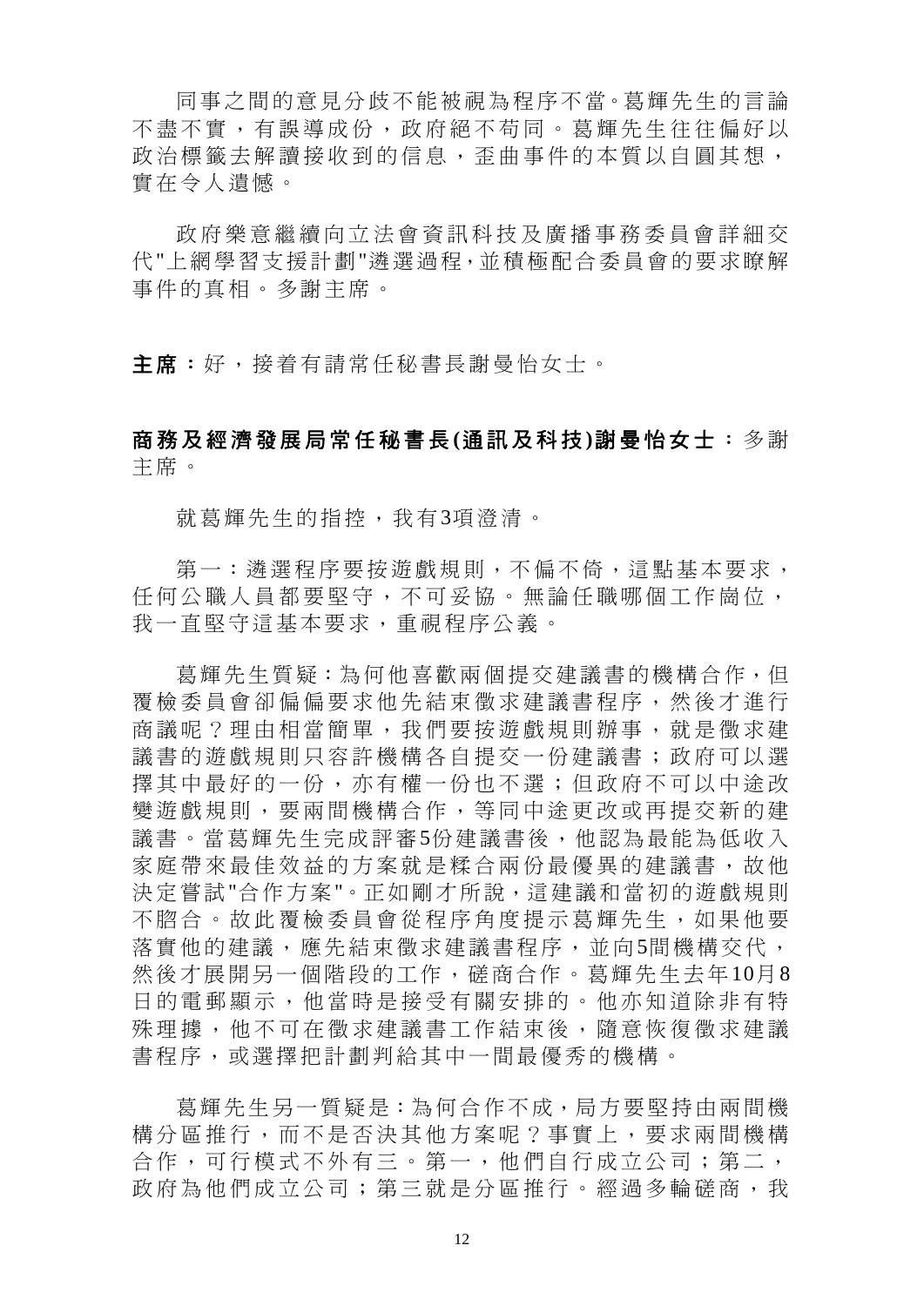同事之間的意見分歧不能被視為程序不當。葛輝先生的言論不盡不實，有誤導成份，政府絕不苟同。葛輝先生往往偏好以政治標籤去解讀接收到的信息，歪曲事件的本質以自圓其想，實在令人遺憾。

政府樂意繼續向立法會資訊科技及廣播事務委員會詳細交代"上網學習支援計劃"遴選過程，並積極配合委員會的要求瞭解事件的真相。多謝主席。

**主席**：好，接着有請常任秘書長謝曼怡女士。

**商務及經濟發展局常任秘書長(通訊及科技)謝曼怡女士**：多謝主席。

就葛輝先生的指控，我有3項澄清。

第一：遴選程序要按遊戲規則，不偏不倚，這點基本要求，任何公職人員都要堅守，不可妥協。無論任職哪個工作崗位，我一直堅守這基本要求，重視程序公義。

葛輝先生質疑：為何他喜歡兩個提交建議書的機構合作，但覆檢委員會卻偏偏要求他先結束徵求建議書程序，然後才進行商議呢？理由相當簡單，我們要按遊戲規則辦事，就是徵求建議書的遊戲規則只容許機構各自提交一份建議書；政府可以選擇其中最好的一份，亦有權一份也不選；但政府不可以中途改變遊戲規則，要兩間機構合作，等同中途更改或再提交新的建議書。當葛輝先生完成評審5份建議書後，他認為最能為低收入家庭帶來最佳效益的方案就是糅合兩份最優異的建議書，故他決定嘗試"合作方案"。正如剛才所說，這建議和當初的遊戲規則不脗合。故此覆檢委員會從程序角度提示葛輝先生，如果他要落實他的建議，應先結束徵求建議書程序，並向5間機構交代，然後才展開另一個階段的工作，磋商合作。葛輝先生去年10月8日的電郵顯示，他當時是接受有關安排的。他亦知道除非有特殊理據，他不可在徵求建議書工作結束後，隨意恢復徵求建議書程序，或選擇把計劃判給其中一間最優秀的機構。

葛輝先生另一質疑是：為何合作不成，局方要堅持由兩間機構分區推行，而不是否決其他方案呢？事實上，要求兩間機構合作，可行模式不外有三。第一，他們自行成立公司；第二，政府為他們成立公司；第三就是分區推行。經過多輪磋商，我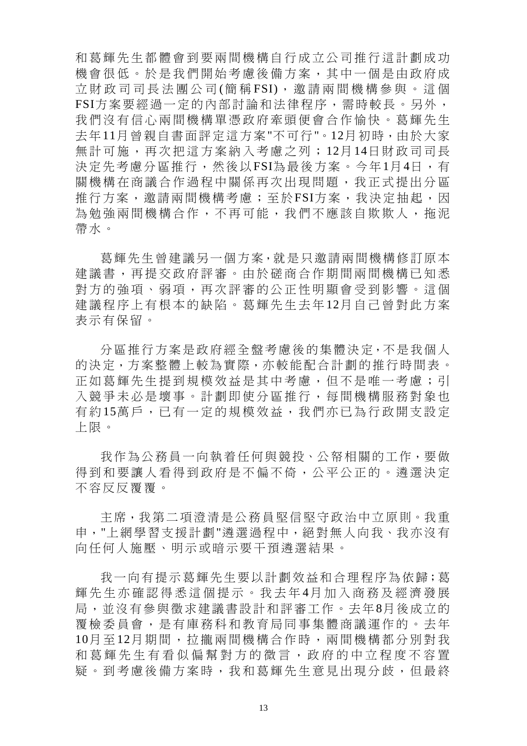和葛輝先生都體會到要兩間機構自行成立公司推行這計劃成功機會很低。於是我們開始考慮後備方案，其中一個是由政府成立財政司司長法團公司(簡稱FSI)，邀請兩間機構參與。這個FSI方案要經過一定的內部討論和法律程序，需時較長。另外，我們沒有信心兩間機構單憑政府牽頭便會合作愉快。葛輝先生去年11月曾親自書面評定這方案"不可行"。12月初時，由於大家無計可施，再次把這方案納入考慮之列；12月14日財政司司長決定先考慮分區推行，然後以FSI為最後方案。今年1月4日，有關機構在商議合作過程中關係再次出現問題，我正式提出分區推行方案，邀請兩間機構考慮；至於FSI方案，我決定抽起，因為勉強兩間機構合作，不再可能，我們不應該自欺欺人，拖泥帶水。

葛輝先生曾建議另一個方案，就是只邀請兩間機構修訂原本建議書，再提交政府評審。由於磋商合作期間兩間機構已知悉對方的強項、弱項，再次評審的公正性明顯會受到影響。這個建議程序上有根本的缺陷。葛輝先生去年12月自己曾對此方案表示有保留。

分區推行方案是政府經全盤考慮後的集體決定，不是我個人的決定，方案整體上較為實際，亦較能配合計劃的推行時間表。正如葛輝先生提到規模效益是其中考慮，但不是唯一考慮；引入競爭未必是壞事。計劃即使分區推行，每間機構服務對象也有約15萬戶，已有一定的規模效益，我們亦已為行政開支設定上限。

我作為公務員一向執着任何與競投、公帑相關的工作，要做得到和要讓人看得到政府是不偏不倚，公平公正的。遴選決定不容反反覆覆。

主席，我第二項澄清是公務員堅信堅守政治中立原則。我重申，"上網學習支援計劃"遴選過程中，絕對無人向我、我亦沒有向任何人施壓、明示或暗示要干預遴選結果。

我一向有提示葛輝先生要以計劃效益和合理程序為依歸；葛輝先生亦確認得悉這個提示。我去年4月加入商務及經濟發展局，並沒有參與徵求建議書設計和評審工作。去年8月後成立的覆檢委員會，是有庫務科和教育局同事集體商議運作的。去年10月至12月期間，拉攏兩間機構合作時，兩間機構都分別對我和葛輝先生有看似偏幫對方的微言，政府的中立程度不容置疑。到考慮後備方案時，我和葛輝先生意見出現分歧，但最終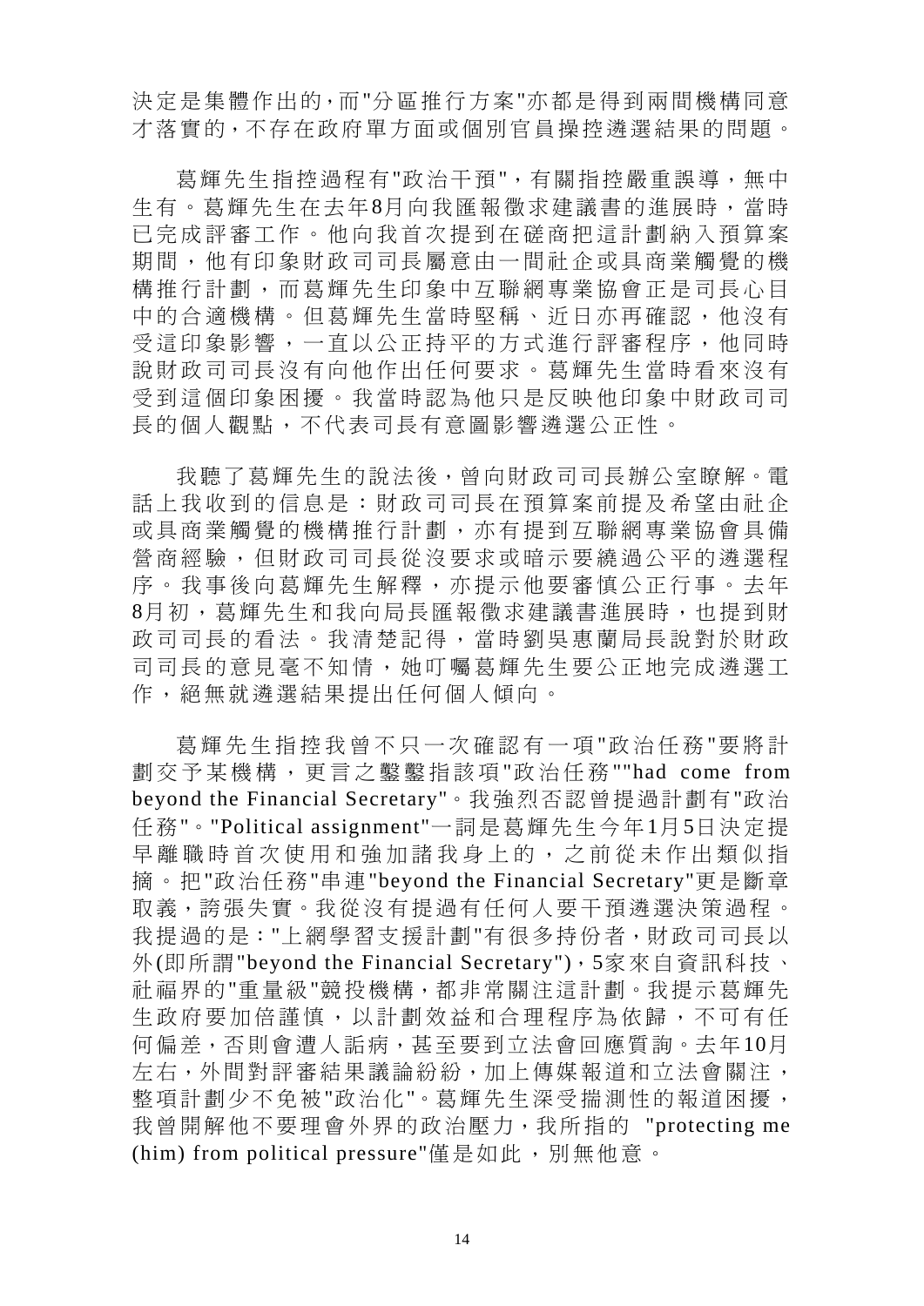決定是集體作出的,而"分區推行方案"亦都是得到兩間機構同意才落實的,不存在政府單方面或個別官員操控遴選結果的問題。

葛輝先生指控過程有"政治干預",有關指控嚴重誤導,無中生有。葛輝先生在去年8月向我匯報徵求建議書的進展時,當時已完成評審工作。他向我首次提到在磋商把這計劃納入預算案期間,他有印象財政司司長屬意由一間社企或具商業觸覺的機構推行計劃,而葛輝先生印象中互聯網專業協會正是司長心目中的合適機構。但葛輝先生當時堅稱、近日亦再確認,他沒有受這印象影響,一直以公正持平的方式進行評審程序,他同時說財政司司長沒有向他作出任何要求。葛輝先生當時看來沒有受到這個印象困擾。我當時認為他只是反映他印象中財政司司長的個人觀點,不代表司長有意圖影響遴選公正性。

我聽了葛輝先生的說法後,曾向財政司司長辦公室瞭解。電話上我收到的信息是:財政司司長在預算案前提及希望由社企或具商業觸覺的機構推行計劃,亦有提到互聯網專業協會具備營商經驗,但財政司司長從沒要求或暗示要繞過公平的遴選程序。我事後向葛輝先生解釋,亦提示他要審慎公正行事。去年8月初,葛輝先生和我向局長匯報徵求建議書進展時,也提到財政司司長的看法。我清楚記得,當時劉吳惠蘭局長說對於財政司司長的意見毫不知情,她叮囑葛輝先生要公正地完成遴選工作,絕無就遴選結果提出任何個人傾向。

葛輝先生指控我曾不只一次確認有一項"政治任務"要將計劃交予某機構,更言之鑿鑿指該項"政治任務""had come from beyond the Financial Secretary"。我強烈否認曾提過計劃有"政治任務"。"Political assignment"一詞是葛輝先生今年1月5日決定提早離職時首次使用和強加諸我身上的,之前從未作出類似指摘。把"政治任務"串連"beyond the Financial Secretary"更是斷章取義,誇張失實。我從沒有提過有任何人要干預遴選決策過程。我提過的是:"上網學習支援計劃"有很多持份者,財政司司長以外(即所謂"beyond the Financial Secretary"),5家來自資訊科技、社福界的"重量級"競投機構,都非常關注這計劃。我提示葛輝先生政府要加倍謹慎,以計劃效益和合理程序為依歸,不可有任何偏差,否則會遭人詬病,甚至要到立法會回應質詢。去年10月左右,外間對評審結果議論紛紛,加上傳媒報道和立法會關注,整項計劃少不免被"政治化"。葛輝先生深受揣測性的報道困擾,我曾開解他不要理會外界的政治壓力,我所指的 "protecting me (him) from political pressure"僅是如此,別無他意。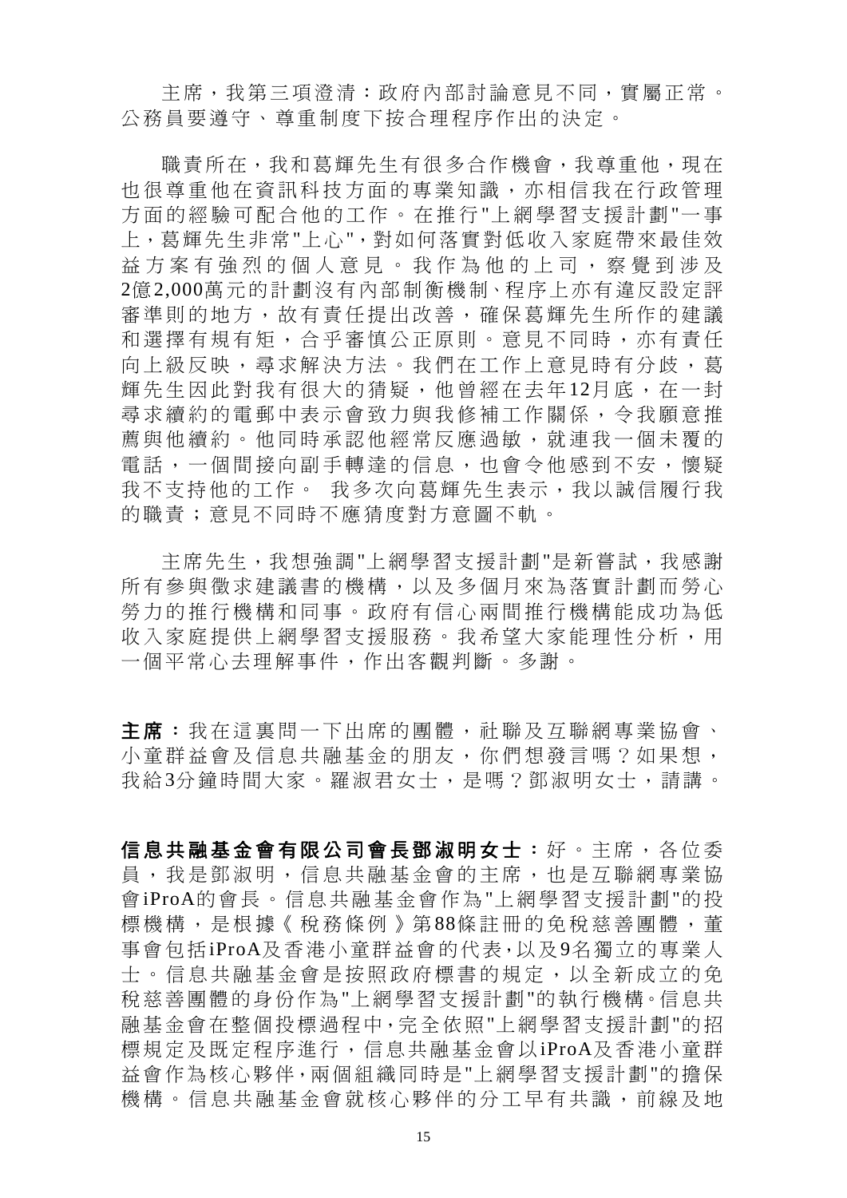主席，我第三項澄清：政府內部討論意見不同，實屬正常。公務員要遵守、尊重制度下按合理程序作出的決定。

職責所在，我和葛輝先生有很多合作機會，我尊重他，現在也很尊重他在資訊科技方面的專業知識，亦相信我在行政管理方面的經驗可配合他的工作。在推行"上網學習支援計劃"一事上，葛輝先生非常"上心"，對如何落實對低收入家庭帶來最佳效益方案有強烈的個人意見。我作為他的上司，察覺到涉及2億2,000萬元的計劃沒有內部制衡機制、程序上亦有違反設定評審準則的地方，故有責任提出改善，確保葛輝先生所作的建議和選擇有規有矩，合乎審慎公正原則。意見不同時，亦有責任向上級反映，尋求解決方法。我們在工作上意見時有分歧，葛輝先生因此對我有很大的猜疑，他曾經在去年12月底，在一封尋求續約的電郵中表示會致力與我修補工作關係，令我願意推薦與他續約。他同時承認他經常反應過敏，就連我一個未覆的電話，一個間接向副手轉達的信息，也會令他感到不安，懷疑我不支持他的工作。 我多次向葛輝先生表示，我以誠信履行我的職責；意見不同時不應猜度對方意圖不軌。

主席先生，我想強調"上網學習支援計劃"是新嘗試，我感謝所有參與徵求建議書的機構，以及多個月來為落實計劃而勞心勞力的推行機構和同事。政府有信心兩間推行機構能成功為低收入家庭提供上網學習支援服務。我希望大家能理性分析，用一個平常心去理解事件，作出客觀判斷。多謝。

**主席**：我在這裏問一下出席的團體，社聯及互聯網專業協會、小童群益會及信息共融基金的朋友，你們想發言嗎？如果想，我給3分鐘時間大家。羅淑君女士，是嗎？鄧淑明女士，請講。

**信息共融基金會有限公司會長鄧淑明女士**：好。主席，各位委員，我是鄧淑明，信息共融基金會的主席，也是互聯網專業協會iProA的會長。信息共融基金會作為"上網學習支援計劃"的投標機構，是根據《稅務條例》第88條註冊的免稅慈善團體，董事會包括iProA及香港小童群益會的代表,以及9名獨立的專業人士。信息共融基金會是按照政府標書的規定，以全新成立的免稅慈善團體的身份作為"上網學習支援計劃"的執行機構。信息共融基金會在整個投標過程中,完全依照"上網學習支援計劃"的招標規定及既定程序進行，信息共融基金會以iProA及香港小童群益會作為核心夥伴,兩個組織同時是"上網學習支援計劃"的擔保機構。信息共融基金會就核心夥伴的分工早有共識，前線及地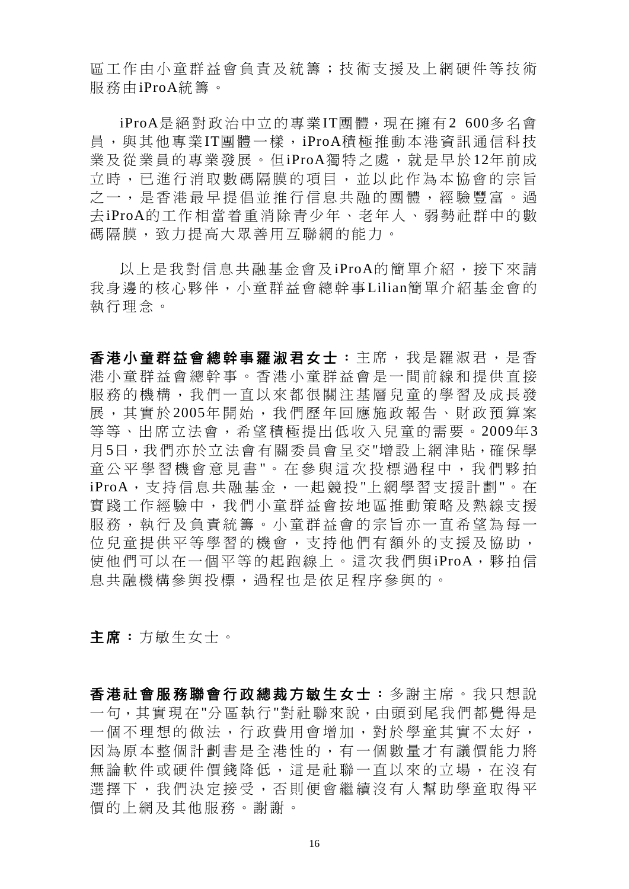區工作由小童群益會負責及統籌；技術支援及上網硬件等技術服務由iProA統籌。

iProA是絕對政治中立的專業IT團體，現在擁有2 600多名會員，與其他專業IT團體一樣，iProA積極推動本港資訊通信科技業及從業員的專業發展。但iProA獨特之處，就是早於12年前成立時，已進行消取數碼隔膜的項目，並以此作為本協會的宗旨之一，是香港最早提倡並推行信息共融的團體，經驗豐富。過去iProA的工作相當着重消除青少年、老年人、弱勢社群中的數碼隔膜，致力提高大眾善用互聯網的能力。

以上是我對信息共融基金會及iProA的簡單介紹，接下來請我身邊的核心夥伴，小童群益會總幹事Lilian簡單介紹基金會的執行理念。

**香港小童群益會總幹事羅淑君女士：**主席，我是羅淑君，是香港小童群益會總幹事。香港小童群益會是一間前線和提供直接服務的機構，我們一直以來都很關注基層兒童的學習及成長發展，其實於2005年開始，我們歷年回應施政報告、財政預算案等等、出席立法會，希望積極提出低收入兒童的需要。2009年3月5日，我們亦於立法會有關委員會呈交"增設上網津貼，確保學童公平學習機會意見書"。在參與這次投標過程中，我們夥拍iProA，支持信息共融基金，一起競投"上網學習支援計劃"。在實踐工作經驗中，我們小童群益會按地區推動策略及熱線支援服務，執行及負責統籌。小童群益會的宗旨亦一直希望為每一位兒童提供平等學習的機會，支持他們有額外的支援及協助，使他們可以在一個平等的起跑線上。這次我們與iProA，夥拍信息共融機構參與投標，過程也是依足程序參與的。

**主席：**方敏生女士。

**香港社會服務聯會行政總裁方敏生女士：**多謝主席。我只想說一句，其實現在"分區執行"對社聯來說，由頭到尾我們都覺得是一個不理想的做法，行政費用會增加，對於學童其實不太好，因為原本整個計劃書是全港性的，有一個數量才有議價能力將無論軟件或硬件價錢降低，這是社聯一直以來的立場，在沒有選擇下，我們決定接受，否則便會繼續沒有人幫助學童取得平價的上網及其他服務。謝謝。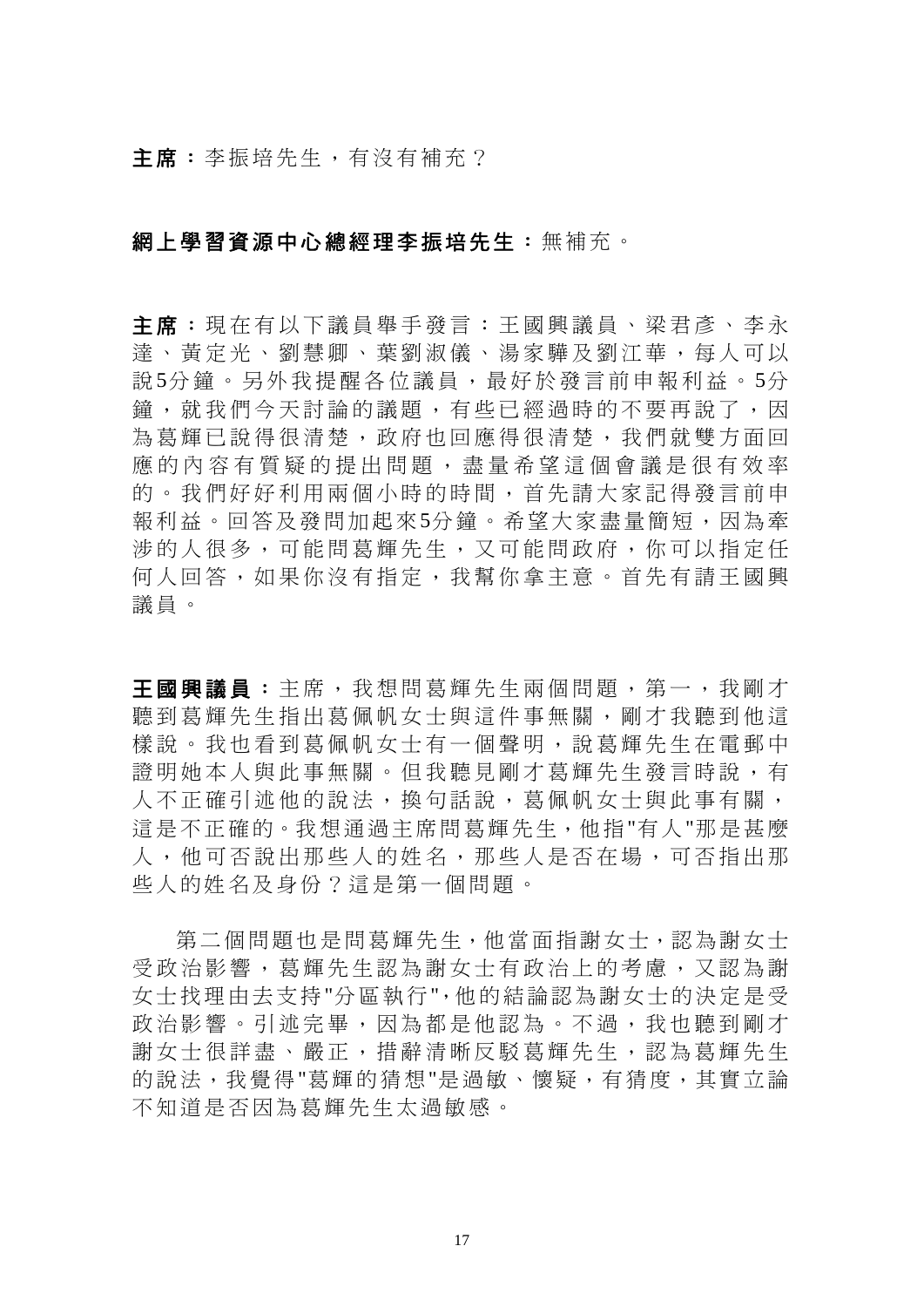**主席**：李振培先生，有沒有補充？

**網上學習資源中心總經理李振培先生**：無補充。

**主席**：現在有以下議員舉手發言：王國興議員、梁君彥、李永達、黃定光、劉慧卿、葉劉淑儀、湯家驊及劉江華，每人可以說5分鐘。另外我提醒各位議員，最好於發言前申報利益。5分鐘，就我們今天討論的議題，有些已經過時的不要再說了，因為葛輝已說得很清楚，政府也回應得很清楚，我們就雙方面回應的內容有質疑的提出問題，盡量希望這個會議是很有效率的。我們好好利用兩個小時的時間，首先請大家記得發言前申報利益。回答及發問加起來5分鐘。希望大家盡量簡短，因為牽涉的人很多，可能問葛輝先生，又可能問政府，你可以指定任何人回答，如果你沒有指定，我幫你拿主意。首先有請王國興議員。

**王國興議員**：主席，我想問葛輝先生兩個問題，第一，我剛才聽到葛輝先生指出葛佩帆女士與這件事無關，剛才我聽到他這樣說。我也看到葛佩帆女士有一個聲明，說葛輝先生在電郵中證明她本人與此事無關。但我聽見剛才葛輝先生發言時說，有人不正確引述他的說法，換句話說，葛佩帆女士與此事有關，這是不正確的。我想通過主席問葛輝先生，他指"有人"那是甚麼人，他可否說出那些人的姓名，那些人是否在場，可否指出那些人的姓名及身份？這是第一個問題。

第二個問題也是問葛輝先生，他當面指謝女士，認為謝女士受政治影響，葛輝先生認為謝女士有政治上的考慮，又認為謝女士找理由去支持"分區執行"，他的結論認為謝女士的決定是受政治影響。引述完畢，因為都是他認為。不過，我也聽到剛才謝女士很詳盡、嚴正，措辭清晰反駁葛輝先生，認為葛輝先生的說法，我覺得"葛輝的猜想"是過敏、懷疑，有猜度，其實立論不知道是否因為葛輝先生太過敏感。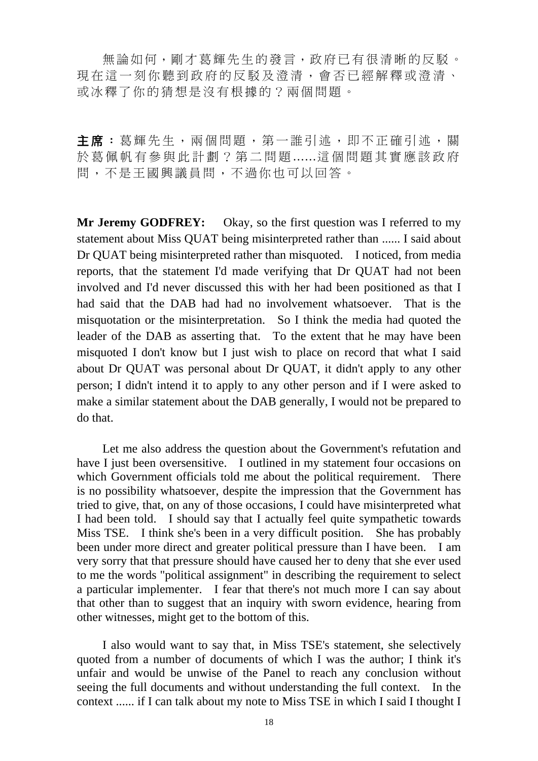無論如何，剛才葛輝先生的發言，政府已有很清晰的反駁。現在這一刻你聽到政府的反駁及澄清，會否已經解釋或澄清、或冰釋了你的猜想是沒有根據的？兩個問題。

**主席**：葛輝先生，兩個問題，第一誰引述，即不正確引述，關於葛佩帆有參與此計劃？第二問題......這個問題其實應該政府問，不是王國興議員問，不過你也可以回答。

**Mr Jeremy GODFREY:** Okay, so the first question was I referred to my statement about Miss QUAT being misinterpreted rather than ...... I said about Dr QUAT being misinterpreted rather than misquoted. I noticed, from media reports, that the statement I'd made verifying that Dr QUAT had not been involved and I'd never discussed this with her had been positioned as that I had said that the DAB had had no involvement whatsoever. That is the misquotation or the misinterpretation. So I think the media had quoted the leader of the DAB as asserting that. To the extent that he may have been misquoted I don't know but I just wish to place on record that what I said about Dr QUAT was personal about Dr QUAT, it didn't apply to any other person; I didn't intend it to apply to any other person and if I were asked to make a similar statement about the DAB generally, I would not be prepared to do that.

Let me also address the question about the Government's refutation and have I just been oversensitive. I outlined in my statement four occasions on which Government officials told me about the political requirement. There is no possibility whatsoever, despite the impression that the Government has tried to give, that, on any of those occasions, I could have misinterpreted what I had been told. I should say that I actually feel quite sympathetic towards Miss TSE. I think she's been in a very difficult position. She has probably been under more direct and greater political pressure than I have been. I am very sorry that that pressure should have caused her to deny that she ever used to me the words "political assignment" in describing the requirement to select a particular implementer. I fear that there's not much more I can say about that other than to suggest that an inquiry with sworn evidence, hearing from other witnesses, might get to the bottom of this.

I also would want to say that, in Miss TSE's statement, she selectively quoted from a number of documents of which I was the author; I think it's unfair and would be unwise of the Panel to reach any conclusion without seeing the full documents and without understanding the full context. In the context ...... if I can talk about my note to Miss TSE in which I said I thought I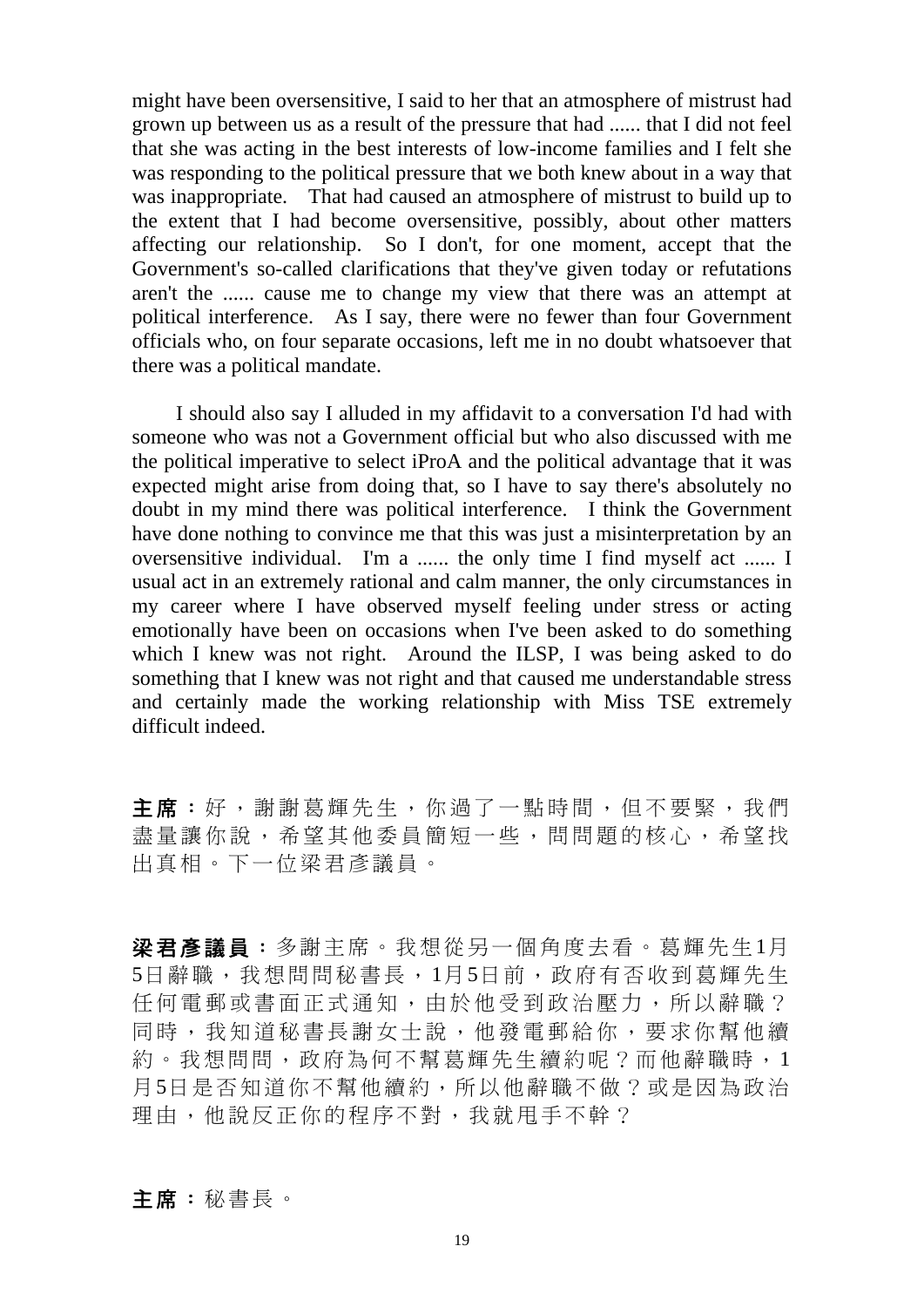might have been oversensitive, I said to her that an atmosphere of mistrust had grown up between us as a result of the pressure that had ...... that I did not feel that she was acting in the best interests of low-income families and I felt she was responding to the political pressure that we both knew about in a way that was inappropriate. That had caused an atmosphere of mistrust to build up to the extent that I had become oversensitive, possibly, about other matters affecting our relationship. So I don't, for one moment, accept that the Government's so-called clarifications that they've given today or refutations aren't the ...... cause me to change my view that there was an attempt at political interference. As I say, there were no fewer than four Government officials who, on four separate occasions, left me in no doubt whatsoever that there was a political mandate.

I should also say I alluded in my affidavit to a conversation I'd had with someone who was not a Government official but who also discussed with me the political imperative to select iProA and the political advantage that it was expected might arise from doing that, so I have to say there's absolutely no doubt in my mind there was political interference. I think the Government have done nothing to convince me that this was just a misinterpretation by an oversensitive individual. I'm a ...... the only time I find myself act ...... I usual act in an extremely rational and calm manner, the only circumstances in my career where I have observed myself feeling under stress or acting emotionally have been on occasions when I've been asked to do something which I knew was not right. Around the ILSP, I was being asked to do something that I knew was not right and that caused me understandable stress and certainly made the working relationship with Miss TSE extremely difficult indeed.

**主席：**好，謝謝葛輝先生，你過了一點時間，但不要緊，我們盡量讓你說，希望其他委員簡短一些，問問題的核心，希望找出真相。下一位梁君彥議員。

**梁君彥議員：**多謝主席。我想從另一個角度去看。葛輝先生1月5日辭職，我想問問秘書長，1月5日前，政府有否收到葛輝先生任何電郵或書面正式通知，由於他受到政治壓力，所以辭職？同時，我知道秘書長謝女士說，他發電郵給你，要求你幫他續約。我想問問，政府為何不幫葛輝先生續約呢？而他辭職時，1月5日是否知道你不幫他續約，所以他辭職不做？或是因為政治理由，他說反正你的程序不對，我就甩手不幹？

**主席：**秘書長。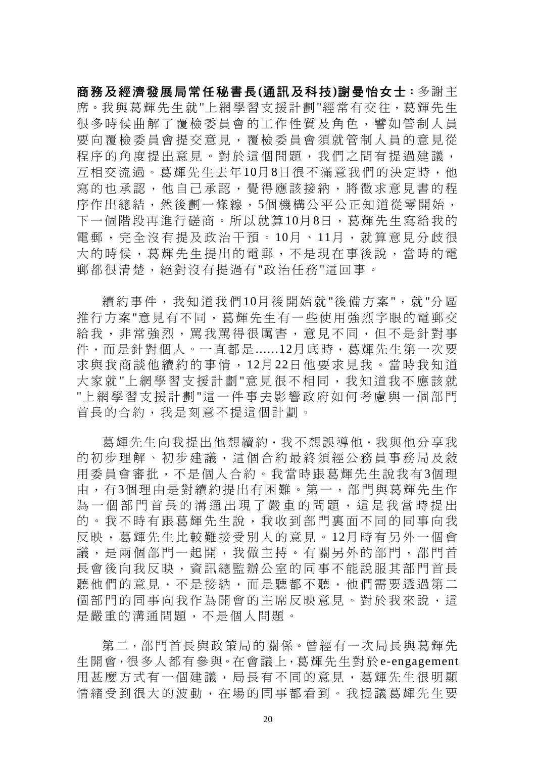**商務及經濟發展局常任秘書長(通訊及科技)謝曼怡女士：**多謝主席。我與葛輝先生就"上網學習支援計劃"經常有交往，葛輝先生很多時候曲解了覆檢委員會的工作性質及角色，譬如管制人員要向覆檢委員會提交意見，覆檢委員會須就管制人員的意見從程序的角度提出意見。對於這個問題，我們之間有提過建議，互相交流過。葛輝先生去年10月8日很不滿意我們的決定時，他寫的也承認，他自己承認，覺得應該接納，將徵求意見書的程序作出總結，然後劃一條線，5個機構公平公正知道從零開始，下一個階段再進行磋商。所以就算10月8日，葛輝先生寫給我的電郵，完全沒有提及政治干預。10月、11月，就算意見分歧很大的時候，葛輝先生提出的電郵，不是現在事後說，當時的電郵都很清楚，絕對沒有提過有"政治任務"這回事。

續約事件，我知道我們10月後開始就"後備方案"，就"分區推行方案"意見有不同，葛輝先生有一些使用強烈字眼的電郵交給我，非常強烈，罵我罵得很厲害，意見不同，但不是針對事件，而是針對個人。一直都是......12月底時，葛輝先生第一次要求與我商談他續約的事情，12月22日他要求見我。當時我知道大家就"上網學習支援計劃"意見很不相同，我知道我不應該就"上網學習支援計劃"這一件事去影響政府如何考慮與一個部門首長的合約，我是刻意不提這個計劃。

葛輝先生向我提出他想續約，我不想誤導他，我與他分享我的初步理解、初步建議，這個合約最終須經公務員事務局及敘用委員會審批，不是個人合約。我當時跟葛輝先生說我有3個理由，有3個理由是對續約提出有困難。第一，部門與葛輝先生作為一個部門首長的溝通出現了嚴重的問題，這是我當時提出的。我不時有跟葛輝先生說，我收到部門裏面不同的同事向我反映，葛輝先生比較難接受別人的意見。12月時有另外一個會議，是兩個部門一起開，我做主持。有關另外的部門，部門首長會後向我反映，資訊總監辦公室的同事不能說服其部門首長聽他們的意見，不是接納，而是聽都不聽，他們需要透過第二個部門的同事向我作為開會的主席反映意見。對於我來說，這是嚴重的溝通問題，不是個人問題。

第二，部門首長與政策局的關係。曾經有一次局長與葛輝先生開會，很多人都有參與。在會議上，葛輝先生對於e-engagement用甚麼方式有一個建議，局長有不同的意見，葛輝先生很明顯情緒受到很大的波動，在場的同事都看到。我提議葛輝先生要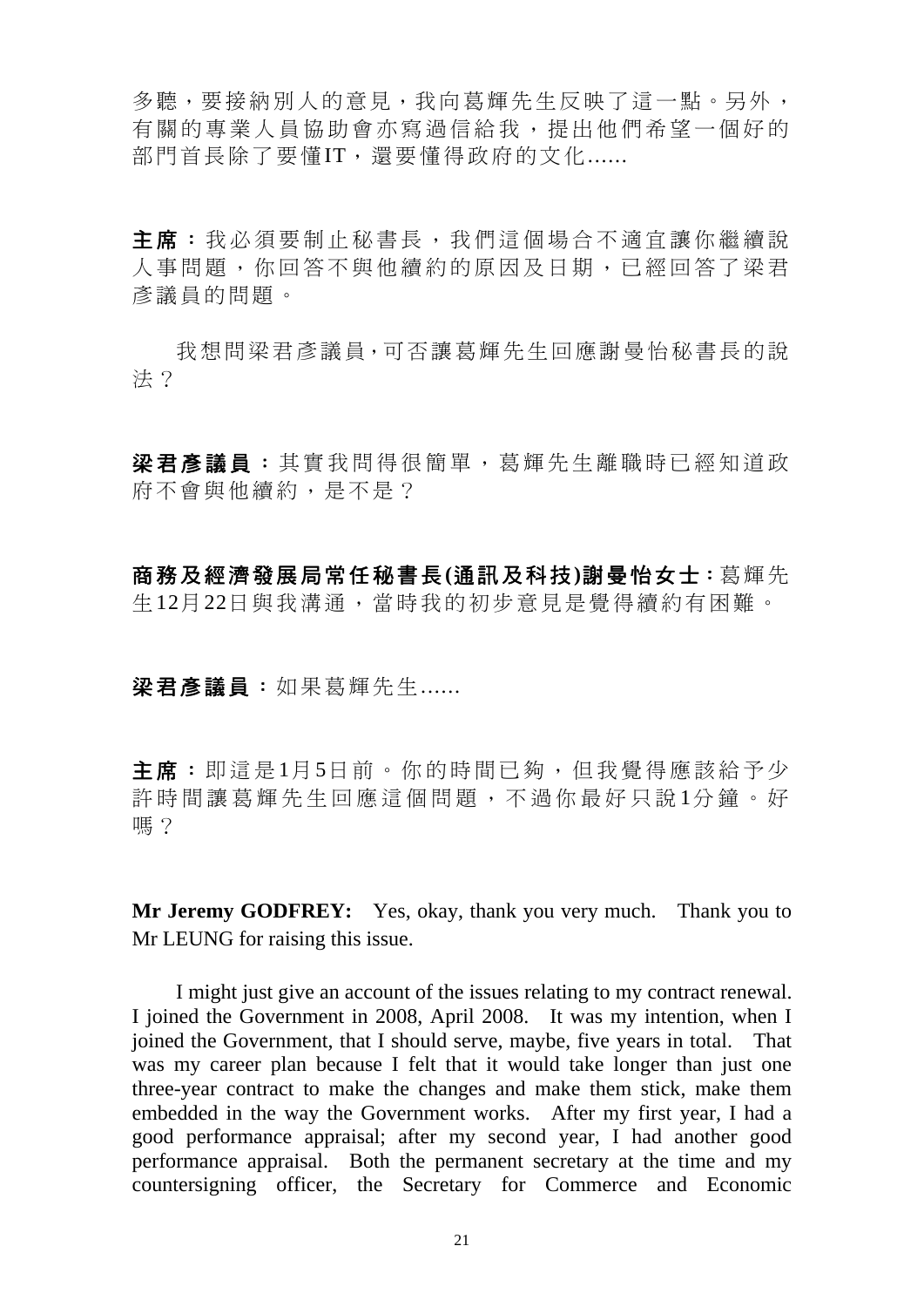多聽，要接納別人的意見，我向葛輝先生反映了這一點。另外，有關的專業人員協助會亦寫過信給我，提出他們希望一個好的部門首長除了要懂IT，還要懂得政府的文化......

**主席：**我必須要制止秘書長，我們這個場合不適宜讓你繼續說人事問題，你回答不與他續約的原因及日期，已經回答了梁君彥議員的問題。

我想問梁君彥議員，可否讓葛輝先生回應謝曼怡秘書長的說法？

**梁君彥議員：**其實我問得很簡單，葛輝先生離職時已經知道政府不會與他續約，是不是？

**商務及經濟發展局常任秘書長(通訊及科技)謝曼怡女士：**葛輝先生12月22日與我溝通，當時我的初步意見是覺得續約有困難。

**梁君彥議員：**如果葛輝先生......

**主席：**即這是1月5日前。你的時間已夠，但我覺得應該給予少許時間讓葛輝先生回應這個問題，不過你最好只說1分鐘。好嗎？

**Mr Jeremy GODFREY:** Yes, okay, thank you very much. Thank you to Mr LEUNG for raising this issue.

I might just give an account of the issues relating to my contract renewal. I joined the Government in 2008, April 2008. It was my intention, when I joined the Government, that I should serve, maybe, five years in total. That was my career plan because I felt that it would take longer than just one three-year contract to make the changes and make them stick, make them embedded in the way the Government works. After my first year, I had a good performance appraisal; after my second year, I had another good performance appraisal. Both the permanent secretary at the time and my countersigning officer, the Secretary for Commerce and Economic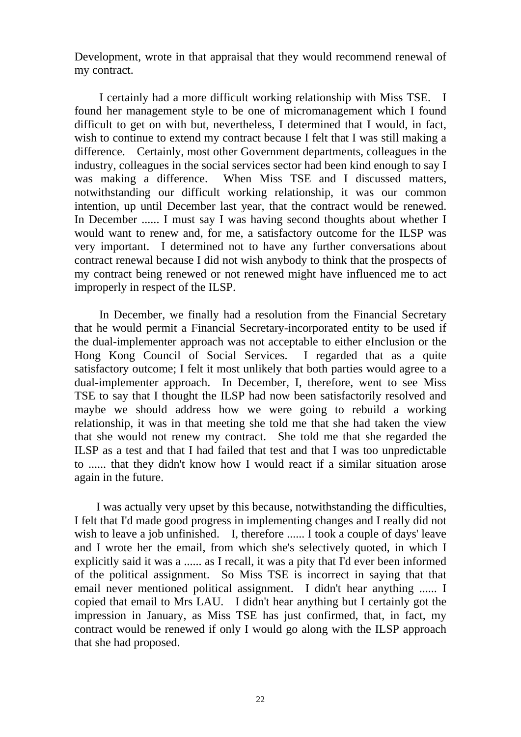Development, wrote in that appraisal that they would recommend renewal of my contract.

I certainly had a more difficult working relationship with Miss TSE. I found her management style to be one of micromanagement which I found difficult to get on with but, nevertheless, I determined that I would, in fact, wish to continue to extend my contract because I felt that I was still making a difference. Certainly, most other Government departments, colleagues in the industry, colleagues in the social services sector had been kind enough to say I was making a difference. When Miss TSE and I discussed matters, notwithstanding our difficult working relationship, it was our common intention, up until December last year, that the contract would be renewed. In December ...... I must say I was having second thoughts about whether I would want to renew and, for me, a satisfactory outcome for the ILSP was very important. I determined not to have any further conversations about contract renewal because I did not wish anybody to think that the prospects of my contract being renewed or not renewed might have influenced me to act improperly in respect of the ILSP.

In December, we finally had a resolution from the Financial Secretary that he would permit a Financial Secretary-incorporated entity to be used if the dual-implementer approach was not acceptable to either eInclusion or the Hong Kong Council of Social Services. I regarded that as a quite satisfactory outcome; I felt it most unlikely that both parties would agree to a dual-implementer approach. In December, I, therefore, went to see Miss TSE to say that I thought the ILSP had now been satisfactorily resolved and maybe we should address how we were going to rebuild a working relationship, it was in that meeting she told me that she had taken the view that she would not renew my contract. She told me that she regarded the ILSP as a test and that I had failed that test and that I was too unpredictable to ...... that they didn't know how I would react if a similar situation arose again in the future.

I was actually very upset by this because, notwithstanding the difficulties, I felt that I'd made good progress in implementing changes and I really did not wish to leave a job unfinished. I, therefore ...... I took a couple of days' leave and I wrote her the email, from which she's selectively quoted, in which I explicitly said it was a ...... as I recall, it was a pity that I'd ever been informed of the political assignment. So Miss TSE is incorrect in saying that that email never mentioned political assignment. I didn't hear anything ...... I copied that email to Mrs LAU. I didn't hear anything but I certainly got the impression in January, as Miss TSE has just confirmed, that, in fact, my contract would be renewed if only I would go along with the ILSP approach that she had proposed.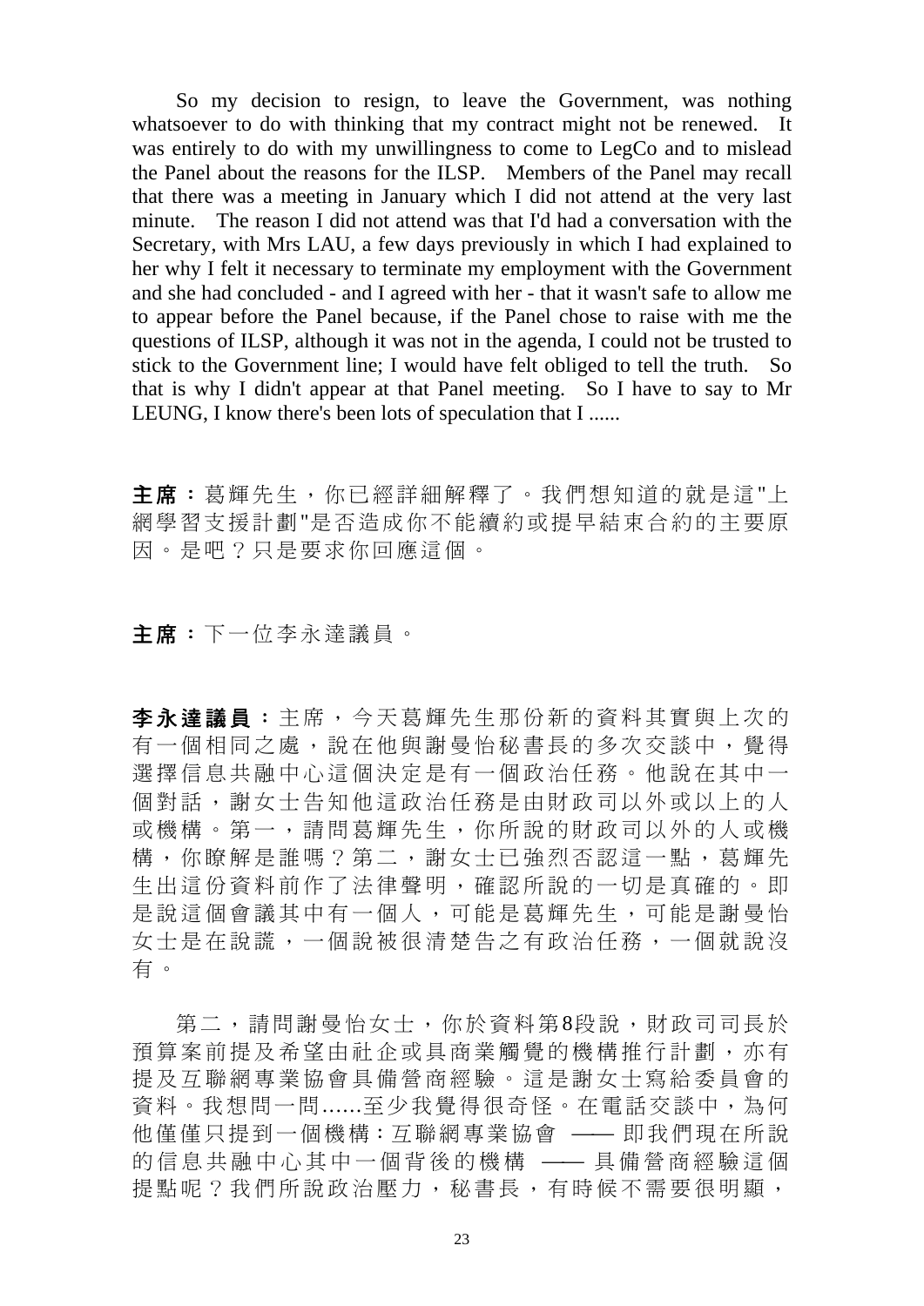So my decision to resign, to leave the Government, was nothing whatsoever to do with thinking that my contract might not be renewed. It was entirely to do with my unwillingness to come to LegCo and to mislead the Panel about the reasons for the ILSP. Members of the Panel may recall that there was a meeting in January which I did not attend at the very last minute. The reason I did not attend was that I'd had a conversation with the Secretary, with Mrs LAU, a few days previously in which I had explained to her why I felt it necessary to terminate my employment with the Government and she had concluded - and I agreed with her - that it wasn't safe to allow me to appear before the Panel because, if the Panel chose to raise with me the questions of ILSP, although it was not in the agenda, I could not be trusted to stick to the Government line; I would have felt obliged to tell the truth. So that is why I didn't appear at that Panel meeting. So I have to say to Mr LEUNG, I know there's been lots of speculation that I ......

**主席：**葛輝先生，你已經詳細解釋了。我們想知道的就是這"上網學習支援計劃"是否造成你不能續約或提早結束合約的主要原因。是吧？只是要求你回應這個。

**主席：**下一位李永達議員。

**李永達議員：**主席，今天葛輝先生那份新的資料其實與上次的有一個相同之處，說在他與謝曼怡秘書長的多次交談中，覺得選擇信息共融中心這個決定是有一個政治任務。他說在其中一個對話，謝女士告知他這政治任務是由財政司以外或以上的人或機構。第一，請問葛輝先生，你所說的財政司以外的人或機構，你瞭解是誰嗎？第二，謝女士已強烈否認這一點，葛輝先生出這份資料前作了法律聲明，確認所說的一切是真確的。即是說這個會議其中有一個人，可能是葛輝先生，可能是謝曼怡女士是在說謊，一個說被很清楚告之有政治任務，一個就說沒有。

第二，請問謝曼怡女士，你於資料第8段說，財政司司長於預算案前提及希望由社企或具商業觸覺的機構推行計劃，亦有提及互聯網專業協會具備營商經驗。這是謝女士寫給委員會的資料。我想問一問......至少我覺得很奇怪。在電話交談中，為何他僅僅只提到一個機構：互聯網專業協會 —— 即我們現在所說的信息共融中心其中一個背後的機構 —— 具備營商經驗這個提點呢？我們所說政治壓力，秘書長，有時候不需要很明顯，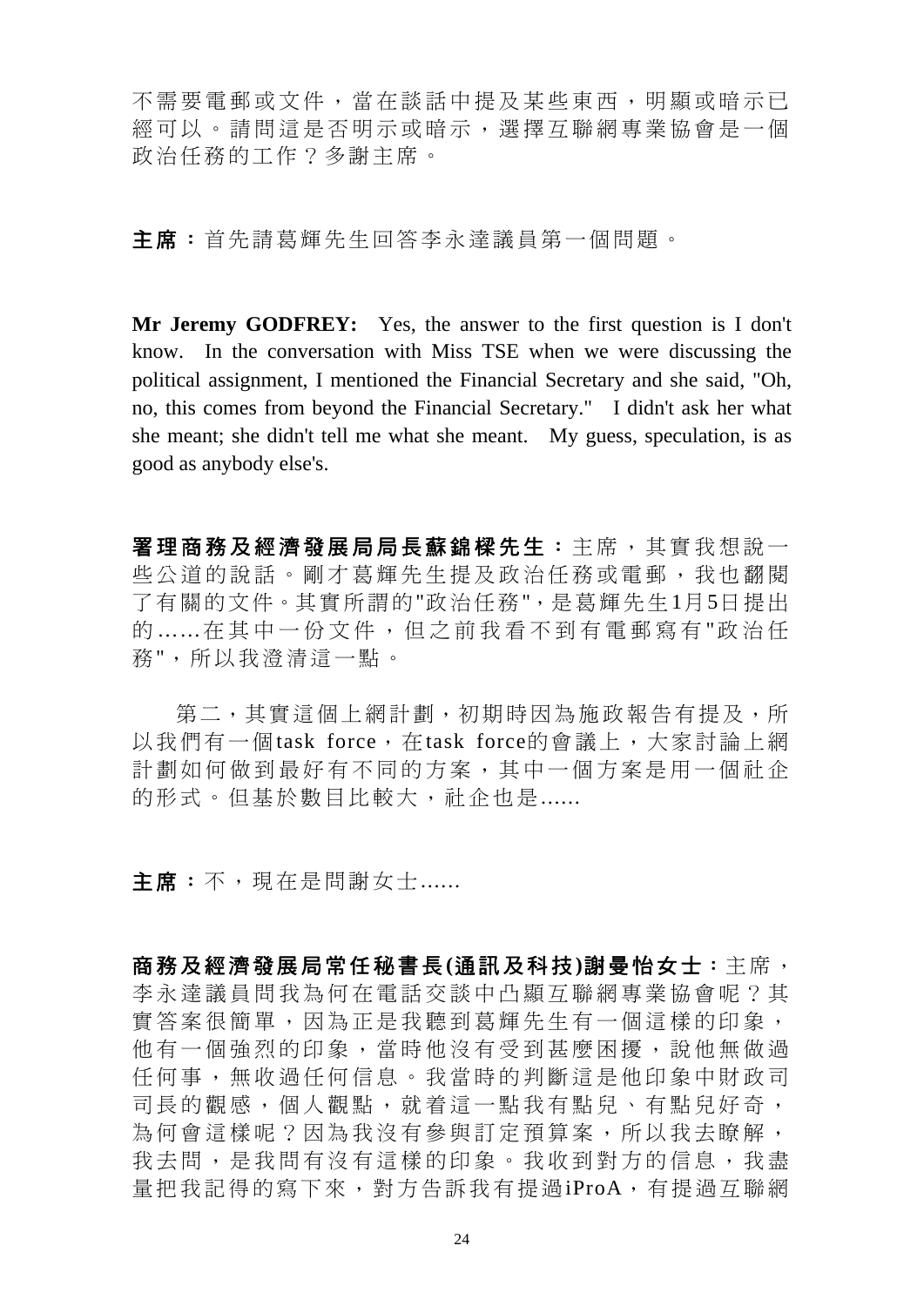不需要電郵或文件，當在談話中提及某些東西，明顯或暗示已經可以。請問這是否明示或暗示，選擇互聯網專業協會是一個政治任務的工作？多謝主席。

**主席：**首先請葛輝先生回答李永達議員第一個問題。

**Mr Jeremy GODFREY:** Yes, the answer to the first question is I don't know. In the conversation with Miss TSE when we were discussing the political assignment, I mentioned the Financial Secretary and she said, "Oh, no, this comes from beyond the Financial Secretary." I didn't ask her what she meant; she didn't tell me what she meant. My guess, speculation, is as good as anybody else's.

**署理商務及經濟發展局局長蘇錦樑先生：**主席，其實我想說一些公道的說話。剛才葛輝先生提及政治任務或電郵，我也翻閱了有關的文件。其實所謂的"政治任務"，是葛輝先生1月5日提出的……在其中一份文件，但之前我看不到有電郵寫有"政治任務"，所以我澄清這一點。

第二，其實這個上網計劃，初期時因為施政報告有提及，所以我們有一個task force，在task force的會議上，大家討論上網計劃如何做到最好有不同的方案，其中一個方案是用一個社企的形式。但基於數目比較大，社企也是……

**主席：**不，現在是問謝女士……

**商務及經濟發展局常任秘書長(通訊及科技)謝曼怡女士：**主席，李永達議員問我為何在電話交談中凸顯互聯網專業協會呢？其實答案很簡單，因為正是我聽到葛輝先生有一個這樣的印象，他有一個強烈的印象，當時他沒有受到甚麼困擾，說他無做過任何事，無收過任何信息。我當時的判斷這是他印象中財政司司長的觀感，個人觀點，就着這一點我有點兒、有點兒好奇，為何會這樣呢？因為我沒有參與訂定預算案，所以我去瞭解，我去問，是我問有沒有這樣的印象。我收到對方的信息，我盡量把我記得的寫下來，對方告訴我有提過iProA，有提過互聯網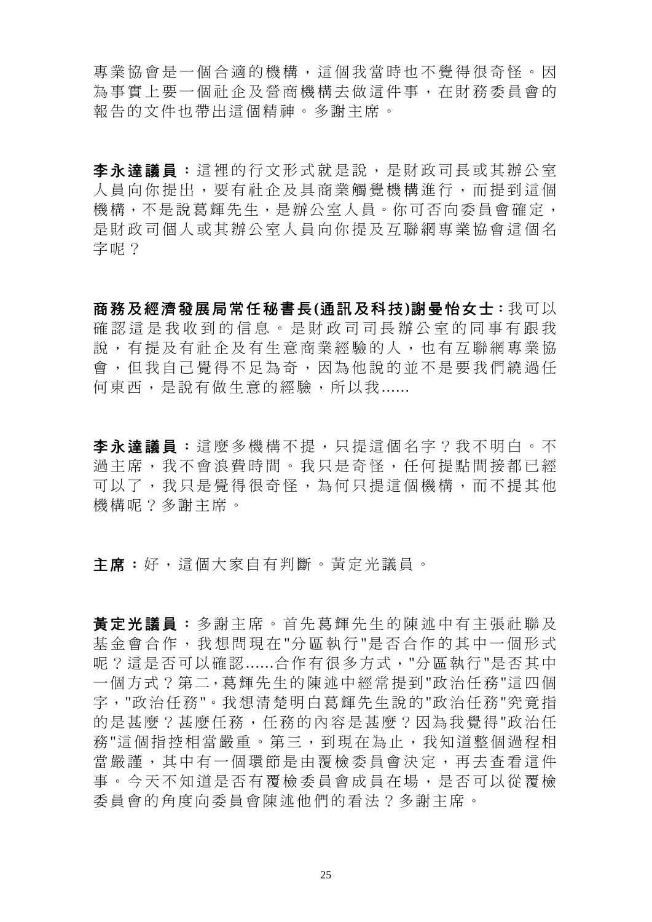專業協會是一個合適的機構，這個我當時也不覺得很奇怪。因為事實上要一個社企及營商機構去做這件事，在財務委員會的報告的文件也帶出這個精神。多謝主席。

**李永達議員：**這裡的行文形式就是說，是財政司長或其辦公室人員向你提出，要有社企及具商業觸覺機構進行，而提到這個機構，不是說葛輝先生，是辦公室人員。你可否向委員會確定，是財政司個人或其辦公室人員向你提及互聯網專業協會這個名字呢？

**商務及經濟發展局常任秘書長(通訊及科技)謝曼怡女士：**我可以確認這是我收到的信息。是財政司司長辦公室的同事有跟我說，有提及有社企及有生意商業經驗的人，也有互聯網專業協會，但我自己覺得不足為奇，因為他說的並不是要我們繞過任何東西，是說有做生意的經驗，所以我......

**李永達議員：**這麼多機構不提，只提這個名字？我不明白。不過主席，我不會浪費時間。我只是奇怪，任何提點間接都已經可以了，我只是覺得很奇怪，為何只提這個機構，而不提其他機構呢？多謝主席。

**主席：**好，這個大家自有判斷。黃定光議員。

**黃定光議員：**多謝主席。首先葛輝先生的陳述中有主張社聯及基金會合作，我想問現在"分區執行"是否合作的其中一個形式呢？這是否可以確認......合作有很多方式，"分區執行"是否其中一個方式？第二，葛輝先生的陳述中經常提到"政治任務"這四個字，"政治任務"。我想清楚明白葛輝先生說的"政治任務"究竟指的是甚麼？甚麼任務，任務的內容是甚麼？因為我覺得"政治任務"這個指控相當嚴重。第三，到現在為止，我知道整個過程相當嚴謹，其中有一個環節是由覆檢委員會決定，再去查看這件事。今天不知道是否有覆檢委員會成員在場，是否可以從覆檢委員會的角度向委員會陳述他們的看法？多謝主席。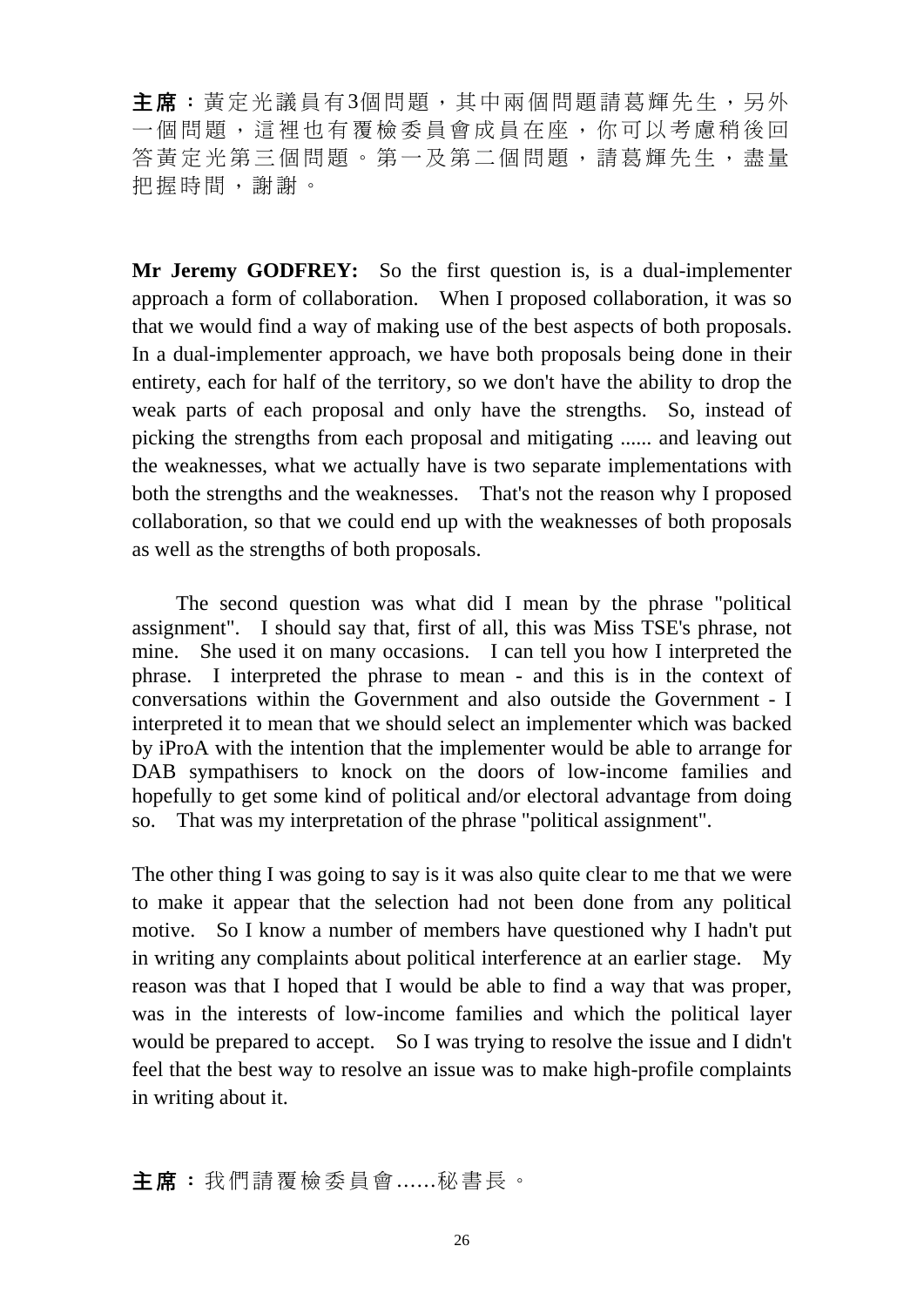**主席**：黃定光議員有3個問題，其中兩個問題請葛輝先生，另外一個問題，這裡也有覆檢委員會成員在座，你可以考慮稍後回答黃定光第三個問題。第一及第二個問題，請葛輝先生，盡量把握時間，謝謝。

**Mr Jeremy GODFREY:** So the first question is, is a dual-implementer approach a form of collaboration. When I proposed collaboration, it was so that we would find a way of making use of the best aspects of both proposals. In a dual-implementer approach, we have both proposals being done in their entirety, each for half of the territory, so we don't have the ability to drop the weak parts of each proposal and only have the strengths. So, instead of picking the strengths from each proposal and mitigating ...... and leaving out the weaknesses, what we actually have is two separate implementations with both the strengths and the weaknesses. That's not the reason why I proposed collaboration, so that we could end up with the weaknesses of both proposals as well as the strengths of both proposals.

The second question was what did I mean by the phrase "political assignment". I should say that, first of all, this was Miss TSE's phrase, not mine. She used it on many occasions. I can tell you how I interpreted the phrase. I interpreted the phrase to mean - and this is in the context of conversations within the Government and also outside the Government - I interpreted it to mean that we should select an implementer which was backed by iProA with the intention that the implementer would be able to arrange for DAB sympathisers to knock on the doors of low-income families and hopefully to get some kind of political and/or electoral advantage from doing so. That was my interpretation of the phrase "political assignment".

The other thing I was going to say is it was also quite clear to me that we were to make it appear that the selection had not been done from any political motive. So I know a number of members have questioned why I hadn't put in writing any complaints about political interference at an earlier stage. My reason was that I hoped that I would be able to find a way that was proper, was in the interests of low-income families and which the political layer would be prepared to accept. So I was trying to resolve the issue and I didn't feel that the best way to resolve an issue was to make high-profile complaints in writing about it.

**主席**：我們請覆檢委員會……秘書長。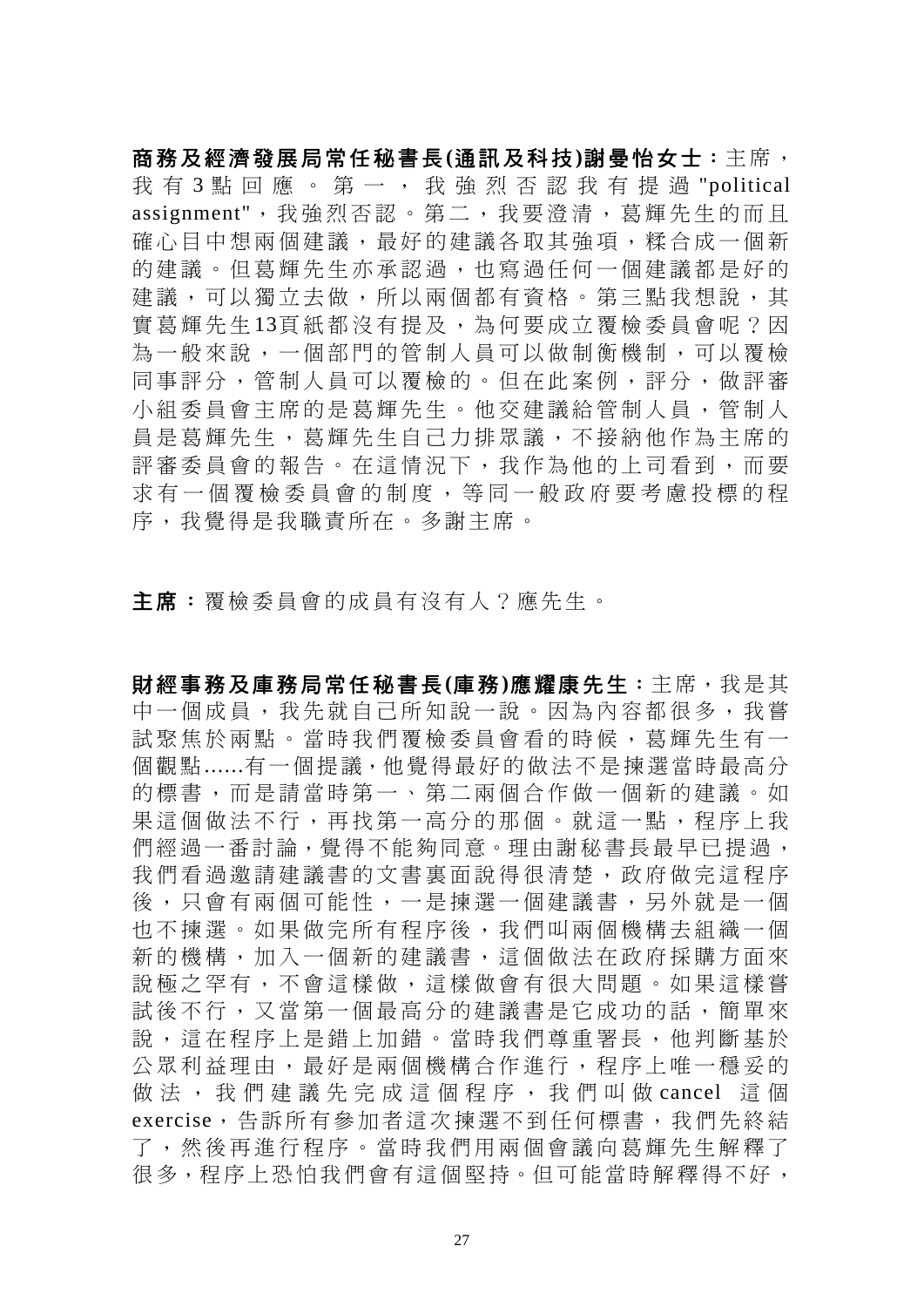**商務及經濟發展局常任秘書長(通訊及科技)謝曼怡女士：**主席，我有 3 點回應。第一，我強烈否認我有提過 "political assignment"，我強烈否認。第二，我要澄清，葛輝先生的而且確心目中想兩個建議，最好的建議各取其強項，糅合成一個新的建議。但葛輝先生亦承認過，也寫過任何一個建議都是好的建議，可以獨立去做，所以兩個都有資格。第三點我想說，其實葛輝先生13頁紙都沒有提及，為何要成立覆檢委員會呢？因為一般來說，一個部門的管制人員可以做制衡機制，可以覆檢同事評分，管制人員可以覆檢的。但在此案例，評分，做評審小組委員會主席的是葛輝先生。他交建議給管制人員，管制人員是葛輝先生，葛輝先生自己力排眾議，不接納他作為主席的評審委員會的報告。在這情況下，我作為他的上司看到，而要求有一個覆檢委員會的制度，等同一般政府要考慮投標的程序，我覺得是我職責所在。多謝主席。

**主席：**覆檢委員會的成員有沒有人？應先生。

**財經事務及庫務局常任秘書長(庫務)應耀康先生：**主席，我是其中一個成員，我先就自己所知說一說。因為內容都很多，我嘗試聚焦於兩點。當時我們覆檢委員會看的時候，葛輝先生有一個觀點......有一個提議，他覺得最好的做法不是揀選當時最高分的標書，而是請當時第一、第二兩個合作做一個新的建議。如果這個做法不行，再找第一高分的那個。就這一點，程序上我們經過一番討論，覺得不能夠同意。理由謝秘書長最早已提過，我們看過邀請建議書的文書裏面說得很清楚，政府做完這程序後，只會有兩個可能性，一是揀選一個建議書，另外就是一個也不揀選。如果做完所有程序後，我們叫兩個機構去組織一個新的機構，加入一個新的建議書，這個做法在政府採購方面來說極之罕有，不會這樣做，這樣做會有很大問題。如果這樣嘗試後不行，又當第一個最高分的建議書是它成功的話，簡單來說，這在程序上是錯上加錯。當時我們尊重署長，他判斷基於公眾利益理由，最好是兩個機構合作進行，程序上唯一穩妥的做法，我們建議先完成這個程序，我們叫做 cancel 這個 exercise，告訴所有參加者這次揀選不到任何標書，我們先終結了，然後再進行程序。當時我們用兩個會議向葛輝先生解釋了很多，程序上恐怕我們會有這個堅持。但可能當時解釋得不好，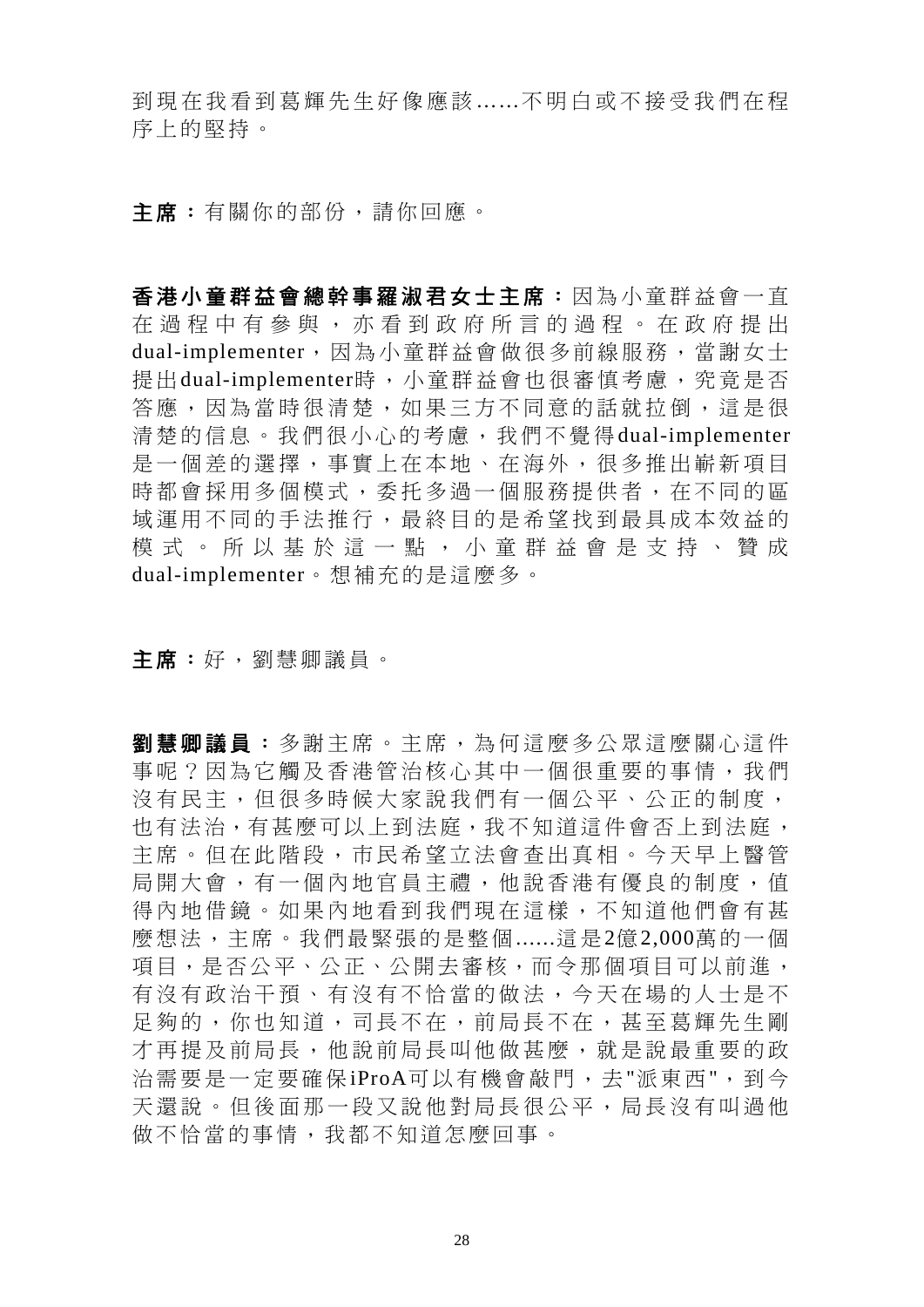到現在我看到葛輝先生好像應該……不明白或不接受我們在程序上的堅持。

**主席：**有關你的部份，請你回應。

**香港小童群益會總幹事羅淑君女士主席：**因為小童群益會一直在過程中有參與，亦看到政府所言的過程。在政府提出dual-implementer，因為小童群益會做很多前線服務，當謝女士提出dual-implementer時，小童群益會也很審慎考慮，究竟是否答應，因為當時很清楚，如果三方不同意的話就拉倒，這是很清楚的信息。我們很小心的考慮，我們不覺得dual-implementer是一個差的選擇，事實上在本地、在海外，很多推出嶄新項目時都會採用多個模式，委托多過一個服務提供者，在不同的區域運用不同的手法推行，最終目的是希望找到最具成本效益的模式。所以基於這一點，小童群益會是支持、贊成dual-implementer。想補充的是這麼多。

**主席：**好，劉慧卿議員。

**劉慧卿議員：**多謝主席。主席，為何這麼多公眾這麼關心這件事呢？因為它觸及香港管治核心其中一個很重要的事情，我們沒有民主，但很多時候大家說我們有一個公平、公正的制度，也有法治，有甚麼可以上到法庭，我不知道這件會否上到法庭，主席。但在此階段，市民希望立法會查出真相。今天早上醫管局開大會，有一個內地官員主禮，他說香港有優良的制度，值得內地借鏡。如果內地看到我們現在這樣，不知道他們會有甚麼想法，主席。我們最緊張的是整個……這是2億2,000萬的一個項目，是否公平、公正、公開去審核，而令那個項目可以前進，有沒有政治干預、有沒有不恰當的做法，今天在場的人士是不足夠的，你也知道，司長不在，前局長不在，甚至葛輝先生剛才再提及前局長，他說前局長叫他做甚麼，就是說最重要的政治需要是一定要確保iProA可以有機會敲門，去"派東西"，到今天還說。但後面那一段又說他對局長很公平，局長沒有叫過他做不恰當的事情，我都不知道怎麼回事。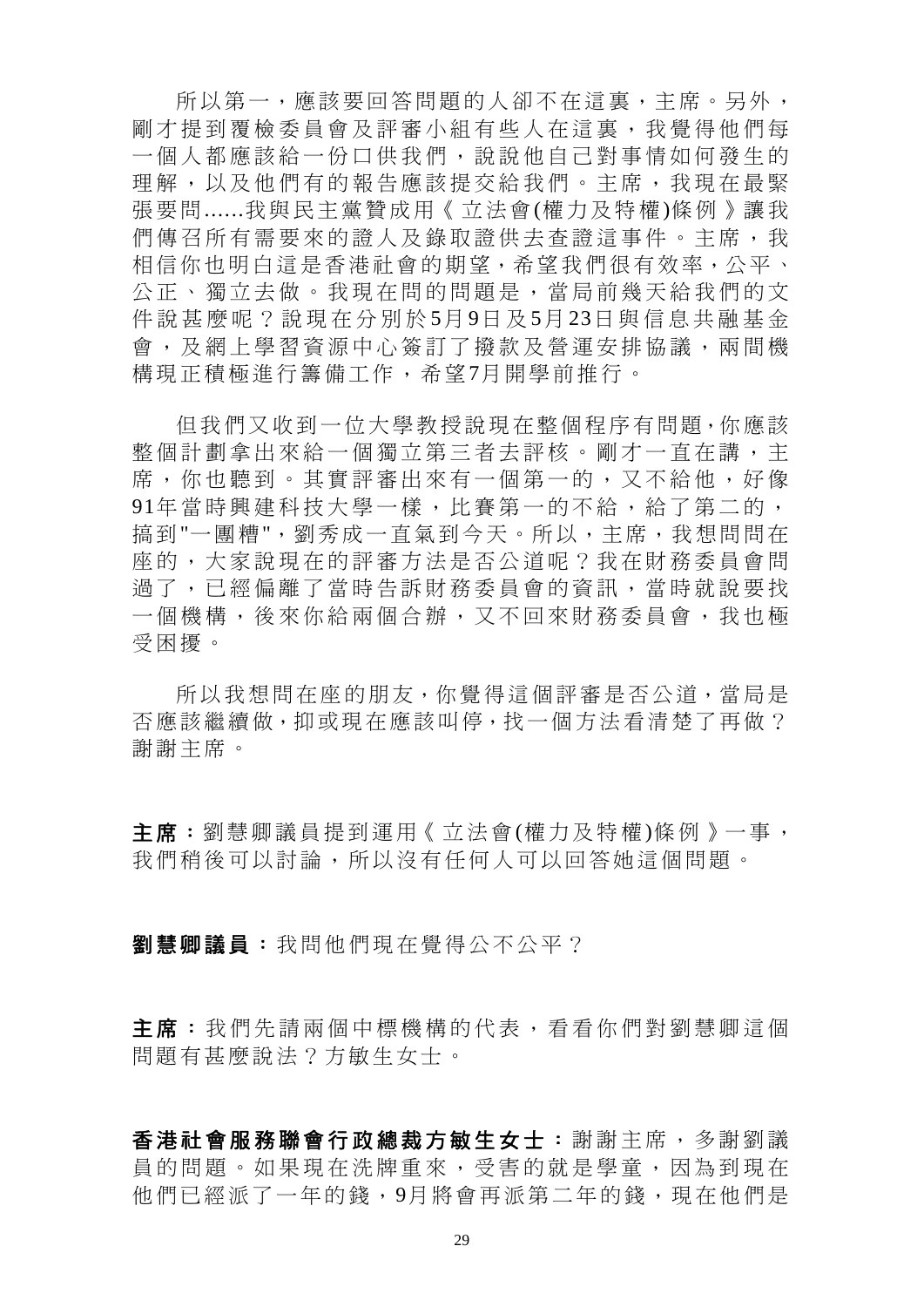所以第一，應該要回答問題的人卻不在這裏，主席。另外，剛才提到覆檢委員會及評審小組有些人在這裏，我覺得他們每一個人都應該給一份口供我們，說說他自己對事情如何發生的理解，以及他們有的報告應該提交給我們。主席，我現在最緊張要問......我與民主黨贊成用《立法會(權力及特權)條例》讓我們傳召所有需要來的證人及錄取證供去查證這事件。主席，我相信你也明白這是香港社會的期望，希望我們很有效率，公平、公正、獨立去做。我現在問的問題是，當局前幾天給我們的文件說甚麼呢？說現在分別於5月9日及5月23日與信息共融基金會，及網上學習資源中心簽訂了撥款及營運安排協議，兩間機構現正積極進行籌備工作，希望7月開學前推行。

但我們又收到一位大學教授說現在整個程序有問題，你應該整個計劃拿出來給一個獨立第三者去評核。剛才一直在講，主席，你也聽到。其實評審出來有一個第一的，又不給他，好像91年當時興建科技大學一樣，比賽第一的不給，給了第二的，搞到"一團糟"，劉秀成一直氣到今天。所以，主席，我想問問在座的，大家說現在的評審方法是否公道呢？我在財務委員會問過了，已經偏離了當時告訴財務委員會的資訊，當時就說要找一個機構，後來你給兩個合辦，又不回來財務委員會，我也極受困擾。

所以我想問在座的朋友，你覺得這個評審是否公道，當局是否應該繼續做，抑或現在應該叫停，找一個方法看清楚了再做？謝謝主席。

**主席**：劉慧卿議員提到運用《立法會(權力及特權)條例》一事，我們稍後可以討論，所以沒有任何人可以回答她這個問題。

**劉慧卿議員**：我問他們現在覺得公不公平？

**主席**：我們先請兩個中標機構的代表，看看你們對劉慧卿這個問題有甚麼說法？方敏生女士。

**香港社會服務聯會行政總裁方敏生女士**：謝謝主席，多謝劉議員的問題。如果現在洗牌重來，受害的就是學童，因為到現在他們已經派了一年的錢，9月將會再派第二年的錢，現在他們是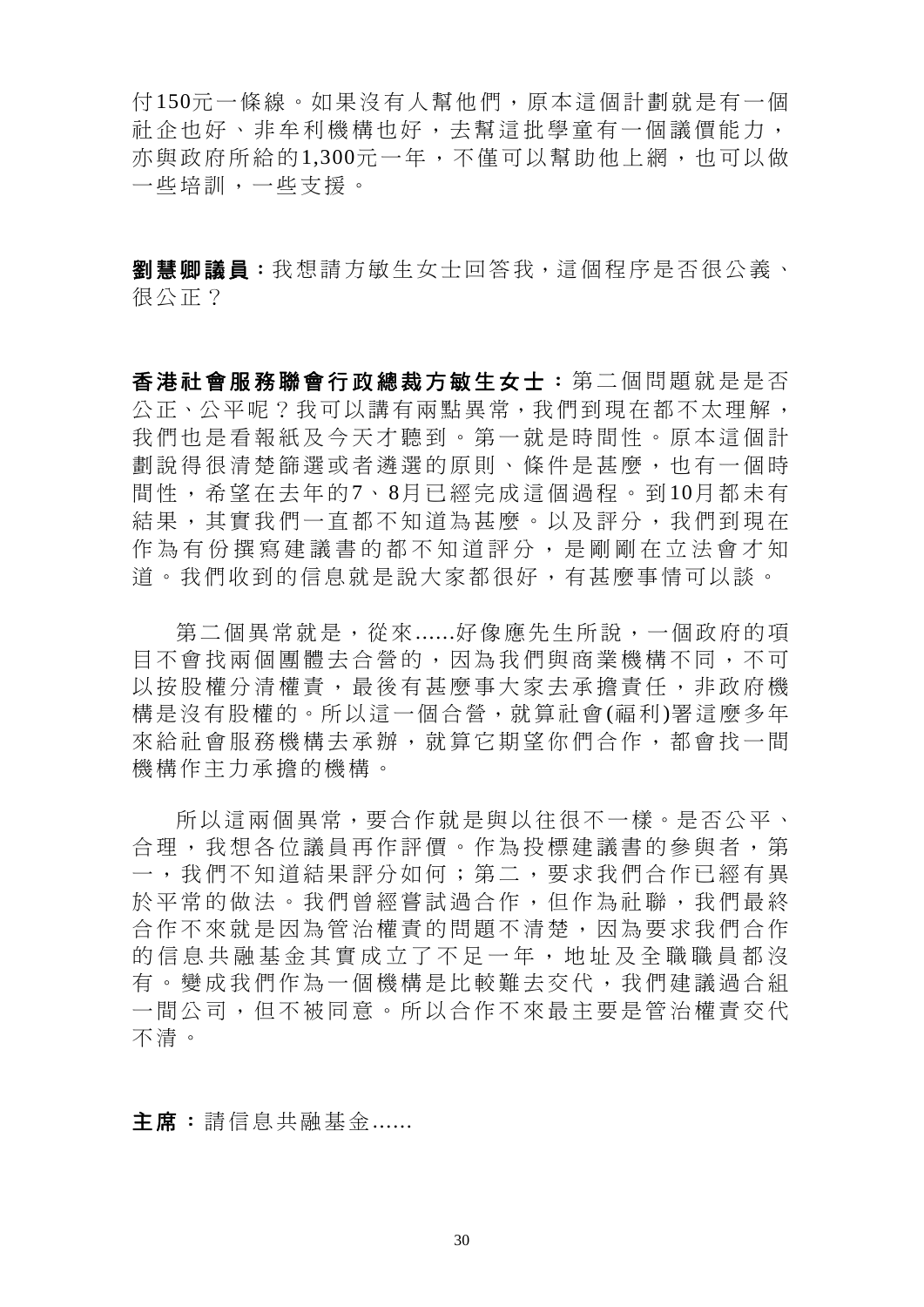付150元一條線。如果沒有人幫他們，原本這個計劃就是有一個社企也好、非牟利機構也好，去幫這批學童有一個議價能力，亦與政府所給的1,300元一年，不僅可以幫助他上網，也可以做一些培訓，一些支援。

**劉慧卿議員：**我想請方敏生女士回答我，這個程序是否很公義、很公正？

**香港社會服務聯會行政總裁方敏生女士：**第二個問題就是是否公正、公平呢？我可以講有兩點異常，我們到現在都不太理解，我們也是看報紙及今天才聽到。第一就是時間性。原本這個計劃說得很清楚篩選或者遴選的原則、條件是甚麼，也有一個時間性，希望在去年的7、8月已經完成這個過程。到10月都未有結果，其實我們一直都不知道為甚麼。以及評分，我們到現在作為有份撰寫建議書的都不知道評分，是剛剛在立法會才知道。我們收到的信息就是說大家都很好，有甚麼事情可以談。

第二個異常就是，從來......好像應先生所說，一個政府的項目不會找兩個團體去合營的，因為我們與商業機構不同，不可以按股權分清權責，最後有甚麼事大家去承擔責任，非政府機構是沒有股權的。所以這一個合營，就算社會(福利)署這麼多年來給社會服務機構去承辦，就算它期望你們合作，都會找一間機構作主力承擔的機構。

所以這兩個異常，要合作就是與以往很不一樣。是否公平、合理，我想各位議員再作評價。作為投標建議書的參與者，第一，我們不知道結果評分如何；第二，要求我們合作已經有異於平常的做法。我們曾經嘗試過合作，但作為社聯，我們最終合作不來就是因為管治權責的問題不清楚，因為要求我們合作的信息共融基金其實成立了不足一年，地址及全職職員都沒有。變成我們作為一個機構是比較難去交代，我們建議過合組一間公司，但不被同意。所以合作不來最主要是管治權責交代不清。

**主席：**請信息共融基金......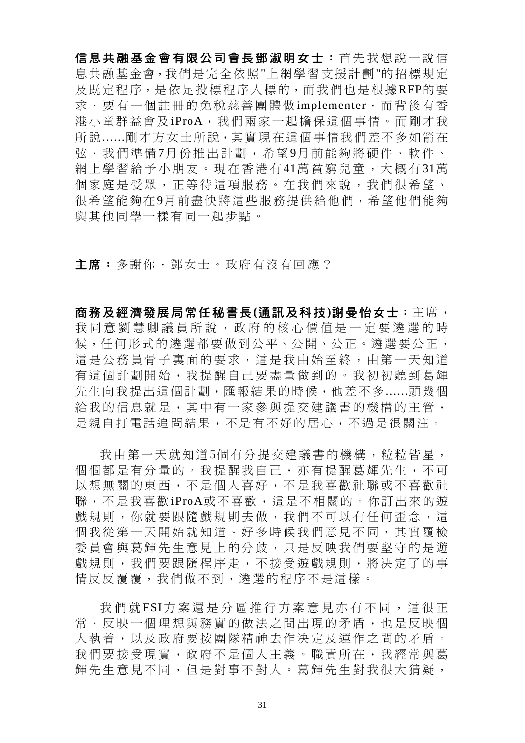**信息共融基金會有限公司會長鄧淑明女士：**首先我想說一說信息共融基金會,我們是完全依照"上網學習支援計劃"的招標規定及既定程序，是依足投標程序入標的，而我們也是根據RFP的要求，要有一個註冊的免稅慈善團體做implementer，而背後有香港小童群益會及iProA，我們兩家一起擔保這個事情。而剛才我所說......剛才方女士所說，其實現在這個事情我們差不多如箭在弦，我們準備7月份推出計劃，希望9月前能夠將硬件、軟件、網上學習給予小朋友。現在香港有41萬貧窮兒童，大概有31萬個家庭是受眾，正等待這項服務。在我們來說，我們很希望、很希望能夠在9月前盡快將這些服務提供給他們，希望他們能夠與其他同學一樣有同一起步點。

**主席：**多謝你，鄧女士。政府有沒有回應？

**商務及經濟發展局常任秘書長(通訊及科技)謝曼怡女士：**主席，我同意劉慧卿議員所說，政府的核心價值是一定要遴選的時候，任何形式的遴選都要做到公平、公開、公正。遴選要公正，這是公務員骨子裏面的要求，這是我由始至終，由第一天知道有這個計劃開始，我提醒自己要盡量做到的。我初初聽到葛輝先生向我提出這個計劃，匯報結果的時候，他差不多......頭幾個給我的信息就是，其中有一家參與提交建議書的機構的主管，是親自打電話追問結果，不是有不好的居心，不過是很關注。

我由第一天就知道5個有分提交建議書的機構，粒粒皆星，個個都是有分量的。我提醒我自己，亦有提醒葛輝先生，不可以想無關的東西，不是個人喜好，不是我喜歡社聯或不喜歡社聯，不是我喜歡iProA或不喜歡，這是不相關的。你訂出來的遊戲規則，你就要跟隨戲規則去做，我們不可以有任何歪念，這個我從第一天開始就知道。好多時候我們意見不同，其實覆檢委員會與葛輝先生意見上的分歧，只是反映我們要堅守的是遊戲規則，我們要跟隨程序走，不接受遊戲規則，將決定了的事情反反覆覆，我們做不到，遴選的程序不是這樣。

我們就FSI方案還是分區推行方案意見亦有不同，這很正常，反映一個理想與務實的做法之間出現的矛盾，也是反映個人執着，以及政府要按團隊精神去作決定及運作之間的矛盾。我們要接受現實，政府不是個人主義。職責所在，我經常與葛輝先生意見不同，但是對事不對人。葛輝先生對我很大猜疑，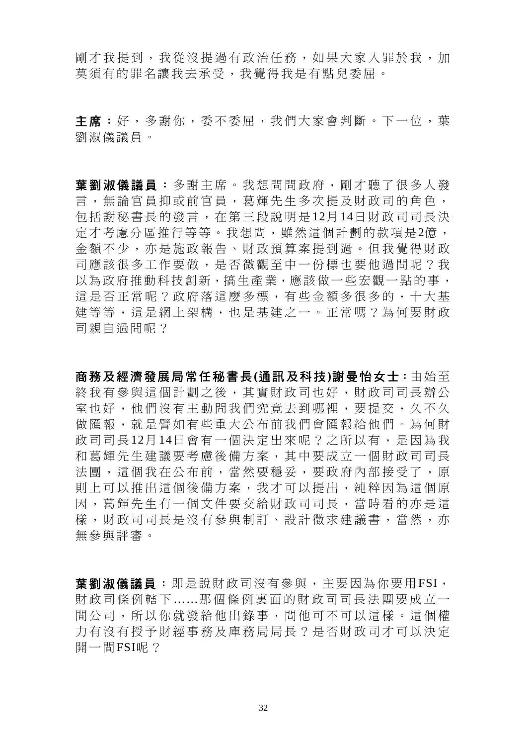剛才我提到，我從沒提過有政治任務，如果大家入罪於我，加莫須有的罪名讓我去承受，我覺得我是有點兒委屈。

**主席：**好，多謝你，委不委屈，我們大家會判斷。下一位，葉劉淑儀議員。

**葉劉淑儀議員：**多謝主席。我想問問政府，剛才聽了很多人發言，無論官員抑或前官員，葛輝先生多次提及財政司的角色，包括謝秘書長的發言，在第三段說明是12月14日財政司司長決定才考慮分區推行等等。我想問，雖然這個計劃的款項是2億，金額不少，亦是施政報告、財政預算案提到過。但我覺得財政司應該很多工作要做，是否微觀至中一份標也要他過問呢？我以為政府推動科技創新，搞生產業，應該做一些宏觀一點的事，這是否正常呢？政府落這麼多標，有些金額多很多的，十大基建等等，這是網上架構，也是基建之一。正常嗎？為何要財政司親自過問呢？

**商務及經濟發展局常任秘書長(通訊及科技)謝曼怡女士：**由始至終我有參與這個計劃之後，其實財政司也好，財政司司長辦公室也好，他們沒有主動問我們究竟去到哪裡，要提交，久不久做匯報，就是譬如有些重大公布前我們會匯報給他們。為何財政司司長12月14日會有一個決定出來呢？之所以有，是因為我和葛輝先生建議要考慮後備方案，其中要成立一個財政司司長法團，這個我在公布前，當然要穩妥，要政府內部接受了，原則上可以推出這個後備方案，我才可以提出，純粹因為這個原因，葛輝先生有一個文件要交給財政司司長，當時看的亦是這樣，財政司司長是沒有參與制訂、設計徵求建議書，當然，亦無參與評審。

**葉劉淑儀議員：**即是說財政司沒有參與，主要因為你要用FSI，財政司條例轄下......那個條例裏面的財政司司長法團要成立一間公司，所以你就發給他出錄事，問他可不可以這樣。這個權力有沒有授予財經事務及庫務局局長？是否財政司才可以決定開一間FSI呢？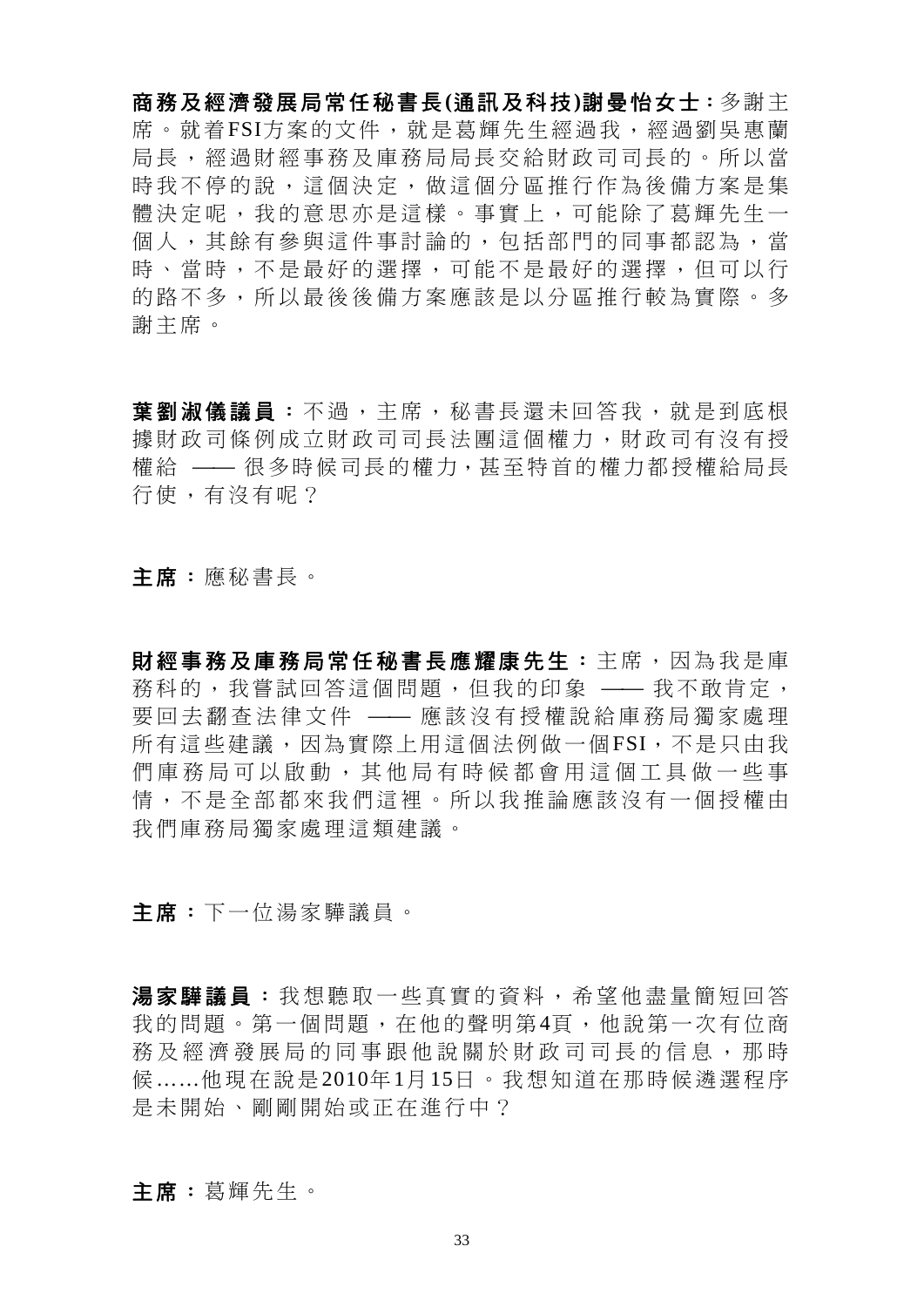**商務及經濟發展局常任秘書長(通訊及科技)謝曼怡女士**：多謝主席。就着FSI方案的文件，就是葛輝先生經過我，經過劉吳惠蘭局長，經過財經事務及庫務局局長交給財政司司長的。所以當時我不停的說，這個決定，做這個分區推行作為後備方案是集體決定呢，我的意思亦是這樣。事實上，可能除了葛輝先生一個人，其餘有參與這件事討論的，包括部門的同事都認為，當時、當時，不是最好的選擇，可能不是最好的選擇，但可以行的路不多，所以最後後備方案應該是以分區推行較為實際。多謝主席。

**葉劉淑儀議員**：不過，主席，秘書長還未回答我，就是到底根據財政司條例成立財政司司長法團這個權力，財政司有沒有授權給 —— 很多時候司長的權力，甚至特首的權力都授權給局長行使，有沒有呢？

**主席**：應秘書長。

**財經事務及庫務局常任秘書長應耀康先生**：主席，因為我是庫務科的，我嘗試回答這個問題，但我的印象 —— 我不敢肯定，要回去翻查法律文件 —— 應該沒有授權說給庫務局獨家處理所有這些建議，因為實際上用這個法例做一個FSI，不是只由我們庫務局可以啟動，其他局有時候都會用這個工具做一些事情，不是全部都來我們這裡。所以我推論應該沒有一個授權由我們庫務局獨家處理這類建議。

**主席**：下一位湯家驊議員。

**湯家驊議員**：我想聽取一些真實的資料，希望他盡量簡短回答我的問題。第一個問題，在他的聲明第4頁，他說第一次有位商務及經濟發展局的同事跟他說關於財政司司長的信息，那時候......他現在說是2010年1月15日。我想知道在那時候遴選程序是未開始、剛剛開始或正在進行中？

**主席**：葛輝先生。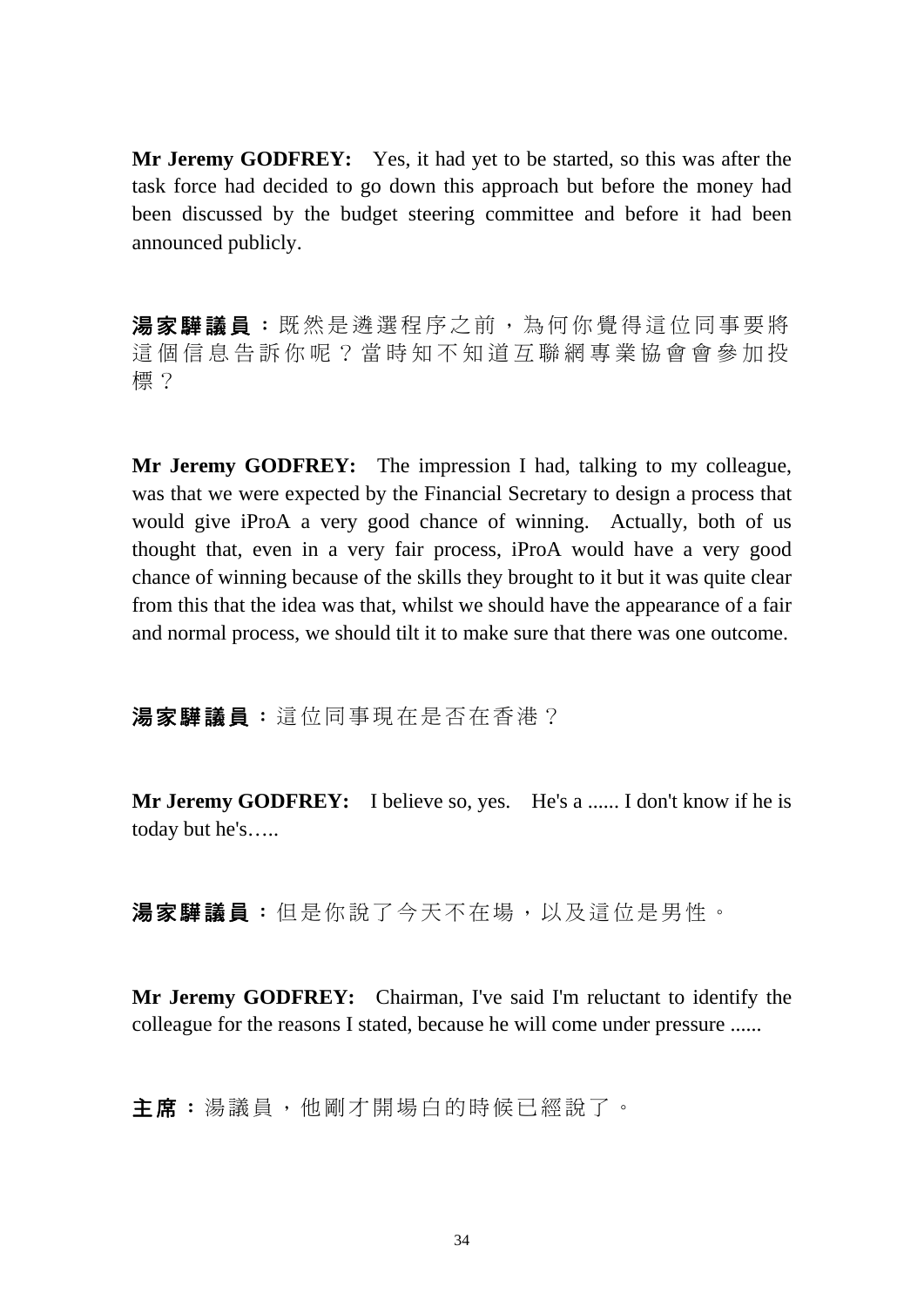**Mr Jeremy GODFREY:** Yes, it had yet to be started, so this was after the task force had decided to go down this approach but before the money had been discussed by the budget steering committee and before it had been announced publicly.

**湯家驊議員：**既然是遴選程序之前，為何你覺得這位同事要將這個信息告訴你呢？當時知不知道互聯網專業協會會參加投標？

**Mr Jeremy GODFREY:** The impression I had, talking to my colleague, was that we were expected by the Financial Secretary to design a process that would give iProA a very good chance of winning. Actually, both of us thought that, even in a very fair process, iProA would have a very good chance of winning because of the skills they brought to it but it was quite clear from this that the idea was that, whilst we should have the appearance of a fair and normal process, we should tilt it to make sure that there was one outcome.

**湯家驊議員：**這位同事現在是否在香港？

**Mr Jeremy GODFREY:** I believe so, yes. He's a ...... I don't know if he is today but he's…..

**湯家驊議員：**但是你說了今天不在場，以及這位是男性。

**Mr Jeremy GODFREY:** Chairman, I've said I'm reluctant to identify the colleague for the reasons I stated, because he will come under pressure ......

**主席：**湯議員，他剛才開場白的時候已經說了。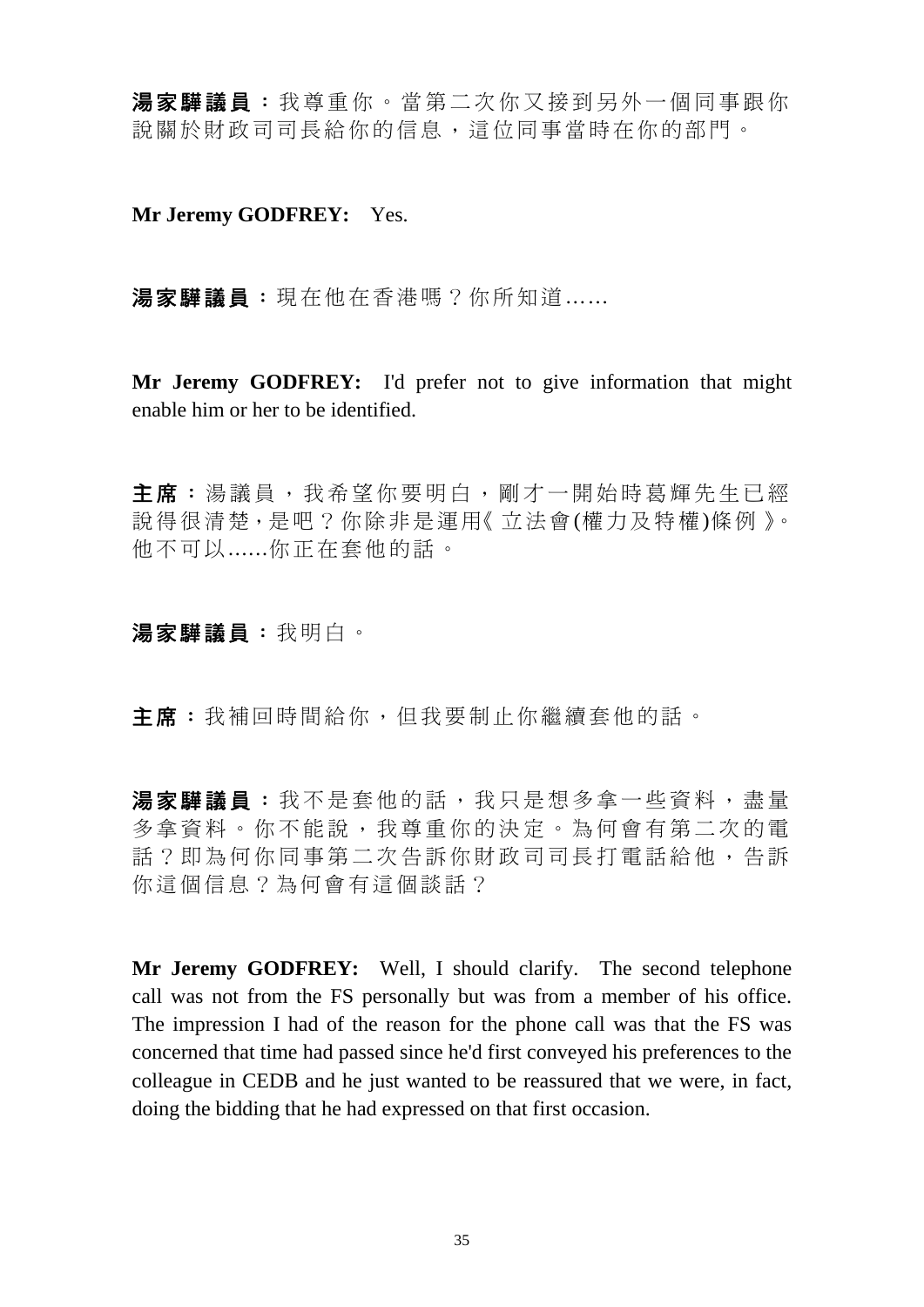**湯家驊議員**：我尊重你。當第二次你又接到另外一個同事跟你說關於財政司司長給你的信息，這位同事當時在你的部門。

**Mr Jeremy GODFREY:** Yes.

**湯家驊議員**：現在他在香港嗎？你所知道......

**Mr Jeremy GODFREY:** I'd prefer not to give information that might enable him or her to be identified.

**主席**：湯議員，我希望你要明白，剛才一開始時葛輝先生已經說得很清楚，是吧？你除非是運用《立法會(權力及特權)條例》。他不可以......你正在套他的話。

**湯家驊議員**：我明白。

**主席**：我補回時間給你，但我要制止你繼續套他的話。

**湯家驊議員**：我不是套他的話，我只是想多拿一些資料，盡量多拿資料。你不能說，我尊重你的決定。為何會有第二次的電話？即為何你同事第二次告訴你財政司司長打電話給他，告訴你這個信息？為何會有這個談話？

**Mr Jeremy GODFREY:** Well, I should clarify. The second telephone call was not from the FS personally but was from a member of his office. The impression I had of the reason for the phone call was that the FS was concerned that time had passed since he'd first conveyed his preferences to the colleague in CEDB and he just wanted to be reassured that we were, in fact, doing the bidding that he had expressed on that first occasion.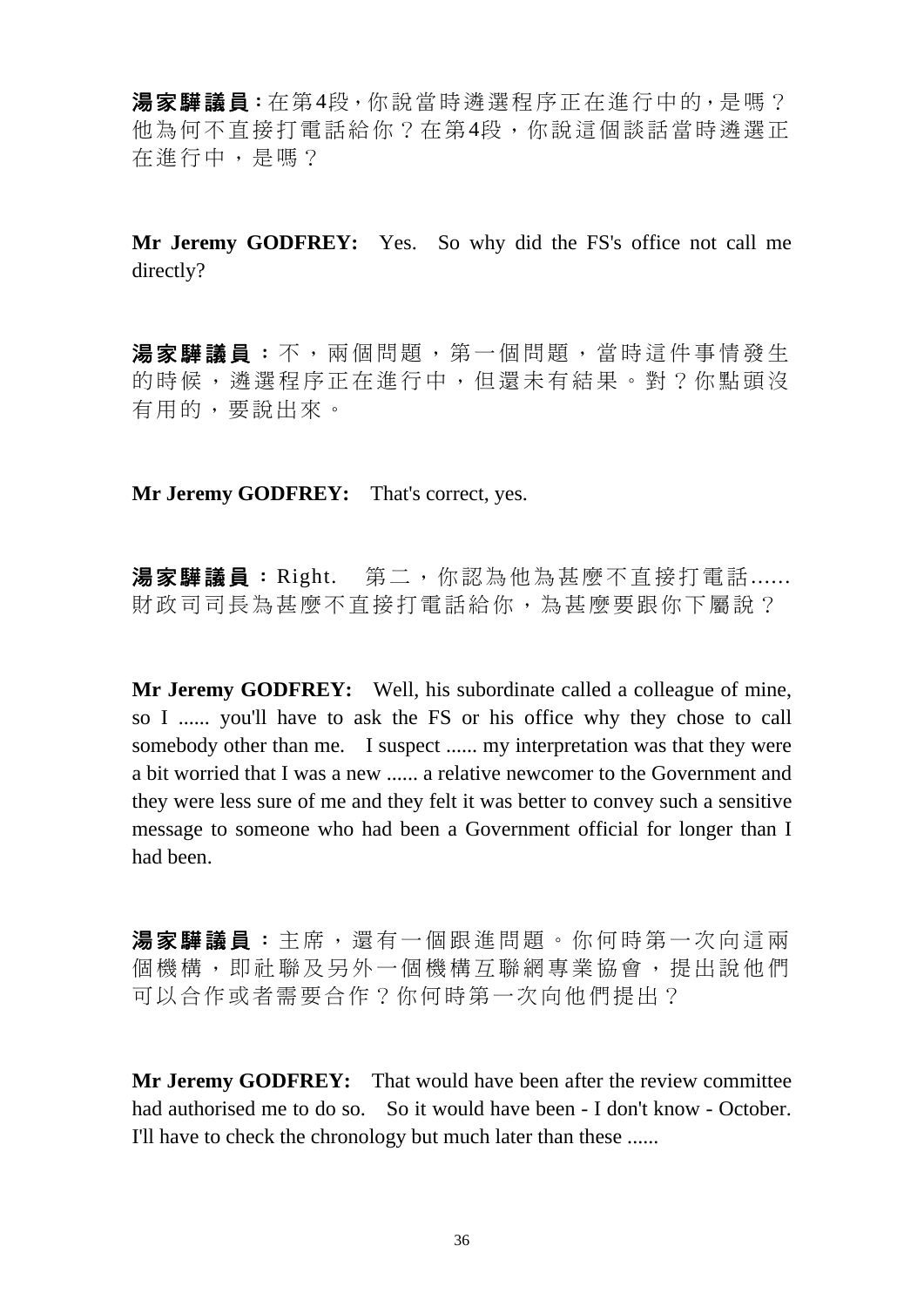**湯家驊議員：**在第4段，你說當時遴選程序正在進行中的，是嗎？他為何不直接打電話給你？在第4段，你說這個談話當時遴選正在進行中，是嗎？

**Mr Jeremy GODFREY:** Yes. So why did the FS's office not call me directly?

**湯家驊議員：**不，兩個問題，第一個問題，當時這件事情發生的時候，遴選程序正在進行中，但還未有結果。對？你點頭沒有用的，要說出來。

**Mr Jeremy GODFREY:** That's correct, yes.

**湯家驊議員：**Right. 第二，你認為他為甚麼不直接打電話......財政司司長為甚麼不直接打電話給你，為甚麼要跟你下屬說？

**Mr Jeremy GODFREY:** Well, his subordinate called a colleague of mine, so I ...... you'll have to ask the FS or his office why they chose to call somebody other than me. I suspect ...... my interpretation was that they were a bit worried that I was a new ...... a relative newcomer to the Government and they were less sure of me and they felt it was better to convey such a sensitive message to someone who had been a Government official for longer than I had been.

**湯家驊議員：**主席，還有一個跟進問題。你何時第一次向這兩個機構，即社聯及另外一個機構互聯網專業協會，提出說他們可以合作或者需要合作？你何時第一次向他們提出？

**Mr Jeremy GODFREY:** That would have been after the review committee had authorised me to do so. So it would have been - I don't know - October. I'll have to check the chronology but much later than these ......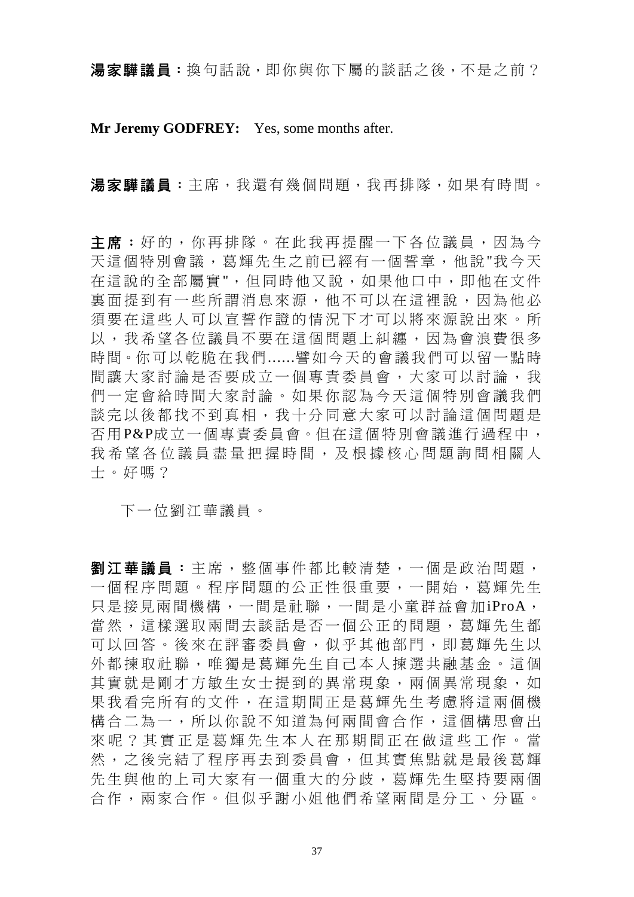**湯家驊議員**：換句話說，即你與你下屬的談話之後，不是之前？

**Mr Jeremy GODFREY:** Yes, some months after.

**湯家驊議員**：主席，我還有幾個問題，我再排隊，如果有時間。

**主席**：好的，你再排隊。在此我再提醒一下各位議員，因為今天這個特別會議，葛輝先生之前已經有一個誓章，他說"我今天在這說的全部屬實"，但同時他又說，如果他口中，即他在文件裏面提到有一些所謂消息來源，他不可以在這裡說，因為他必須要在這些人可以宣誓作證的情況下才可以將來源說出來。所以，我希望各位議員不要在這個問題上糾纏，因為會浪費很多時間。你可以乾脆在我們......譬如今天的會議我們可以留一點時間讓大家討論是否要成立一個專責委員會，大家可以討論，我們一定會給時間大家討論。如果你認為今天這個特別會議我們談完以後都找不到真相，我十分同意大家可以討論這個問題是否用P&P成立一個專責委員會。但在這個特別會議進行過程中，我希望各位議員盡量把握時間，及根據核心問題詢問相關人士。好嗎？

下一位劉江華議員。

**劉江華議員**：主席，整個事件都比較清楚，一個是政治問題，一個程序問題。程序問題的公正性很重要，一開始，葛輝先生只是接見兩間機構，一間是社聯，一間是小童群益會加iProA，當然，這樣選取兩間去談話是否一個公正的問題，葛輝先生都可以回答。後來在評審委員會，似乎其他部門，即葛輝先生以外都揀取社聯，唯獨是葛輝先生自己本人揀選共融基金。這個其實就是剛才方敏生女士提到的異常現象，兩個異常現象，如果我看完所有的文件，在這期間正是葛輝先生考慮將這兩個機構合二為一，所以你說不知道為何兩間會合作，這個構思會出來呢？其實正是葛輝先生本人在那期間正在做這些工作。當然，之後完結了程序再去到委員會，但其實焦點就是最後葛輝先生與他的上司大家有一個重大的分歧，葛輝先生堅持要兩個合作，兩家合作。但似乎謝小姐他們希望兩間是分工、分區。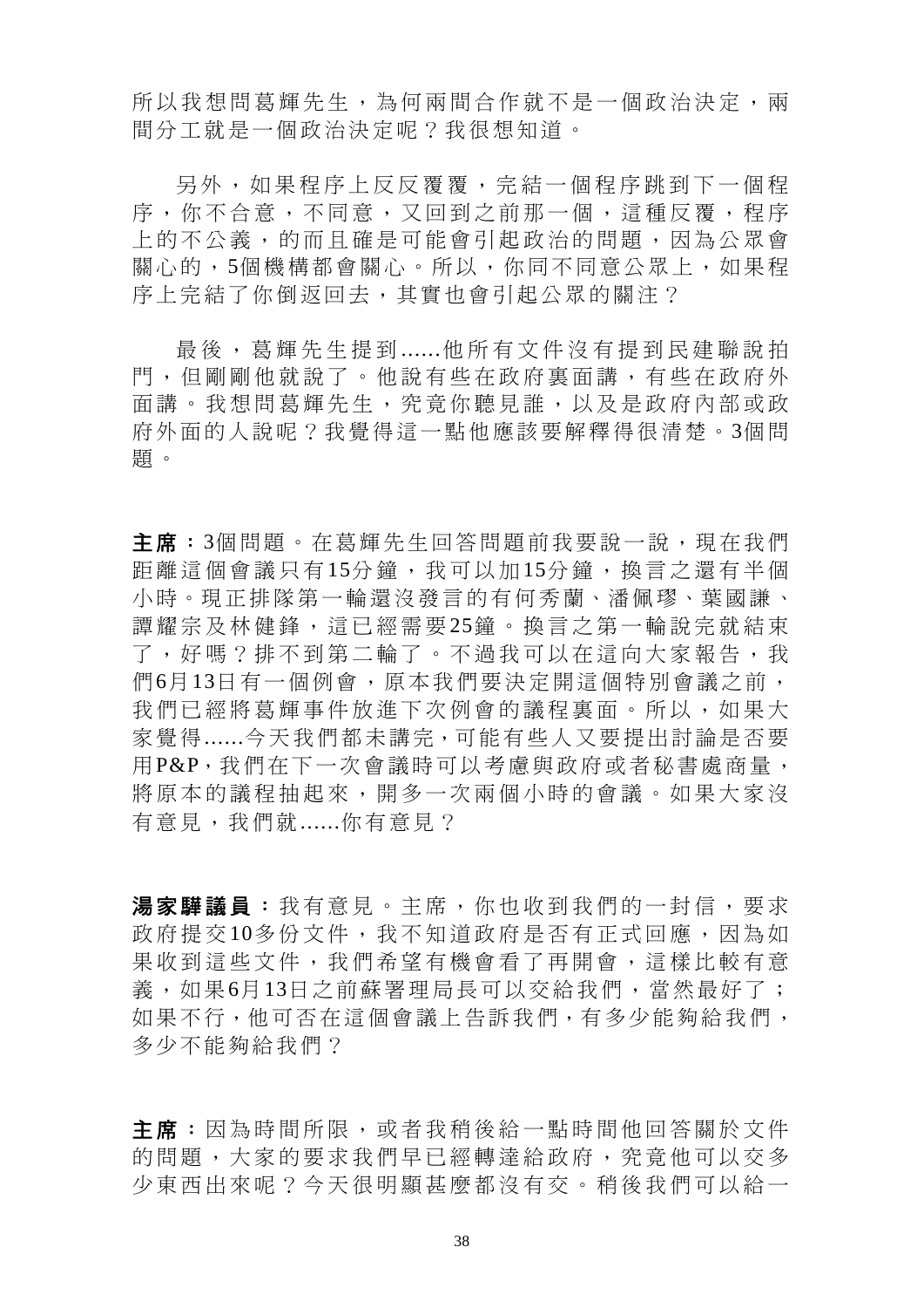所以我想問葛輝先生，為何兩間合作就不是一個政治決定，兩間分工就是一個政治決定呢？我很想知道。

另外，如果程序上反反覆覆，完結一個程序跳到下一個程序，你不合意，不同意，又回到之前那一個，這種反覆，程序上的不公義，的而且確是可能會引起政治的問題，因為公眾會關心的，5個機構都會關心。所以，你同不同意公眾上，如果程序上完結了你倒返回去，其實也會引起公眾的關注？

最後，葛輝先生提到......他所有文件沒有提到民建聯說拍門，但剛剛他就說了。他說有些在政府裏面講，有些在政府外面講。我想問葛輝先生，究竟你聽見誰，以及是政府內部或政府外面的人說呢？我覺得這一點他應該要解釋得很清楚。3個問題。

**主席：**3個問題。在葛輝先生回答問題前我要說一說，現在我們距離這個會議只有15分鐘，我可以加15分鐘，換言之還有半個小時。現正排隊第一輪還沒發言的有何秀蘭、潘佩璆、葉國謙、譚耀宗及林健鋒，這已經需要25鐘。換言之第一輪說完就結束了，好嗎？排不到第二輪了。不過我可以在這向大家報告，我們6月13日有一個例會，原本我們要決定開這個特別會議之前，我們已經將葛輝事件放進下次例會的議程裏面。所以，如果大家覺得......今天我們都未講完，可能有些人又要提出討論是否要用P&P，我們在下一次會議時可以考慮與政府或者秘書處商量，將原本的議程抽起來，開多一次兩個小時的會議。如果大家沒有意見，我們就......你有意見？

**湯家驊議員：**我有意見。主席，你也收到我們的一封信，要求政府提交10多份文件，我不知道政府是否有正式回應，因為如果收到這些文件，我們希望有機會看了再開會，這樣比較有意義，如果6月13日之前蘇署理局長可以交給我們，當然最好了；如果不行，他可否在這個會議上告訴我們，有多少能夠給我們，多少不能夠給我們？

**主席：**因為時間所限，或者我稍後給一點時間他回答關於文件的問題，大家的要求我們早已經轉達給政府，究竟他可以交多少東西出來呢？今天很明顯甚麼都沒有交。稍後我們可以給一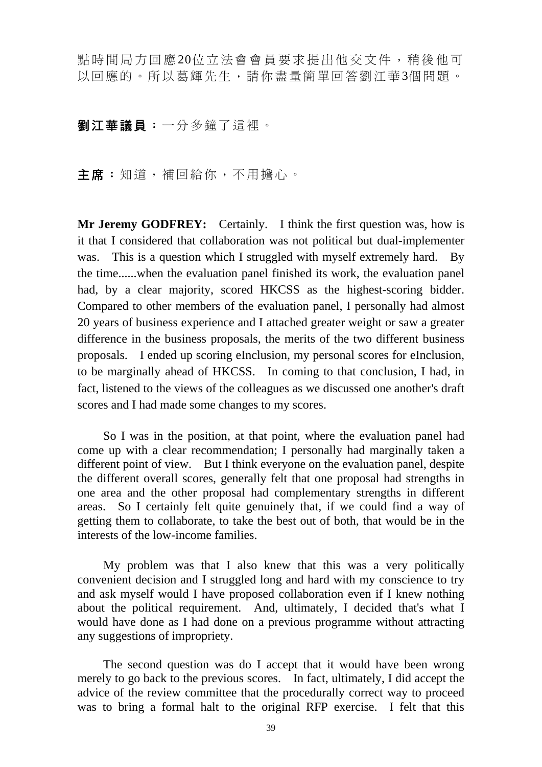點時間局方回應20位立法會會員要求提出他交文件，稍後他可以回應的。所以葛輝先生，請你盡量簡單回答劉江華3個問題。

**劉江華議員**：一分多鐘了這裡。

**主席**：知道，補回給你，不用擔心。

**Mr Jeremy GODFREY:** Certainly. I think the first question was, how is it that I considered that collaboration was not political but dual-implementer was. This is a question which I struggled with myself extremely hard. By the time......when the evaluation panel finished its work, the evaluation panel had, by a clear majority, scored HKCSS as the highest-scoring bidder. Compared to other members of the evaluation panel, I personally had almost 20 years of business experience and I attached greater weight or saw a greater difference in the business proposals, the merits of the two different business proposals. I ended up scoring eInclusion, my personal scores for eInclusion, to be marginally ahead of HKCSS. In coming to that conclusion, I had, in fact, listened to the views of the colleagues as we discussed one another's draft scores and I had made some changes to my scores.

So I was in the position, at that point, where the evaluation panel had come up with a clear recommendation; I personally had marginally taken a different point of view. But I think everyone on the evaluation panel, despite the different overall scores, generally felt that one proposal had strengths in one area and the other proposal had complementary strengths in different areas. So I certainly felt quite genuinely that, if we could find a way of getting them to collaborate, to take the best out of both, that would be in the interests of the low-income families.

My problem was that I also knew that this was a very politically convenient decision and I struggled long and hard with my conscience to try and ask myself would I have proposed collaboration even if I knew nothing about the political requirement. And, ultimately, I decided that's what I would have done as I had done on a previous programme without attracting any suggestions of impropriety.

The second question was do I accept that it would have been wrong merely to go back to the previous scores. In fact, ultimately, I did accept the advice of the review committee that the procedurally correct way to proceed was to bring a formal halt to the original RFP exercise. I felt that this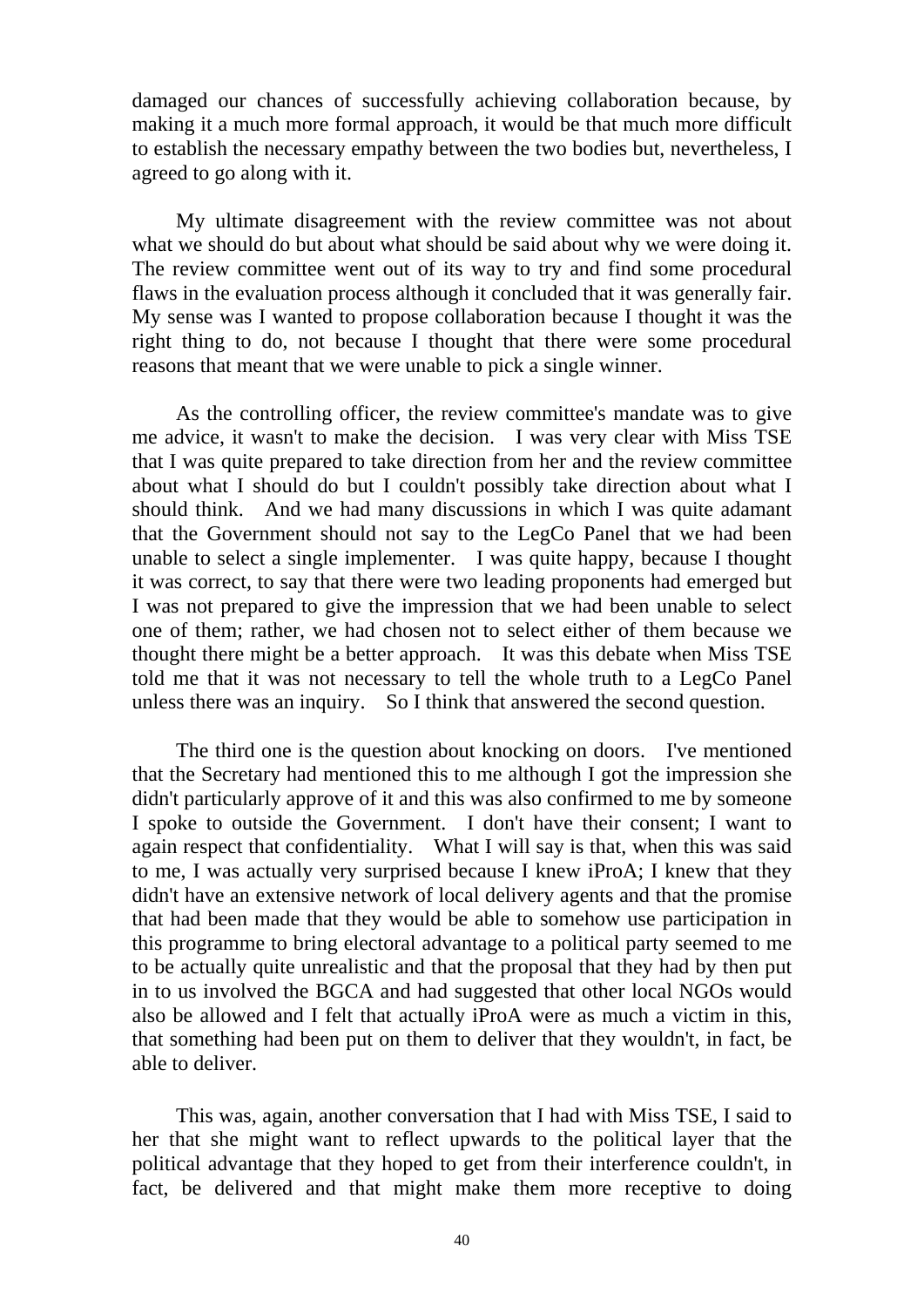damaged our chances of successfully achieving collaboration because, by making it a much more formal approach, it would be that much more difficult to establish the necessary empathy between the two bodies but, nevertheless, I agreed to go along with it.

My ultimate disagreement with the review committee was not about what we should do but about what should be said about why we were doing it. The review committee went out of its way to try and find some procedural flaws in the evaluation process although it concluded that it was generally fair. My sense was I wanted to propose collaboration because I thought it was the right thing to do, not because I thought that there were some procedural reasons that meant that we were unable to pick a single winner.

As the controlling officer, the review committee's mandate was to give me advice, it wasn't to make the decision. I was very clear with Miss TSE that I was quite prepared to take direction from her and the review committee about what I should do but I couldn't possibly take direction about what I should think. And we had many discussions in which I was quite adamant that the Government should not say to the LegCo Panel that we had been unable to select a single implementer. I was quite happy, because I thought it was correct, to say that there were two leading proponents had emerged but I was not prepared to give the impression that we had been unable to select one of them; rather, we had chosen not to select either of them because we thought there might be a better approach. It was this debate when Miss TSE told me that it was not necessary to tell the whole truth to a LegCo Panel unless there was an inquiry. So I think that answered the second question.

The third one is the question about knocking on doors. I've mentioned that the Secretary had mentioned this to me although I got the impression she didn't particularly approve of it and this was also confirmed to me by someone I spoke to outside the Government. I don't have their consent; I want to again respect that confidentiality. What I will say is that, when this was said to me, I was actually very surprised because I knew iProA; I knew that they didn't have an extensive network of local delivery agents and that the promise that had been made that they would be able to somehow use participation in this programme to bring electoral advantage to a political party seemed to me to be actually quite unrealistic and that the proposal that they had by then put in to us involved the BGCA and had suggested that other local NGOs would also be allowed and I felt that actually iProA were as much a victim in this, that something had been put on them to deliver that they wouldn't, in fact, be able to deliver.

This was, again, another conversation that I had with Miss TSE, I said to her that she might want to reflect upwards to the political layer that the political advantage that they hoped to get from their interference couldn't, in fact, be delivered and that might make them more receptive to doing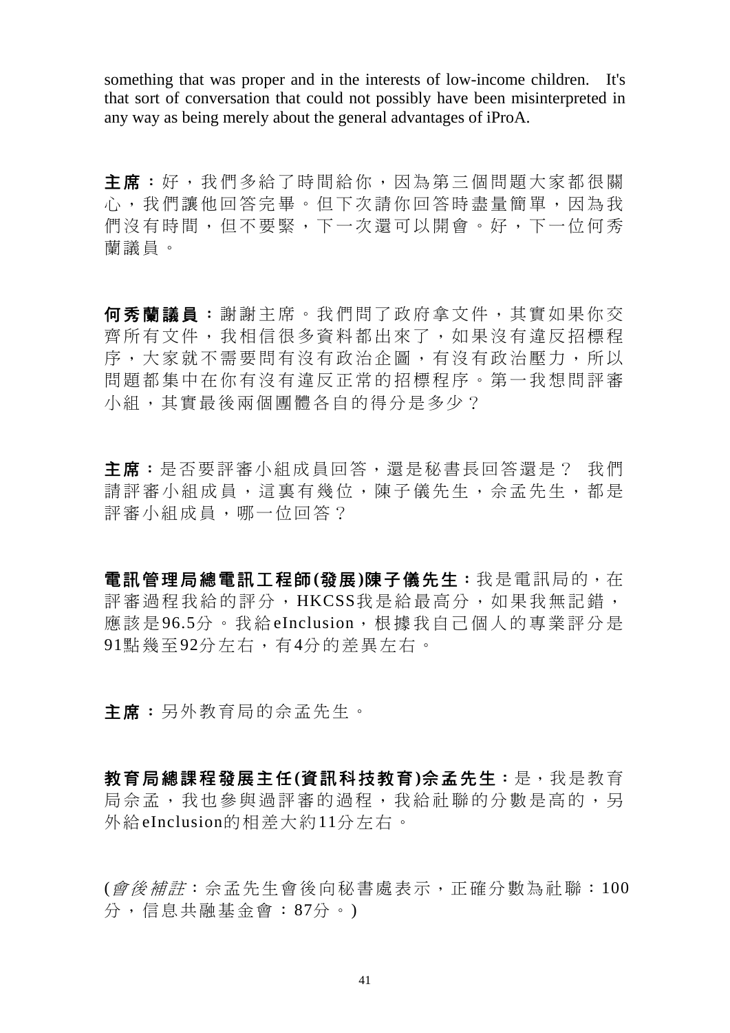something that was proper and in the interests of low-income children. It's that sort of conversation that could not possibly have been misinterpreted in any way as being merely about the general advantages of iProA.

**主席：**好，我們多給了時間給你，因為第三個問題大家都很關心，我們讓他回答完畢。但下次請你回答時盡量簡單，因為我們沒有時間，但不要緊，下一次還可以開會。好，下一位何秀蘭議員。

**何秀蘭議員：**謝謝主席。我們問了政府拿文件，其實如果你交齊所有文件，我相信很多資料都出來了，如果沒有違反招標程序，大家就不需要問有沒有政治企圖，有沒有政治壓力，所以問題都集中在你有沒有違反正常的招標程序。第一我想問評審小組，其實最後兩個團體各自的得分是多少？

**主席：**是否要評審小組成員回答，還是秘書長回答還是？ 我們請評審小組成員，這裏有幾位，陳子儀先生，佘孟先生，都是評審小組成員，哪一位回答？

**電訊管理局總電訊工程師(發展)陳子儀先生：**我是電訊局的，在評審過程我給的評分，HKCSS我是給最高分，如果我無記錯，應該是96.5分。我給eInclusion，根據我自己個人的專業評分是91點幾至92分左右，有4分的差異左右。

**主席：**另外教育局的佘孟先生。

**教育局總課程發展主任(資訊科技教育)佘孟先生：**是，我是教育局佘孟，我也參與過評審的過程，我給社聯的分數是高的，另外給eInclusion的相差大約11分左右。

(*會後補註*：佘孟先生會後向秘書處表示，正確分數為社聯：100分，信息共融基金會：87分。)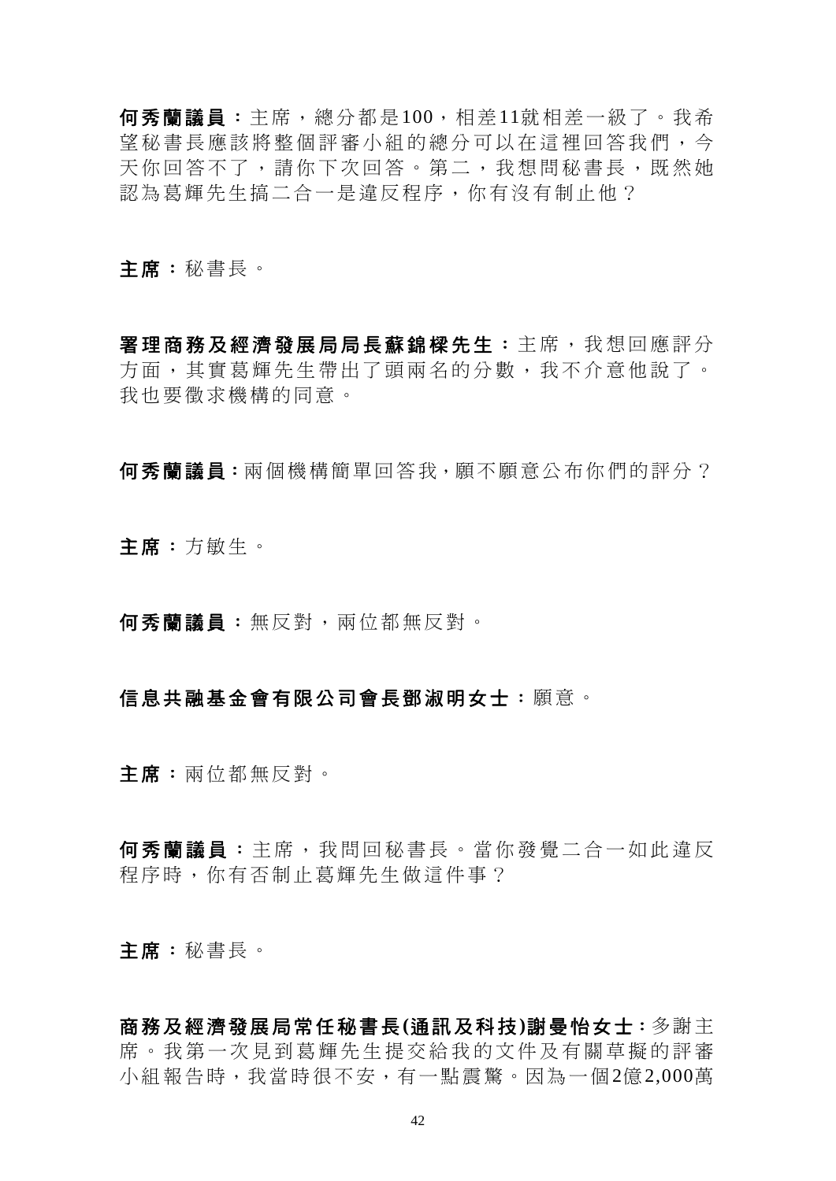**何秀蘭議員**：主席，總分都是100，相差11就相差一級了。我希望秘書長應該將整個評審小組的總分可以在這裡回答我們，今天你回答不了，請你下次回答。第二，我想問秘書長，既然她認為葛輝先生搞二合一是違反程序，你有沒有制止他？

**主席**：秘書長。

**署理商務及經濟發展局局長蘇錦樑先生**：主席，我想回應評分方面，其實葛輝先生帶出了頭兩名的分數，我不介意他說了。我也要徵求機構的同意。

**何秀蘭議員**：兩個機構簡單回答我，願不願意公布你們的評分？

**主席**：方敏生。

**何秀蘭議員**：無反對，兩位都無反對。

**信息共融基金會有限公司會長鄧淑明女士**：願意。

**主席**：兩位都無反對。

**何秀蘭議員**：主席，我問回秘書長。當你發覺二合一如此違反程序時，你有否制止葛輝先生做這件事？

**主席**：秘書長。

**商務及經濟發展局常任秘書長(通訊及科技)謝曼怡女士**：多謝主席。我第一次見到葛輝先生提交給我的文件及有關草擬的評審小組報告時，我當時很不安，有一點震驚。因為一個2億2,000萬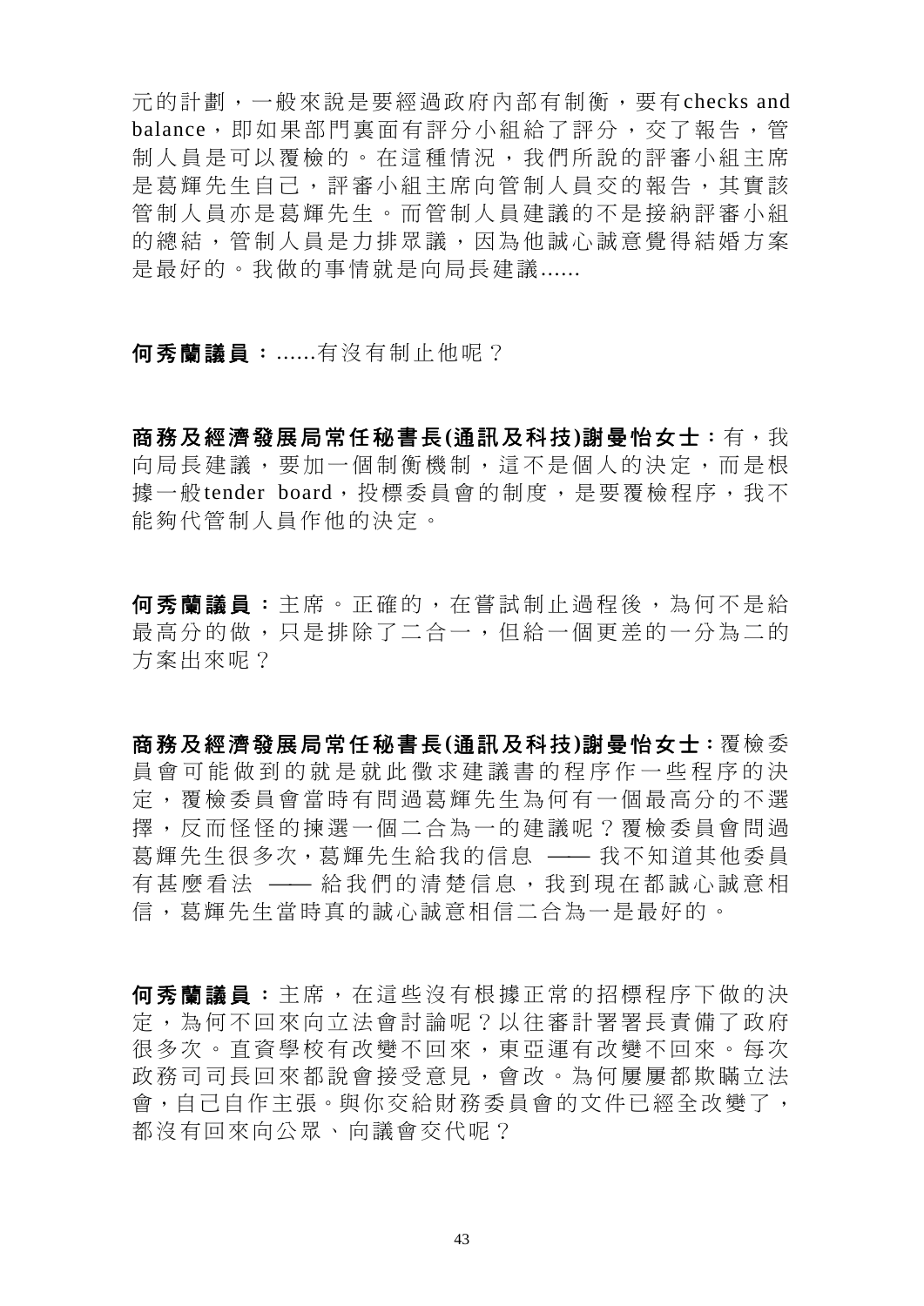元的計劃，一般來說是要經過政府內部有制衡，要有checks and balance，即如果部門裏面有評分小組給了評分，交了報告，管制人員是可以覆檢的。在這種情況，我們所說的評審小組主席是葛輝先生自己，評審小組主席向管制人員交的報告，其實該管制人員亦是葛輝先生。而管制人員建議的不是接納評審小組的總結，管制人員是力排眾議，因為他誠心誠意覺得結婚方案是最好的。我做的事情就是向局長建議......

**何秀蘭議員**：......有沒有制止他呢？

**商務及經濟發展局常任秘書長(通訊及科技)謝曼怡女士**：有，我向局長建議，要加一個制衡機制，這不是個人的決定，而是根據一般tender board，投標委員會的制度，是要覆檢程序，我不能夠代管制人員作他的決定。

**何秀蘭議員**：主席。正確的，在嘗試制止過程後，為何不是給最高分的做，只是排除了二合一，但給一個更差的一分為二的方案出來呢？

**商務及經濟發展局常任秘書長(通訊及科技)謝曼怡女士**：覆檢委員會可能做到的就是就此徵求建議書的程序作一些程序的決定，覆檢委員會當時有問過葛輝先生為何有一個最高分的不選擇，反而怪怪的揀選一個二合為一的建議呢？覆檢委員會問過葛輝先生很多次，葛輝先生給我的信息 —— 我不知道其他委員有甚麼看法 —— 給我們的清楚信息，我到現在都誠心誠意相信，葛輝先生當時真的誠心誠意相信二合為一是最好的。

**何秀蘭議員**：主席，在這些沒有根據正常的招標程序下做的決定，為何不回來向立法會討論呢？以往審計署署長責備了政府很多次。直資學校有改變不回來，東亞運有改變不回來。每次政務司司長回來都說會接受意見，會改。為何屢屢都欺瞞立法會，自己自作主張。與你交給財務委員會的文件已經全改變了，都沒有回來向公眾、向議會交代呢？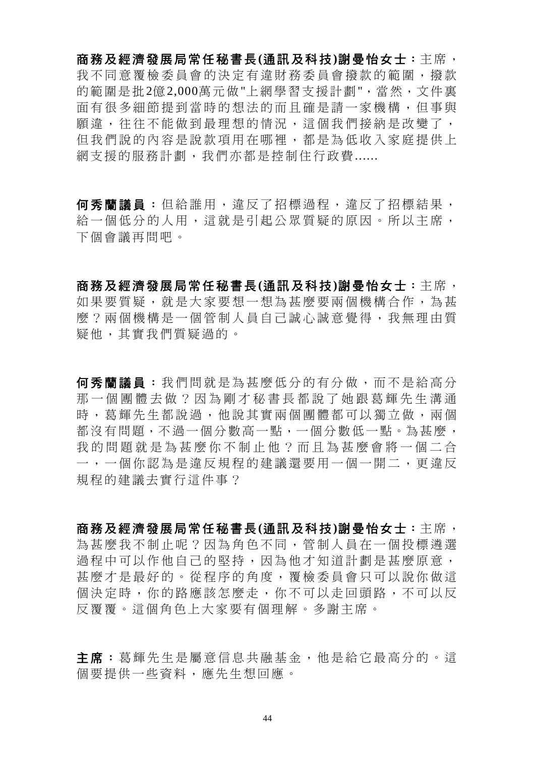**商務及經濟發展局常任秘書長(通訊及科技)謝曼怡女士**：主席，我不同意覆檢委員會的決定有違財務委員會撥款的範圍，撥款的範圍是批2億2,000萬元做"上網學習支援計劃"，當然，文件裏面有很多細節提到當時的想法的而且確是請一家機構，但事與願違，往往不能做到最理想的情況，這個我們接納是改變了，但我們說的內容是說款項用在哪裡，都是為低收入家庭提供上網支援的服務計劃，我們亦都是控制住行政費......

**何秀蘭議員**：但給誰用，違反了招標過程，違反了招標結果，給一個低分的人用，這就是引起公眾質疑的原因。所以主席，下個會議再問吧。

**商務及經濟發展局常任秘書長(通訊及科技)謝曼怡女士**：主席，如果要質疑，就是大家要想一想為甚麼要兩個機構合作，為甚麼？兩個機構是一個管制人員自己誠心誠意覺得，我無理由質疑他，其實我們質疑過的。

**何秀蘭議員**：我們問就是為甚麼低分的有分做，而不是給高分那一個團體去做？因為剛才秘書長都說了她跟葛輝先生溝通時，葛輝先生都說過，他說其實兩個團體都可以獨立做，兩個都沒有問題，不過一個分數高一點，一個分數低一點。為甚麼，我的問題就是為甚麼你不制止他？而且為甚麼會將一個二合一，一個你認為是違反規程的建議還要用一個一開二，更違反規程的建議去實行這件事？

**商務及經濟發展局常任秘書長(通訊及科技)謝曼怡女士**：主席，為甚麼我不制止呢？因為角色不同，管制人員在一個投標遴選過程中可以作他自己的堅持，因為他才知道計劃是甚麼原意，甚麼才是最好的。從程序的角度，覆檢委員會只可以說你做這個決定時，你的路應該怎麼走，你不可以走回頭路，不可以反反覆覆。這個角色上大家要有個理解。多謝主席。

**主席**：葛輝先生是屬意信息共融基金，他是給它最高分的。這個要提供一些資料，應先生想回應。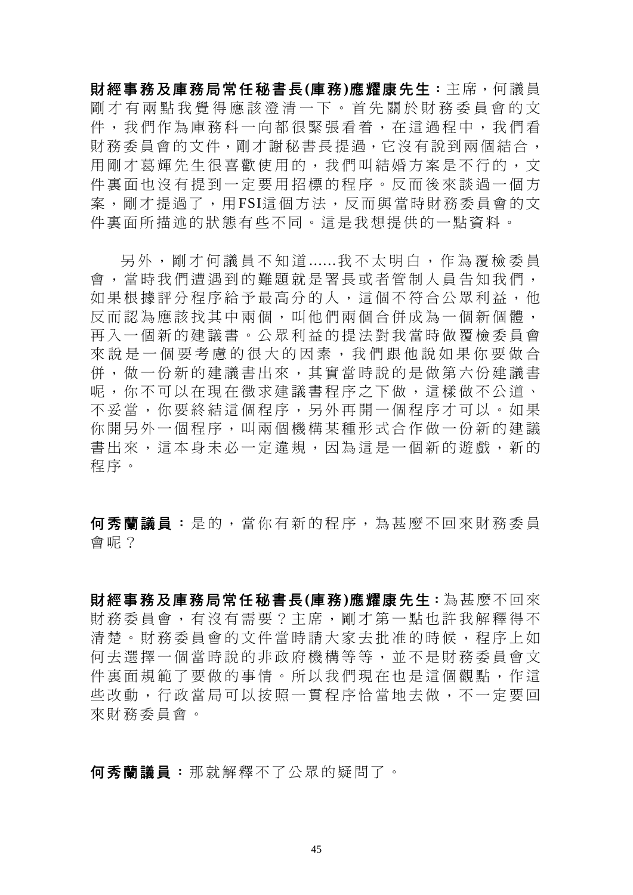**財經事務及庫務局常任秘書長(庫務)應耀康先生**：主席，何議員剛才有兩點我覺得應該澄清一下。首先關於財務委員會的文件，我們作為庫務科一向都很緊張看着，在這過程中，我們看財務委員會的文件，剛才謝秘書長提過，它沒有說到兩個結合，用剛才葛輝先生很喜歡使用的，我們叫結婚方案是不行的，文件裏面也沒有提到一定要用招標的程序。反而後來談過一個方案，剛才提過了，用FSI這個方法，反而與當時財務委員會的文件裏面所描述的狀態有些不同。這是我想提供的一點資料。

另外，剛才何議員不知道......我不太明白，作為覆檢委員會，當時我們遭遇到的難題就是署長或者管制人員告知我們，如果根據評分程序給予最高分的人，這個不符合公眾利益，他反而認為應該找其中兩個，叫他們兩個合併成為一個新個體，再入一個新的建議書。公眾利益的提法對我當時做覆檢委員會來說是一個要考慮的很大的因素，我們跟他說如果你要做合併，做一份新的建議書出來，其實當時說的是做第六份建議書呢，你不可以在現在徵求建議書程序之下做，這樣做不公道、不妥當，你要終結這個程序，另外再開一個程序才可以。如果你開另外一個程序，叫兩個機構某種形式合作做一份新的建議書出來，這本身未必一定違規，因為這是一個新的遊戲，新的程序。

**何秀蘭議員**：是的，當你有新的程序，為甚麼不回來財務委員會呢？

**財經事務及庫務局常任秘書長(庫務)應耀康先生**：為甚麼不回來財務委員會，有沒有需要？主席，剛才第一點也許我解釋得不清楚。財務委員會的文件當時請大家去批准的時候，程序上如何去選擇一個當時說的非政府機構等等，並不是財務委員會文件裏面規範了要做的事情。所以我們現在也是這個觀點，作這些改動，行政當局可以按照一貫程序恰當地去做，不一定要回來財務委員會。

**何秀蘭議員**：那就解釋不了公眾的疑問了。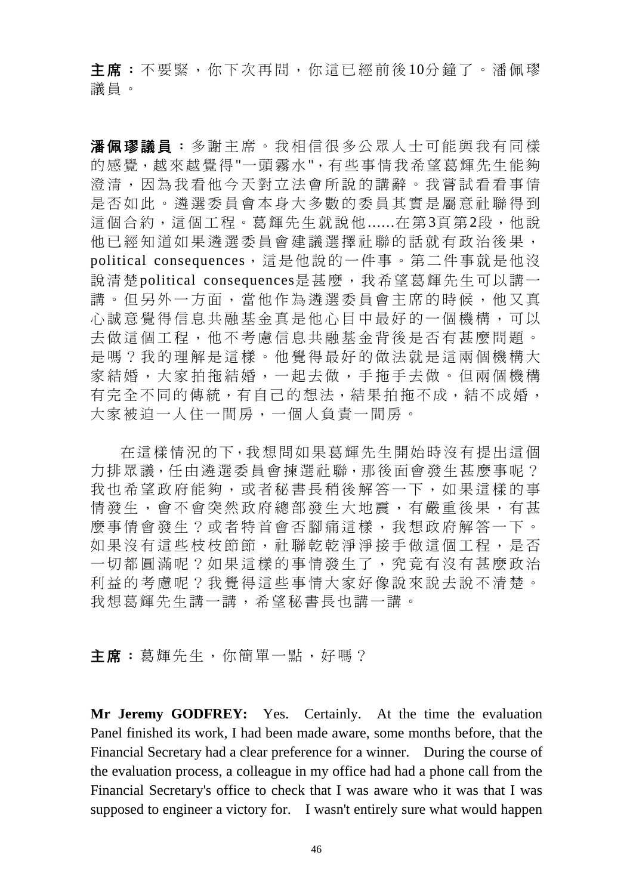**主席**：不要緊，你下次再問，你這已經前後10分鐘了。潘佩璆議員。

**潘佩璆議員**：多謝主席。我相信很多公眾人士可能與我有同樣的感覺，越來越覺得"一頭霧水"，有些事情我希望葛輝先生能夠澄清，因為我看他今天對立法會所說的講辭。我嘗試看看事情是否如此。遴選委員會本身大多數的委員其實是屬意社聯得到這個合約，這個工程。葛輝先生就說他......在第3頁第2段，他說他已經知道如果遴選委員會建議選擇社聯的話就有政治後果，political consequences，這是他說的一件事。第二件事就是他沒說清楚political consequences是甚麼，我希望葛輝先生可以講一講。但另外一方面，當他作為遴選委員會主席的時候，他又真心誠意覺得信息共融基金真是他心目中最好的一個機構，可以去做這個工程，他不考慮信息共融基金背後是否有甚麼問題。是嗎？我的理解是這樣。他覺得最好的做法就是這兩個機構大家結婚，大家拍拖結婚，一起去做，手拖手去做。但兩個機構有完全不同的傳統，有自己的想法，結果拍拖不成，結不成婚，大家被迫一人住一間房，一個人負責一間房。

在這樣情況的下，我想問如果葛輝先生開始時沒有提出這個力排眾議，任由遴選委員會揀選社聯，那後面會發生甚麼事呢？我也希望政府能夠，或者秘書長稍後解答一下，如果這樣的事情發生，會不會突然政府總部發生大地震，有嚴重後果，有甚麼事情會發生？或者特首會否腳痛這樣，我想政府解答一下。如果沒有這些枝枝節節，社聯乾乾淨淨接手做這個工程，是否一切都圓滿呢？如果這樣的事情發生了，究竟有沒有甚麼政治利益的考慮呢？我覺得這些事情大家好像說來說去說不清楚。我想葛輝先生講一講，希望秘書長也講一講。

**主席**：葛輝先生，你簡單一點，好嗎？

**Mr Jeremy GODFREY:** Yes. Certainly. At the time the evaluation Panel finished its work, I had been made aware, some months before, that the Financial Secretary had a clear preference for a winner. During the course of the evaluation process, a colleague in my office had had a phone call from the Financial Secretary's office to check that I was aware who it was that I was supposed to engineer a victory for. I wasn't entirely sure what would happen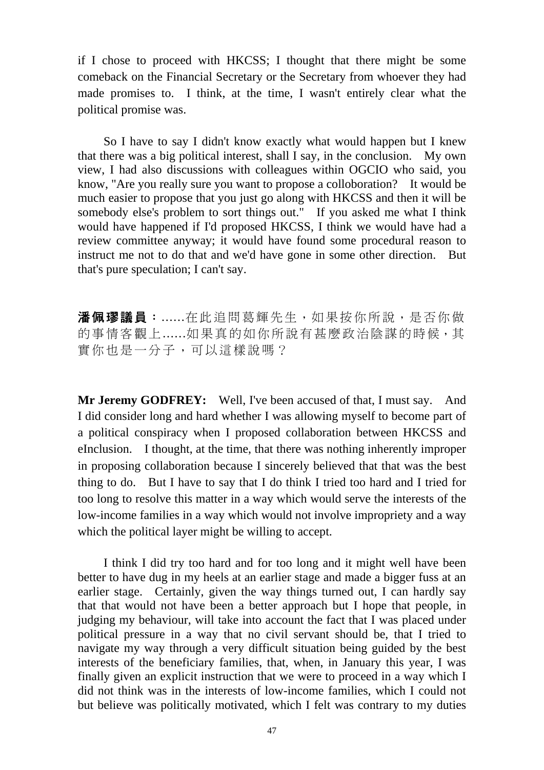if I chose to proceed with HKCSS; I thought that there might be some comeback on the Financial Secretary or the Secretary from whoever they had made promises to. I think, at the time, I wasn't entirely clear what the political promise was.

So I have to say I didn't know exactly what would happen but I knew that there was a big political interest, shall I say, in the conclusion. My own view, I had also discussions with colleagues within OGCIO who said, you know, "Are you really sure you want to propose a colloboration? It would be much easier to propose that you just go along with HKCSS and then it will be somebody else's problem to sort things out." If you asked me what I think would have happened if I'd proposed HKCSS, I think we would have had a review committee anyway; it would have found some procedural reason to instruct me not to do that and we'd have gone in some other direction. But that's pure speculation; I can't say.

**潘佩璆議員**：……在此追問葛輝先生，如果按你所說，是否你做的事情客觀上……如果真的如你所說有甚麼政治陰謀的時候，其實你也是一分子，可以這樣說嗎？

**Mr Jeremy GODFREY:** Well, I've been accused of that, I must say. And I did consider long and hard whether I was allowing myself to become part of a political conspiracy when I proposed collaboration between HKCSS and eInclusion. I thought, at the time, that there was nothing inherently improper in proposing collaboration because I sincerely believed that that was the best thing to do. But I have to say that I do think I tried too hard and I tried for too long to resolve this matter in a way which would serve the interests of the low-income families in a way which would not involve impropriety and a way which the political layer might be willing to accept.

I think I did try too hard and for too long and it might well have been better to have dug in my heels at an earlier stage and made a bigger fuss at an earlier stage. Certainly, given the way things turned out, I can hardly say that that would not have been a better approach but I hope that people, in judging my behaviour, will take into account the fact that I was placed under political pressure in a way that no civil servant should be, that I tried to navigate my way through a very difficult situation being guided by the best interests of the beneficiary families, that, when, in January this year, I was finally given an explicit instruction that we were to proceed in a way which I did not think was in the interests of low-income families, which I could not but believe was politically motivated, which I felt was contrary to my duties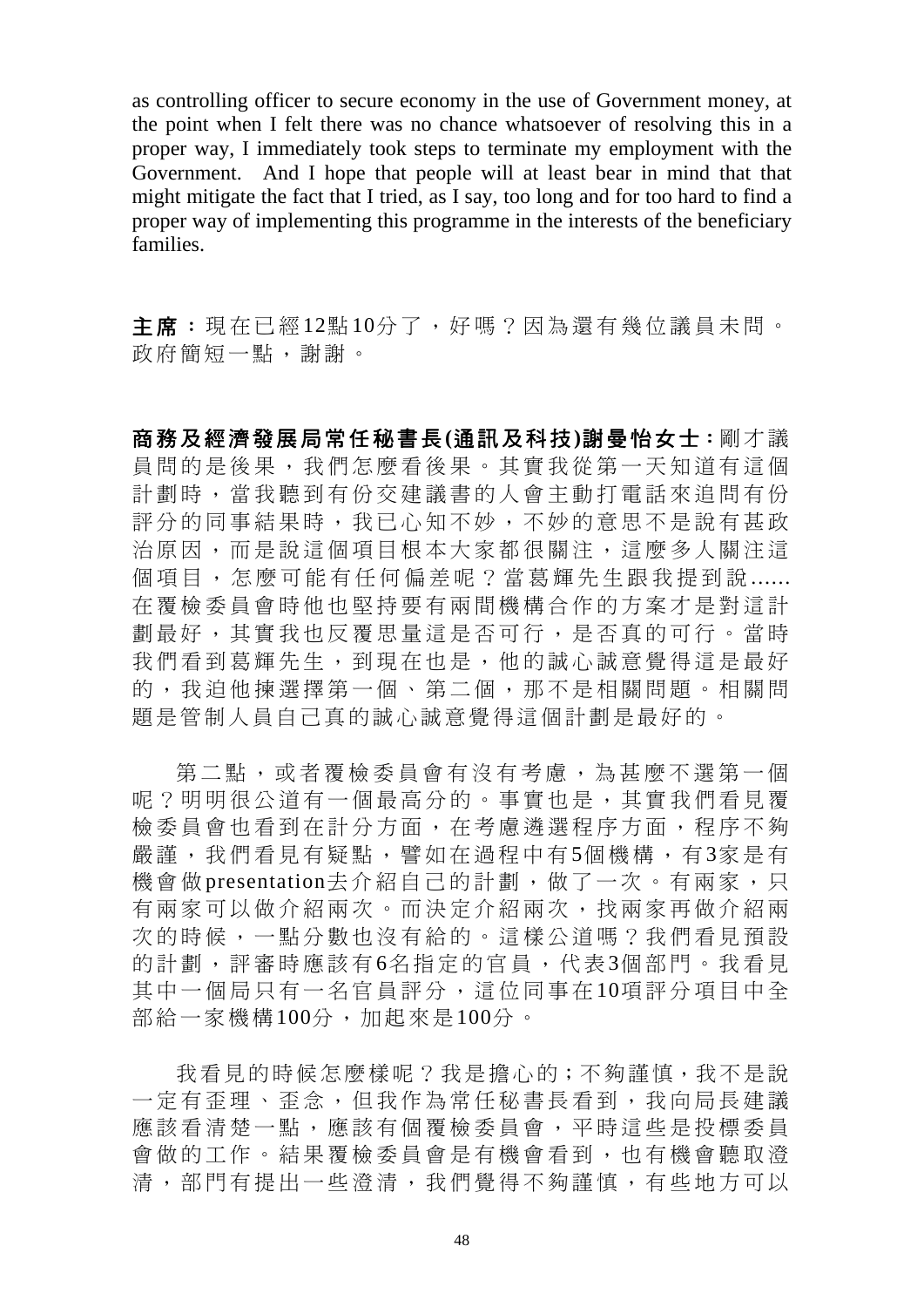as controlling officer to secure economy in the use of Government money, at the point when I felt there was no chance whatsoever of resolving this in a proper way, I immediately took steps to terminate my employment with the Government. And I hope that people will at least bear in mind that that might mitigate the fact that I tried, as I say, too long and for too hard to find a proper way of implementing this programme in the interests of the beneficiary families.

**主席**：現在已經12點10分了，好嗎？因為還有幾位議員未問。政府簡短一點，謝謝。

**商務及經濟發展局常任秘書長(通訊及科技)謝曼怡女士**：剛才議員問的是後果，我們怎麼看後果。其實我從第一天知道有這個計劃時，當我聽到有份交建議書的人會主動打電話來追問有份評分的同事結果時，我已心知不妙，不妙的意思不是說有甚政治原因，而是說這個項目根本大家都很關注，這麼多人關注這個項目，怎麼可能有任何偏差呢？當葛輝先生跟我提到說......在覆檢委員會時他也堅持要有兩間機構合作的方案才是對這計劃最好，其實我也反覆思量這是否可行，是否真的可行。當時我們看到葛輝先生，到現在也是，他的誠心誠意覺得這是最好的，我迫他揀選擇第一個、第二個，那不是相關問題。相關問題是管制人員自己真的誠心誠意覺得這個計劃是最好的。

第二點，或者覆檢委員會有沒有考慮，為甚麼不選第一個呢？明明很公道有一個最高分的。事實也是，其實我們看見覆檢委員會也看到在計分方面，在考慮遴選程序方面，程序不夠嚴謹，我們看見有疑點，譬如在過程中有5個機構，有3家是有機會做presentation去介紹自己的計劃，做了一次。有兩家，只有兩家可以做介紹兩次。而決定介紹兩次，找兩家再做介紹兩次的時候，一點分數也沒有給的。這樣公道嗎？我們看見預設的計劃，評審時應該有6名指定的官員，代表3個部門。我看見其中一個局只有一名官員評分，這位同事在10項評分項目中全部給一家機構100分，加起來是100分。

我看見的時候怎麼樣呢？我是擔心的；不夠謹慎，我不是說一定有歪理、歪念，但我作為常任秘書長看到，我向局長建議應該看清楚一點，應該有個覆檢委員會，平時這些是投標委員會做的工作。結果覆檢委員會是有機會看到，也有機會聽取澄清，部門有提出一些澄清，我們覺得不夠謹慎，有些地方可以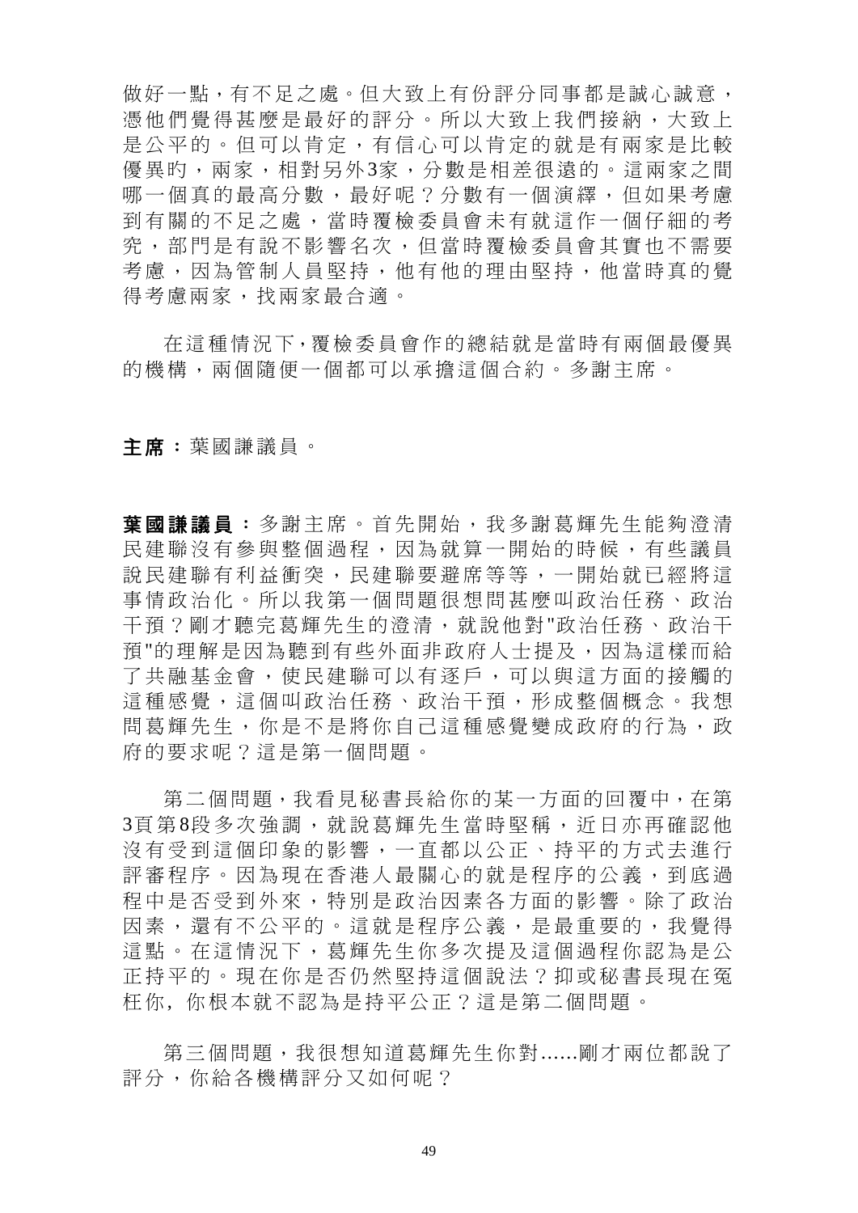做好一點，有不足之處。但大致上有份評分同事都是誠心誠意，憑他們覺得甚麼是最好的評分。所以大致上我們接納，大致上是公平的。但可以肯定，有信心可以肯定的就是有兩家是比較優異旳，兩家，相對另外3家，分數是相差很遠的。這兩家之間哪一個真的最高分數，最好呢？分數有一個演繹，但如果考慮到有關的不足之處，當時覆檢委員會未有就這作一個仔細的考究，部門是有說不影響名次，但當時覆檢委員會其實也不需要考慮，因為管制人員堅持，他有他的理由堅持，他當時真的覺得考慮兩家，找兩家最合適。

在這種情況下，覆檢委員會作的總結就是當時有兩個最優異的機構，兩個隨便一個都可以承擔這個合約。多謝主席。

**主席：**葉國謙議員。

**葉國謙議員：**多謝主席。首先開始，我多謝葛輝先生能夠澄清民建聯沒有參與整個過程，因為就算一開始的時候，有些議員說民建聯有利益衝突，民建聯要避席等等，一開始就已經將這事情政治化。所以我第一個問題很想問甚麼叫政治任務、政治干預？剛才聽完葛輝先生的澄清，就說他對"政治任務、政治干預"的理解是因為聽到有些外面非政府人士提及，因為這樣而給了共融基金會，使民建聯可以有逐戶，可以與這方面的接觸的這種感覺，這個叫政治任務、政治干預，形成整個概念。我想問葛輝先生，你是不是將你自己這種感覺變成政府的行為，政府的要求呢？這是第一個問題。

第二個問題，我看見秘書長給你的某一方面的回覆中，在第3頁第8段多次強調，就說葛輝先生當時堅稱，近日亦再確認他沒有受到這個印象的影響，一直都以公正、持平的方式去進行評審程序。因為現在香港人最關心的就是程序的公義，到底過程中是否受到外來，特別是政治因素各方面的影響。除了政治因素，還有不公平的。這就是程序公義，是最重要的，我覺得這點。在這情況下，葛輝先生你多次提及這個過程你認為是公正持平的。現在你是否仍然堅持這個說法？抑或秘書長現在冤枉你，你根本就不認為是持平公正？這是第二個問題。

第三個問題，我很想知道葛輝先生你對......剛才兩位都說了評分，你給各機構評分又如何呢？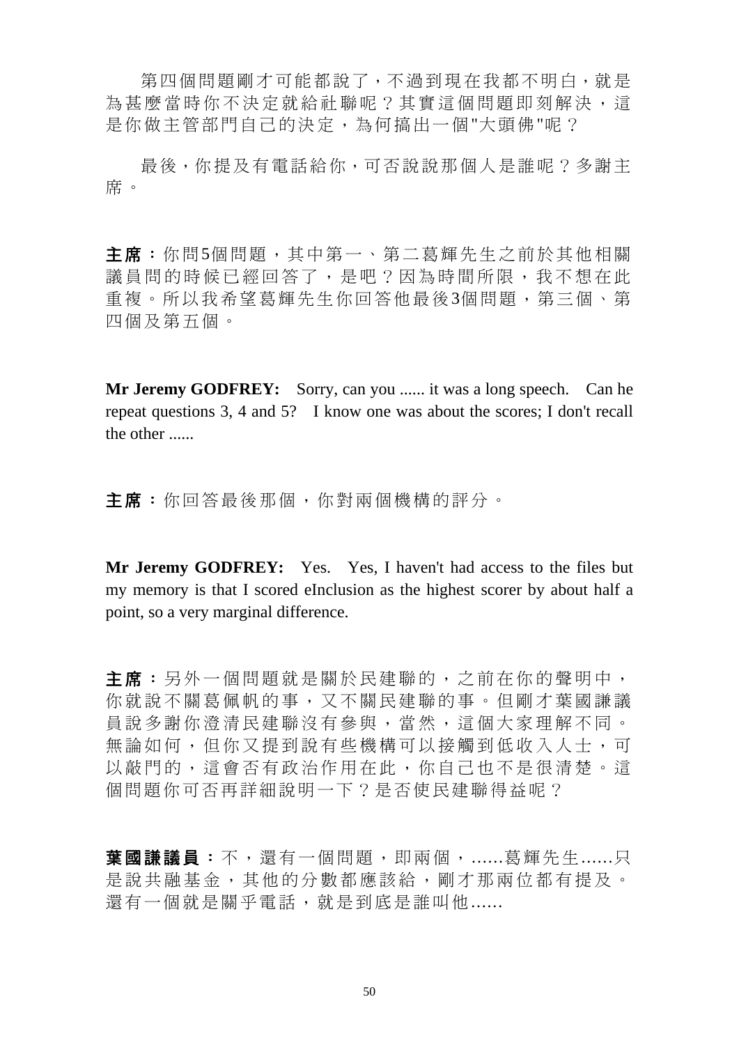第四個問題剛才可能都說了，不過到現在我都不明白，就是為甚麼當時你不決定就給社聯呢？其實這個問題即刻解決，這是你做主管部門自己的決定，為何搞出一個"大頭佛"呢？

最後，你提及有電話給你，可否說說那個人是誰呢？多謝主席。

**主席：**你問5個問題，其中第一、第二葛輝先生之前於其他相關議員問的時候已經回答了，是吧？因為時間所限，我不想在此重複。所以我希望葛輝先生你回答他最後3個問題，第三個、第四個及第五個。

**Mr Jeremy GODFREY:** Sorry, can you ...... it was a long speech. Can he repeat questions 3, 4 and 5? I know one was about the scores; I don't recall the other ......

**主席：**你回答最後那個，你對兩個機構的評分。

**Mr Jeremy GODFREY:** Yes. Yes, I haven't had access to the files but my memory is that I scored eInclusion as the highest scorer by about half a point, so a very marginal difference.

**主席：**另外一個問題就是關於民建聯的，之前在你的聲明中，你就說不關葛佩帆的事，又不關民建聯的事。但剛才葉國謙議員說多謝你澄清民建聯沒有參與，當然，這個大家理解不同。無論如何，但你又提到說有些機構可以接觸到低收入人士，可以敲門的，這會否有政治作用在此，你自己也不是很清楚。這個問題你可否再詳細說明一下？是否使民建聯得益呢？

**葉國謙議員：**不，還有一個問題，即兩個，......葛輝先生......只是說共融基金，其他的分數都應該給，剛才那兩位都有提及。還有一個就是關乎電話，就是到底是誰叫他......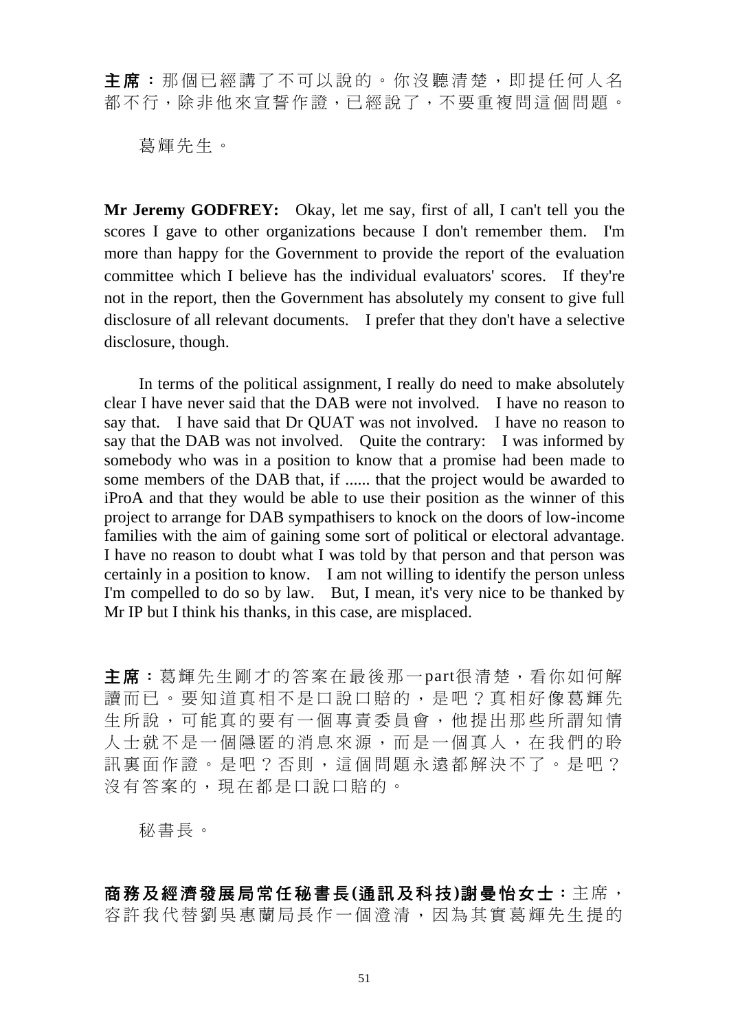**主席**：那個已經講了不可以說的。你沒聽清楚，即提任何人名都不行，除非他來宣誓作證，已經說了，不要重複問這個問題。

葛輝先生。

**Mr Jeremy GODFREY:** Okay, let me say, first of all, I can't tell you the scores I gave to other organizations because I don't remember them. I'm more than happy for the Government to provide the report of the evaluation committee which I believe has the individual evaluators' scores. If they're not in the report, then the Government has absolutely my consent to give full disclosure of all relevant documents. I prefer that they don't have a selective disclosure, though.

In terms of the political assignment, I really do need to make absolutely clear I have never said that the DAB were not involved. I have no reason to say that. I have said that Dr QUAT was not involved. I have no reason to say that the DAB was not involved. Quite the contrary: I was informed by somebody who was in a position to know that a promise had been made to some members of the DAB that, if ...... that the project would be awarded to iProA and that they would be able to use their position as the winner of this project to arrange for DAB sympathisers to knock on the doors of low-income families with the aim of gaining some sort of political or electoral advantage. I have no reason to doubt what I was told by that person and that person was certainly in a position to know. I am not willing to identify the person unless I'm compelled to do so by law. But, I mean, it's very nice to be thanked by Mr IP but I think his thanks, in this case, are misplaced.

**主席**：葛輝先生剛才的答案在最後那一part很清楚，看你如何解讀而已。要知道真相不是口說口賠的，是吧？真相好像葛輝先生所說，可能真的要有一個專責委員會，他提出那些所謂知情人士就不是一個隱匿的消息來源，而是一個真人，在我們的聆訊裏面作證。是吧？否則，這個問題永遠都解決不了。是吧？沒有答案的，現在都是口說口賠的。

秘書長。

**商務及經濟發展局常任秘書長(通訊及科技)謝曼怡女士**：主席，容許我代替劉吳惠蘭局長作一個澄清，因為其實葛輝先生提的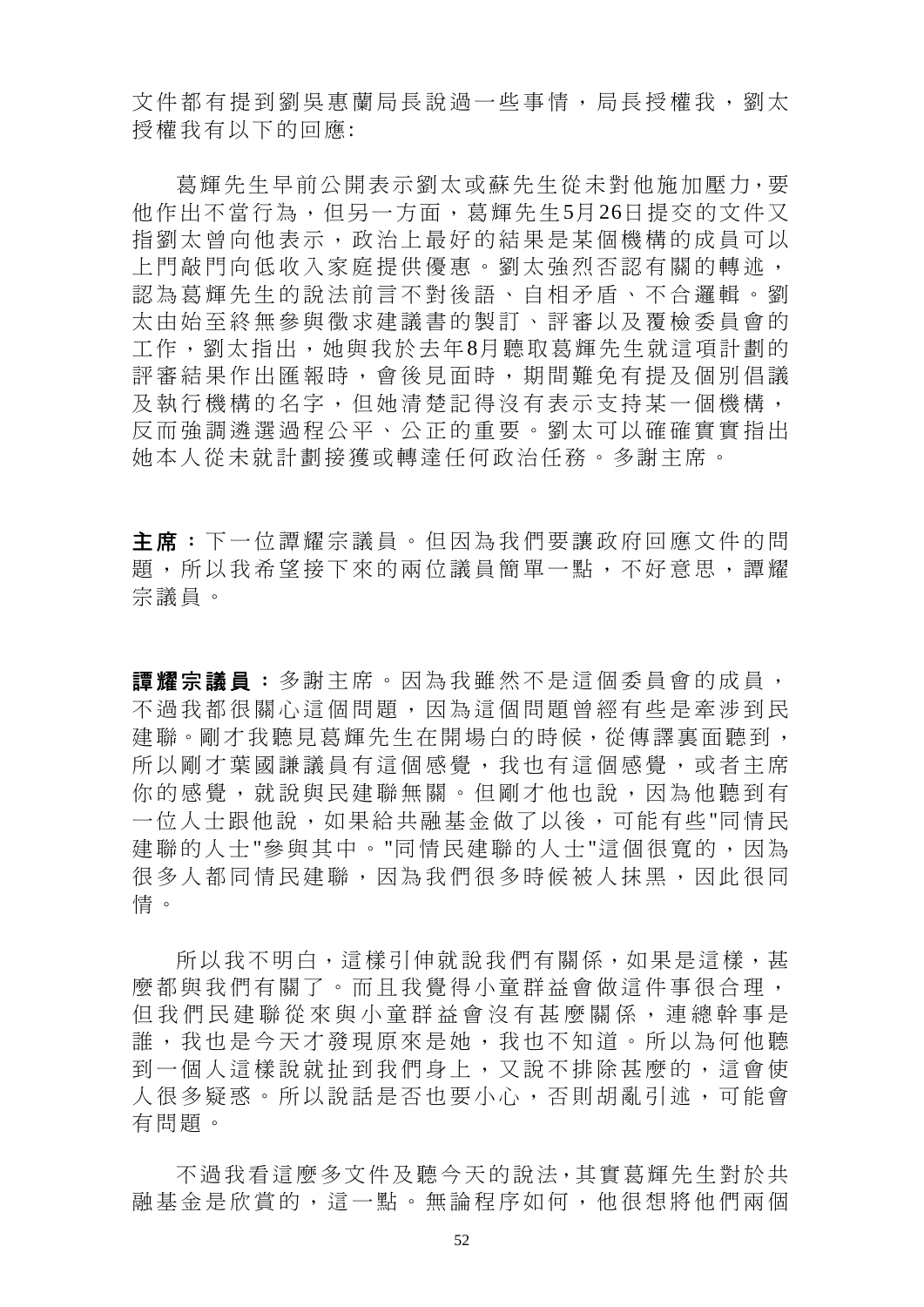文件都有提到劉吳惠蘭局長說過一些事情，局長授權我，劉太授權我有以下的回應:

葛輝先生早前公開表示劉太或蘇先生從未對他施加壓力，要他作出不當行為，但另一方面，葛輝先生5月26日提交的文件又指劉太曾向他表示，政治上最好的結果是某個機構的成員可以上門敲門向低收入家庭提供優惠。劉太強烈否認有關的轉述，認為葛輝先生的說法前言不對後語、自相矛盾、不合邏輯。劉太由始至終無參與徵求建議書的製訂、評審以及覆檢委員會的工作，劉太指出，她與我於去年8月聽取葛輝先生就這項計劃的評審結果作出匯報時，會後見面時，期間難免有提及個別倡議及執行機構的名字，但她清楚記得沒有表示支持某一個機構，反而強調遴選過程公平、公正的重要。劉太可以確確實實指出她本人從未就計劃接獲或轉達任何政治任務。多謝主席。

**主席：**下一位譚耀宗議員。但因為我們要讓政府回應文件的問題，所以我希望接下來的兩位議員簡單一點，不好意思，譚耀宗議員。

**譚耀宗議員：**多謝主席。因為我雖然不是這個委員會的成員，不過我都很關心這個問題，因為這個問題曾經有些是牽涉到民建聯。剛才我聽見葛輝先生在開場白的時候，從傳譯裏面聽到，所以剛才葉國謙議員有這個感覺，我也有這個感覺，或者主席你的感覺，就說與民建聯無關。但剛才他也說，因為他聽到有一位人士跟他說，如果給共融基金做了以後，可能有些"同情民建聯的人士"參與其中。"同情民建聯的人士"這個很寬的，因為很多人都同情民建聯，因為我們很多時候被人抹黑，因此很同情。

所以我不明白，這樣引伸就說我們有關係，如果是這樣，甚麼都與我們有關了。而且我覺得小童群益會做這件事很合理，但我們民建聯從來與小童群益會沒有甚麼關係，連總幹事是誰，我也是今天才發現原來是她，我也不知道。所以為何他聽到一個人這樣說就扯到我們身上，又說不排除甚麼的，這會使人很多疑惑。所以說話是否也要小心，否則胡亂引述，可能會有問題。

不過我看這麼多文件及聽今天的說法，其實葛輝先生對於共融基金是欣賞的，這一點。無論程序如何，他很想將他們兩個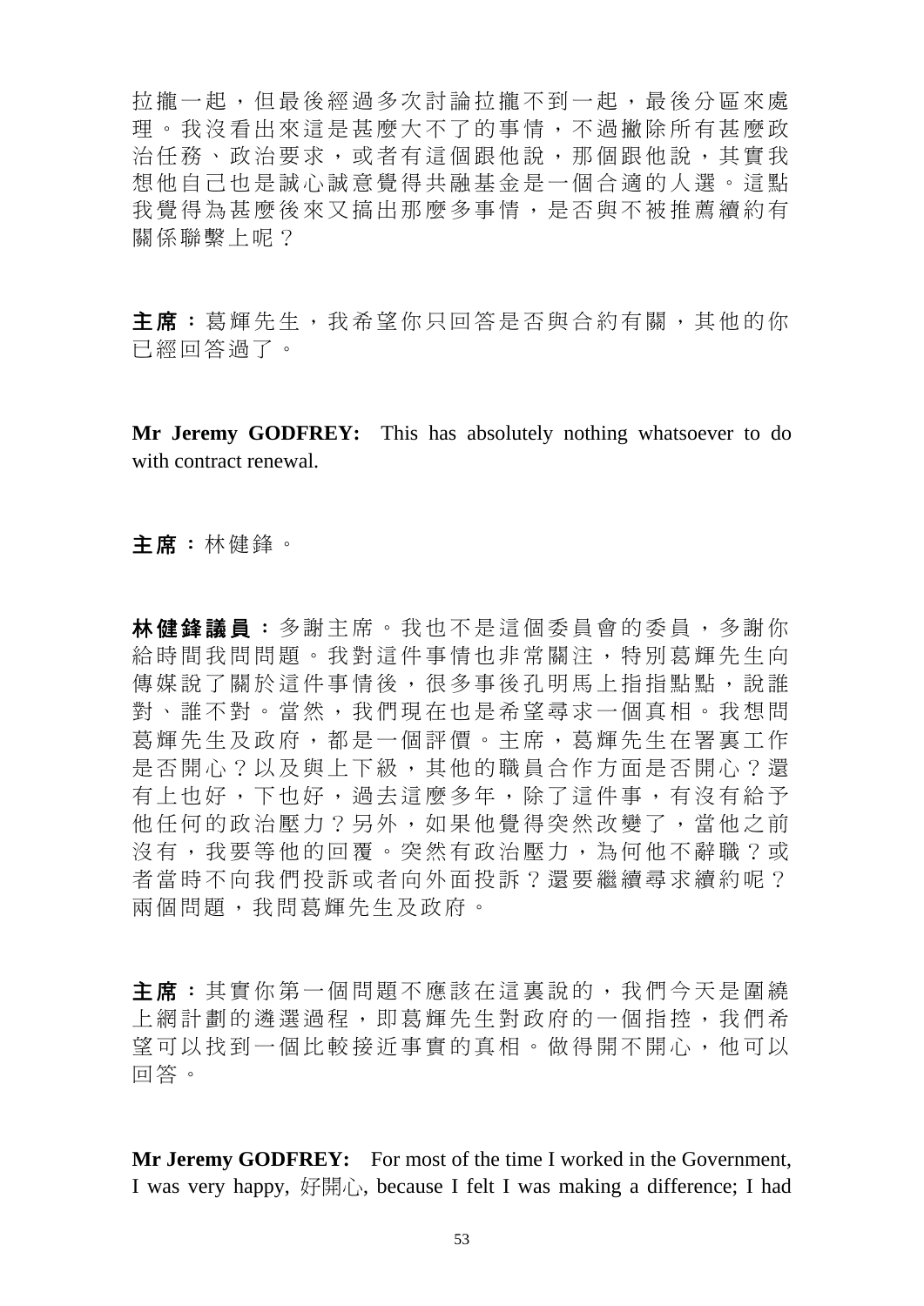拉攏一起，但最後經過多次討論拉攏不到一起，最後分區來處理。我沒看出來這是甚麼大不了的事情，不過撇除所有甚麼政治任務、政治要求，或者有這個跟他說，那個跟他說，其實我想他自己也是誠心誠意覺得共融基金是一個合適的人選。這點我覺得為甚麼後來又搞出那麼多事情，是否與不被推薦續約有關係聯繫上呢？

**主席：** 葛輝先生，我希望你只回答是否與合約有關，其他的你已經回答過了。

**Mr Jeremy GODFREY:** This has absolutely nothing whatsoever to do with contract renewal.

**主席：** 林健鋒。

**林健鋒議員：** 多謝主席。我也不是這個委員會的委員，多謝你給時間我問問題。我對這件事情也非常關注，特別葛輝先生向傳媒說了關於這件事情後，很多事後孔明馬上指指點點，說誰對、誰不對。當然，我們現在也是希望尋求一個真相。我想問葛輝先生及政府，都是一個評價。主席，葛輝先生在署裏工作是否開心？以及與上下級，其他的職員合作方面是否開心？還有上也好，下也好，過去這麼多年，除了這件事，有沒有給予他任何的政治壓力？另外，如果他覺得突然改變了，當他之前沒有，我要等他的回覆。突然有政治壓力，為何他不辭職？或者當時不向我們投訴或者向外面投訴？還要繼續尋求續約呢？兩個問題，我問葛輝先生及政府。

**主席：** 其實你第一個問題不應該在這裏說的，我們今天是圍繞上網計劃的遴選過程，即葛輝先生對政府的一個指控，我們希望可以找到一個比較接近事實的真相。做得開不開心，他可以回答。

**Mr Jeremy GODFREY:** For most of the time I worked in the Government, I was very happy, 好開心, because I felt I was making a difference; I had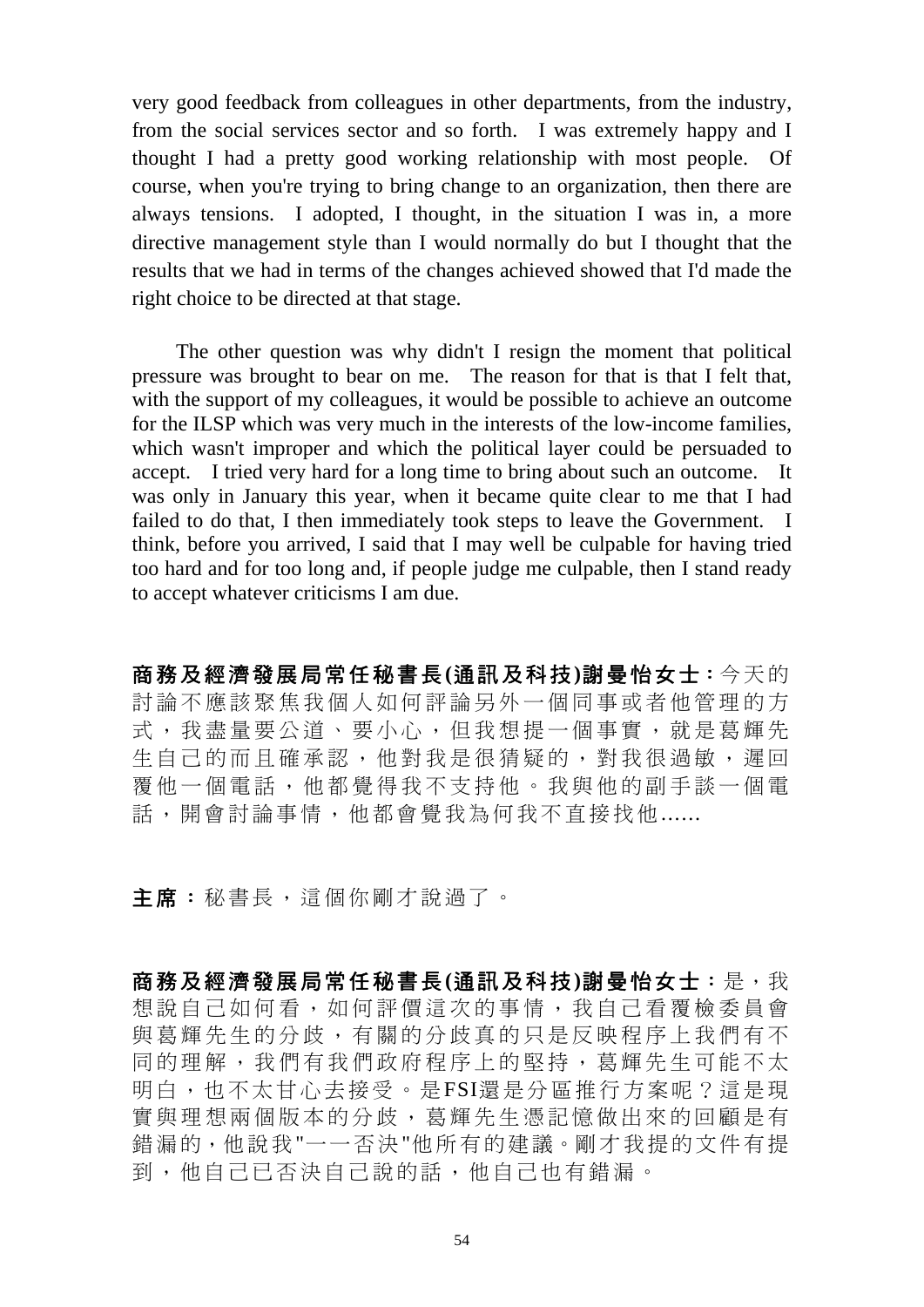very good feedback from colleagues in other departments, from the industry, from the social services sector and so forth. I was extremely happy and I thought I had a pretty good working relationship with most people. Of course, when you're trying to bring change to an organization, then there are always tensions. I adopted, I thought, in the situation I was in, a more directive management style than I would normally do but I thought that the results that we had in terms of the changes achieved showed that I'd made the right choice to be directed at that stage.

The other question was why didn't I resign the moment that political pressure was brought to bear on me. The reason for that is that I felt that, with the support of my colleagues, it would be possible to achieve an outcome for the ILSP which was very much in the interests of the low-income families, which wasn't improper and which the political layer could be persuaded to accept. I tried very hard for a long time to bring about such an outcome. It was only in January this year, when it became quite clear to me that I had failed to do that, I then immediately took steps to leave the Government. I think, before you arrived, I said that I may well be culpable for having tried too hard and for too long and, if people judge me culpable, then I stand ready to accept whatever criticisms I am due.

**商務及經濟發展局常任秘書長(通訊及科技)謝曼怡女士：**今天的討論不應該聚焦我個人如何評論另外一個同事或者他管理的方式，我盡量要公道、要小心，但我想提一個事實，就是葛輝先生自己的而且確承認，他對我是很猜疑的，對我很過敏，遲回覆他一個電話，他都覺得我不支持他。我與他的副手談一個電話，開會討論事情，他都會覺我為何我不直接找他……

**主席：**秘書長，這個你剛才說過了。

**商務及經濟發展局常任秘書長(通訊及科技)謝曼怡女士：**是，我想說自己如何看，如何評價這次的事情，我自己看覆檢委員會與葛輝先生的分歧，有關的分歧真的只是反映程序上我們有不同的理解，我們有我們政府程序上的堅持，葛輝先生可能不太明白，也不太甘心去接受。是FSI還是分區推行方案呢？這是現實與理想兩個版本的分歧，葛輝先生憑記憶做出來的回顧是有錯漏的，他說我"一一否決"他所有的建議。剛才我提的文件有提到，他自己已否決自己說的話，他自己也有錯漏。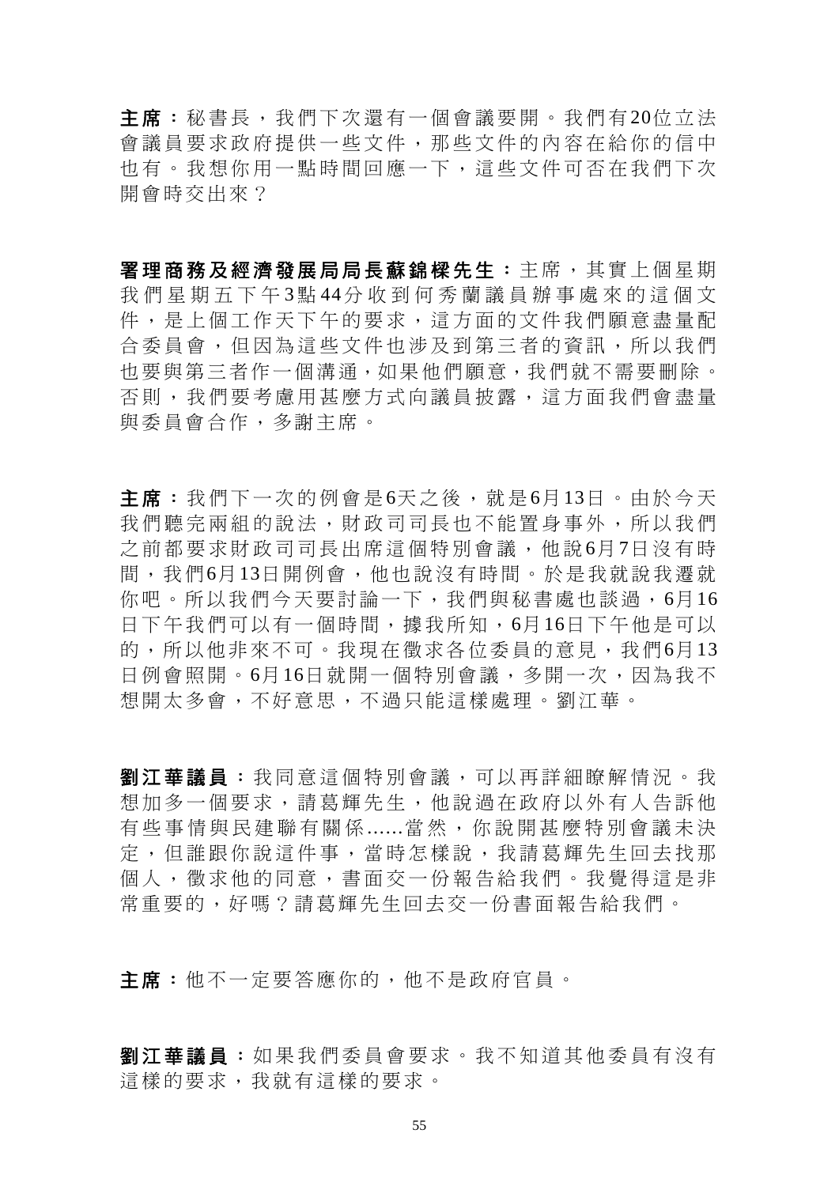**主席：**秘書長，我們下次還有一個會議要開。我們有20位立法會議員要求政府提供一些文件，那些文件的內容在給你的信中也有。我想你用一點時間回應一下，這些文件可否在我們下次開會時交出來？

**署理商務及經濟發展局局長蘇錦樑先生：**主席，其實上個星期我們星期五下午3點44分收到何秀蘭議員辦事處來的這個文件，是上個工作天下午的要求，這方面的文件我們願意盡量配合委員會，但因為這些文件也涉及到第三者的資訊，所以我們也要與第三者作一個溝通，如果他們願意，我們就不需要刪除。否則，我們要考慮用甚麼方式向議員披露，這方面我們會盡量與委員會合作，多謝主席。

**主席：**我們下一次的例會是6天之後，就是6月13日。由於今天我們聽完兩組的說法，財政司司長也不能置身事外，所以我們之前都要求財政司司長出席這個特別會議，他說6月7日沒有時間，我們6月13日開例會，他也說沒有時間。於是我就說我遷就你吧。所以我們今天要討論一下，我們與秘書處也談過，6月16日下午我們可以有一個時間，據我所知，6月16日下午他是可以的，所以他非來不可。我現在徵求各位委員的意見，我們6月13日例會照開。6月16日就開一個特別會議，多開一次，因為我不想開太多會，不好意思，不過只能這樣處理。劉江華。

**劉江華議員：**我同意這個特別會議，可以再詳細瞭解情況。我想加多一個要求，請葛輝先生，他說過在政府以外有人告訴他有些事情與民建聯有關係......當然，你說開甚麼特別會議未決定，但誰跟你說這件事，當時怎樣說，我請葛輝先生回去找那個人，徵求他的同意，書面交一份報告給我們。我覺得這是非常重要的，好嗎？請葛輝先生回去交一份書面報告給我們。

**主席：**他不一定要答應你的，他不是政府官員。

**劉江華議員：**如果我們委員會要求。我不知道其他委員有沒有這樣的要求，我就有這樣的要求。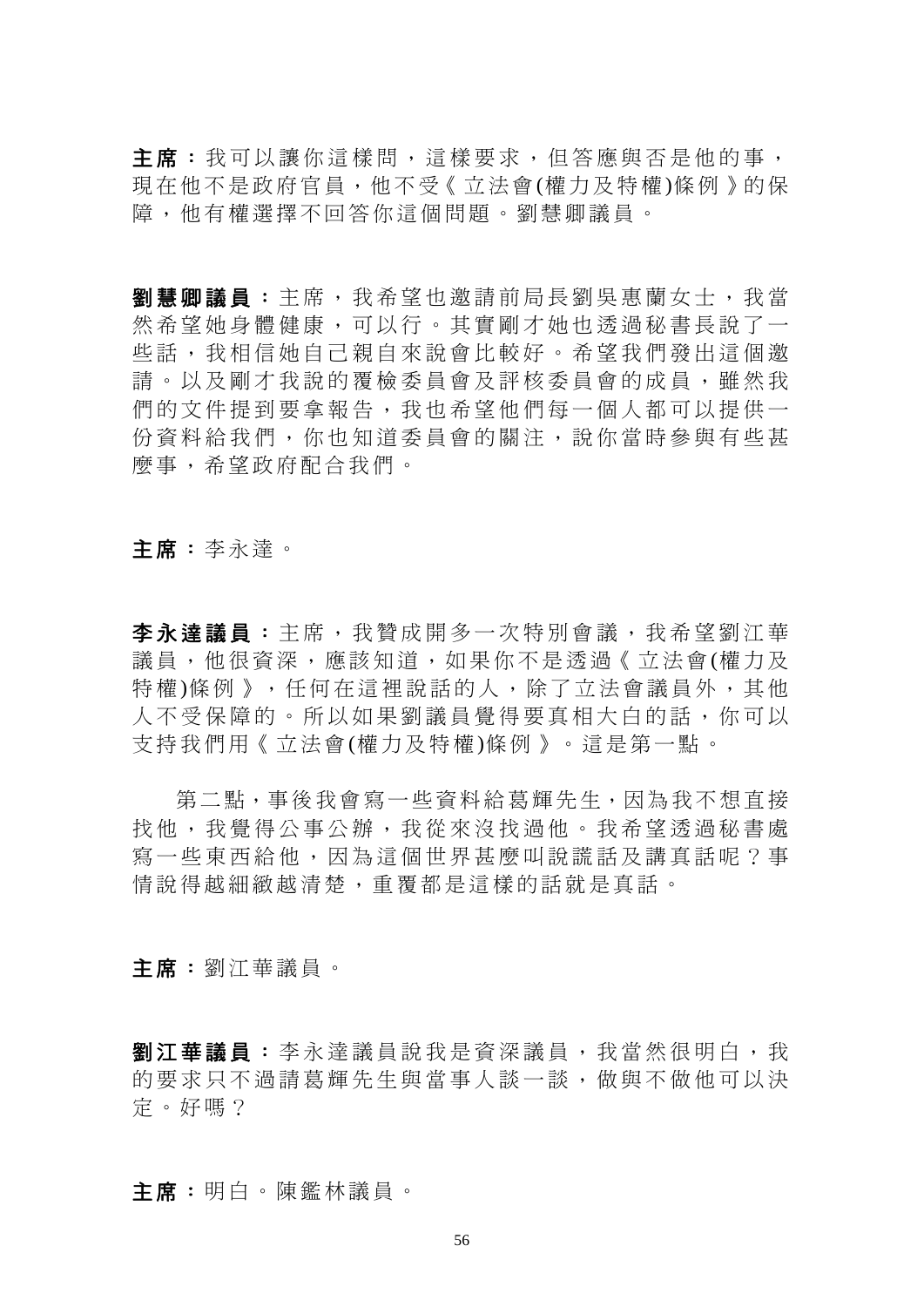**主席：**我可以讓你這樣問，這樣要求，但答應與否是他的事，現在他不是政府官員，他不受《立法會(權力及特權)條例》的保障，他有權選擇不回答你這個問題。劉慧卿議員。

**劉慧卿議員：**主席，我希望也邀請前局長劉吳惠蘭女士，我當然希望她身體健康，可以行。其實剛才她也透過秘書長說了一些話，我相信她自己親自來說會比較好。希望我們發出這個邀請。以及剛才我說的覆檢委員會及評核委員會的成員，雖然我們的文件提到要拿報告，我也希望他們每一個人都可以提供一份資料給我們，你也知道委員會的關注，說你當時參與有些甚麼事，希望政府配合我們。

**主席：**李永達。

**李永達議員：**主席，我贊成開多一次特別會議，我希望劉江華議員，他很資深，應該知道，如果你不是透過《立法會(權力及特權)條例》，任何在這裡說話的人，除了立法會議員外，其他人不受保障的。所以如果劉議員覺得要真相大白的話，你可以支持我們用《立法會(權力及特權)條例》。這是第一點。

第二點，事後我會寫一些資料給葛輝先生，因為我不想直接找他，我覺得公事公辦，我從來沒找過他。我希望透過秘書處寫一些東西給他，因為這個世界甚麼叫說謊話及講真話呢？事情說得越細緻越清楚，重覆都是這樣的話就是真話。

**主席：**劉江華議員。

**劉江華議員：**李永達議員說我是資深議員，我當然很明白，我的要求只不過請葛輝先生與當事人談一談，做與不做他可以決定。好嗎？

**主席：**明白。陳鑑林議員。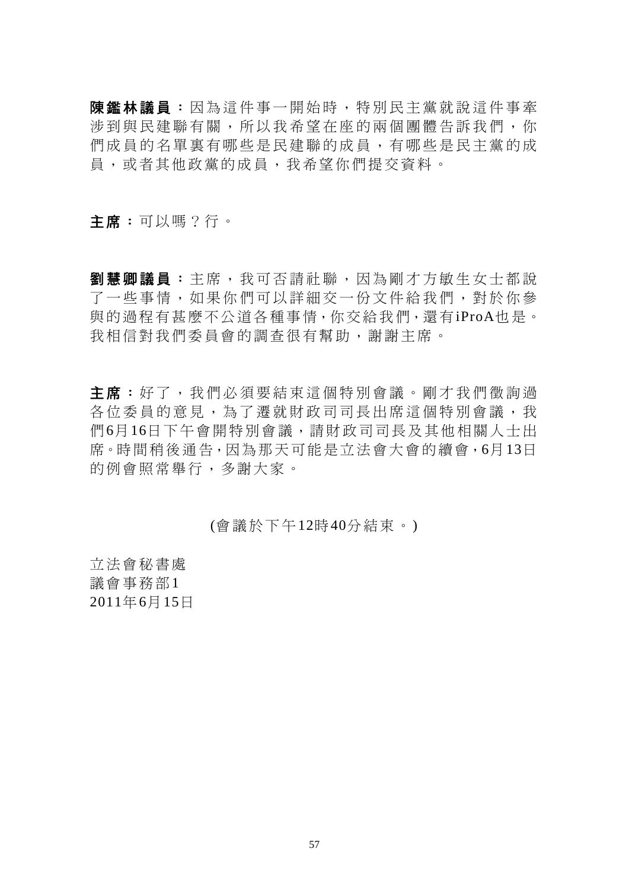**陳鑑林議員**：因為這件事一開始時，特別民主黨就說這件事牽涉到與民建聯有關，所以我希望在座的兩個團體告訴我們，你們成員的名單裏有哪些是民建聯的成員，有哪些是民主黨的成員，或者其他政黨的成員，我希望你們提交資料。

**主席**：可以嗎？行。

**劉慧卿議員**：主席，我可否請社聯，因為剛才方敏生女士都說了一些事情，如果你們可以詳細交一份文件給我們，對於你參與的過程有甚麼不公道各種事情，你交給我們，還有iProA也是。我相信對我們委員會的調查很有幫助，謝謝主席。

**主席**：好了，我們必須要結束這個特別會議。剛才我們徵詢過各位委員的意見，為了遷就財政司司長出席這個特別會議，我們6月16日下午會開特別會議，請財政司司長及其他相關人士出席。時間稍後通告，因為那天可能是立法會大會的續會，6月13日的例會照常舉行，多謝大家。

(會議於下午12時40分結束。)

立法會秘書處
議會事務部1
2011年6月15日